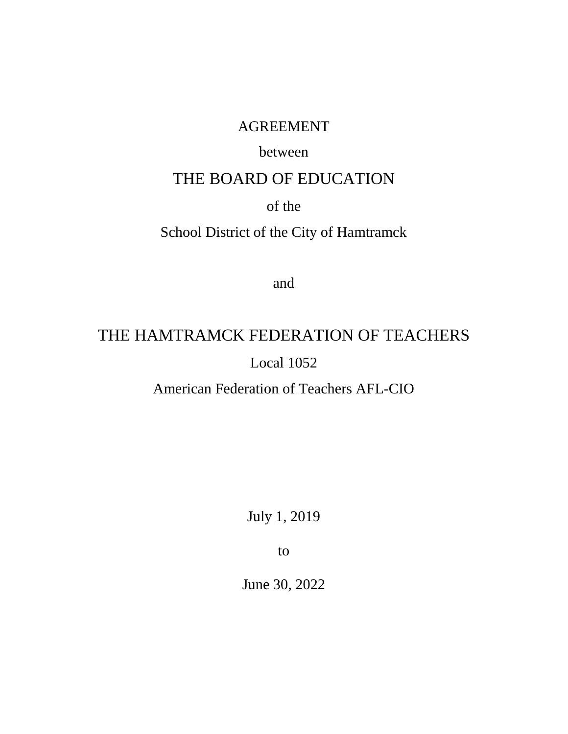AGREEMENT

between

# THE BOARD OF EDUCATION

of the

School District of the City of Hamtramck

and

# THE HAMTRAMCK FEDERATION OF TEACHERS

Local 1052

American Federation of Teachers AFL-CIO

July 1, 2019

to

June 30, 2022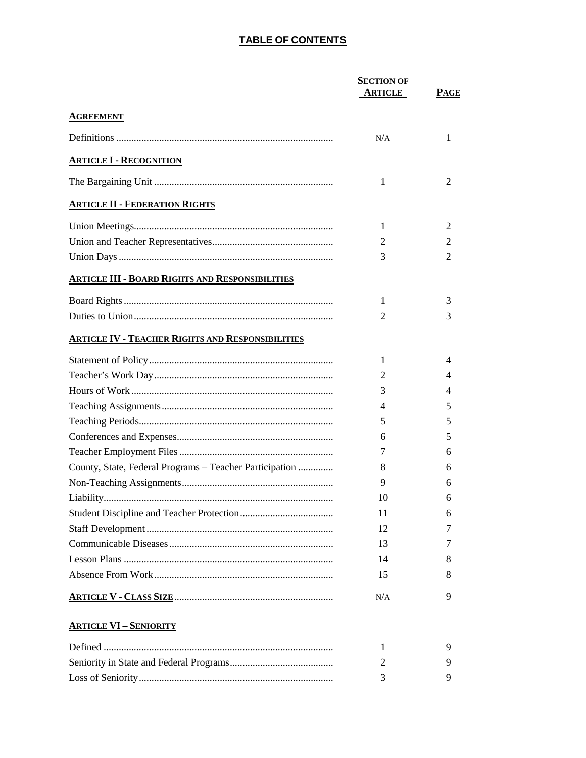# TABLE OF CONTENTS

| | Section of Article | Page |
|---|---|---|
| **Agreement** | | |
| Definitions | N/A | 1 |
| **Article I - Recognition** | | |
| The Bargaining Unit | 1 | 2 |
| **Article II - Federation Rights** | | |
| Union Meetings | 1 | 2 |
| Union and Teacher Representatives | 2 | 2 |
| Union Days | 3 | 2 |
| **Article III - Board Rights and Responsibilities** | | |
| Board Rights | 1 | 3 |
| Duties to Union | 2 | 3 |
| **Article IV - Teacher Rights and Responsibilities** | | |
| Statement of Policy | 1 | 4 |
| Teacher's Work Day | 2 | 4 |
| Hours of Work | 3 | 4 |
| Teaching Assignments | 4 | 5 |
| Teaching Periods | 5 | 5 |
| Conferences and Expenses | 6 | 5 |
| Teacher Employment Files | 7 | 6 |
| County, State, Federal Programs – Teacher Participation | 8 | 6 |
| Non-Teaching Assignments | 9 | 6 |
| Liability | 10 | 6 |
| Student Discipline and Teacher Protection | 11 | 6 |
| Staff Development | 12 | 7 |
| Communicable Diseases | 13 | 7 |
| Lesson Plans | 14 | 8 |
| Absence From Work | 15 | 8 |
| **Article V - Class Size** | N/A | 9 |
| **Article VI – Seniority** | | |
| Defined | 1 | 9 |
| Seniority in State and Federal Programs | 2 | 9 |
| Loss of Seniority | 3 | 9 |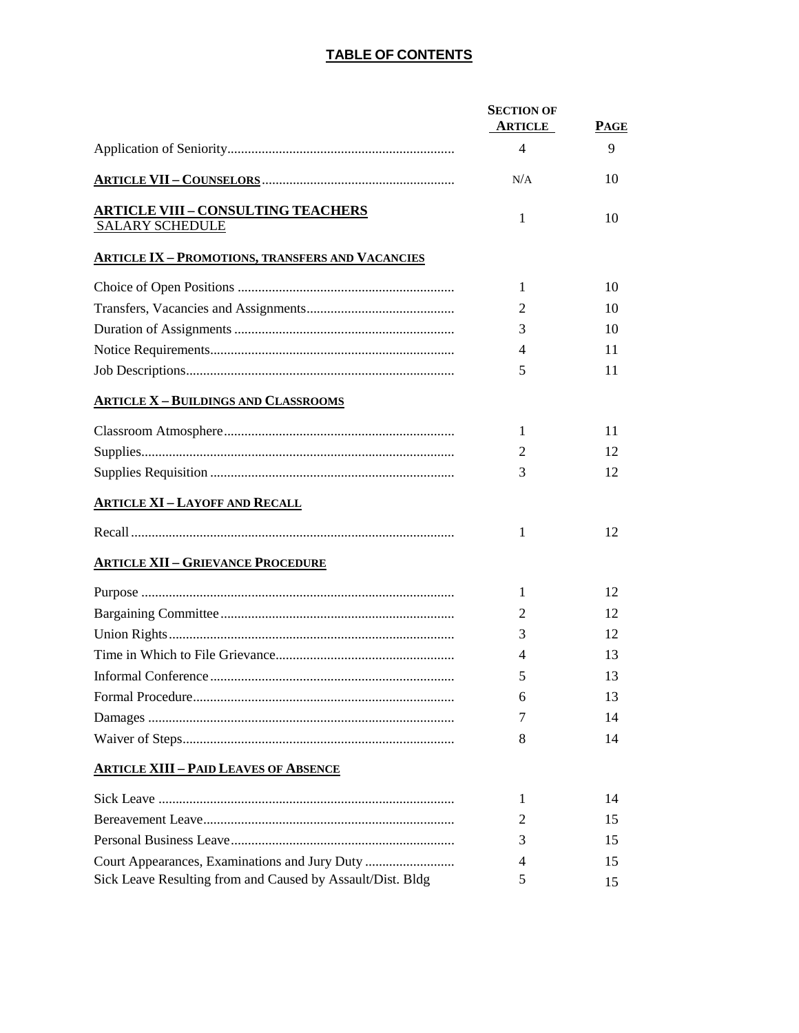## TABLE OF CONTENTS

| | Section of Article | Page |
|---|---|---|
| Application of Seniority | 4 | 9 |
| **ARTICLE VII – COUNSELORS** | N/A | 10 |
| **ARTICLE VIII – CONSULTING TEACHERS SALARY SCHEDULE** | 1 | 10 |
| **ARTICLE IX – PROMOTIONS, TRANSFERS AND VACANCIES** | | |
| Choice of Open Positions | 1 | 10 |
| Transfers, Vacancies and Assignments | 2 | 10 |
| Duration of Assignments | 3 | 10 |
| Notice Requirements | 4 | 11 |
| Job Descriptions | 5 | 11 |
| **ARTICLE X – BUILDINGS AND CLASSROOMS** | | |
| Classroom Atmosphere | 1 | 11 |
| Supplies | 2 | 12 |
| Supplies Requisition | 3 | 12 |
| **ARTICLE XI – LAYOFF AND RECALL** | | |
| Recall | 1 | 12 |
| **ARTICLE XII – GRIEVANCE PROCEDURE** | | |
| Purpose | 1 | 12 |
| Bargaining Committee | 2 | 12 |
| Union Rights | 3 | 12 |
| Time in Which to File Grievance | 4 | 13 |
| Informal Conference | 5 | 13 |
| Formal Procedure | 6 | 13 |
| Damages | 7 | 14 |
| Waiver of Steps | 8 | 14 |
| **ARTICLE XIII – PAID LEAVES OF ABSENCE** | | |
| Sick Leave | 1 | 14 |
| Bereavement Leave | 2 | 15 |
| Personal Business Leave | 3 | 15 |
| Court Appearances, Examinations and Jury Duty | 4 | 15 |
| Sick Leave Resulting from and Caused by Assault/Dist. Bldg | 5 | 15 |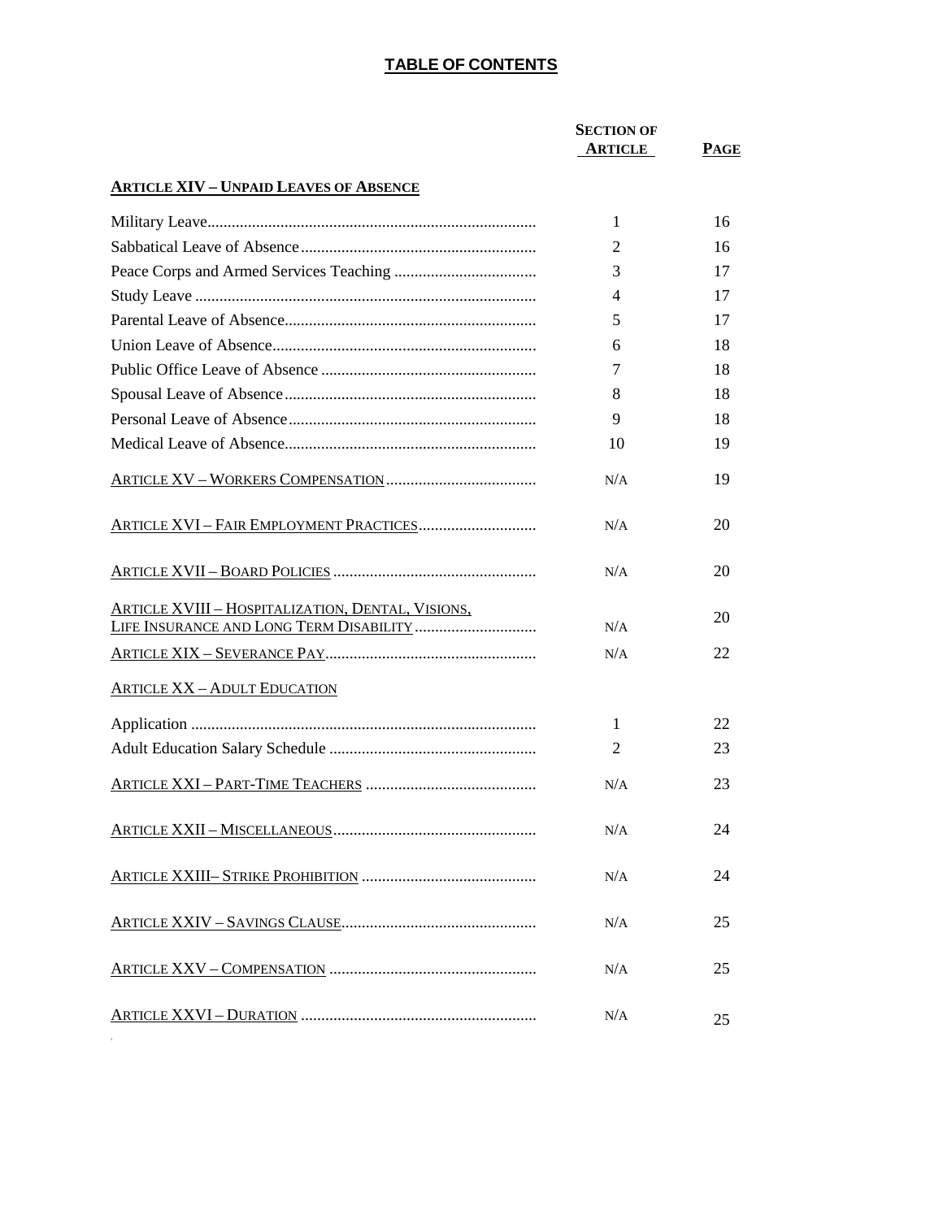# TABLE OF CONTENTS

| | Section of Article | Page |
|---|---|---|
| **Article XIV – Unpaid Leaves of Absence** | | |
| Military Leave | 1 | 16 |
| Sabbatical Leave of Absence | 2 | 16 |
| Peace Corps and Armed Services Teaching | 3 | 17 |
| Study Leave | 4 | 17 |
| Parental Leave of Absence | 5 | 17 |
| Union Leave of Absence | 6 | 18 |
| Public Office Leave of Absence | 7 | 18 |
| Spousal Leave of Absence | 8 | 18 |
| Personal Leave of Absence | 9 | 18 |
| Medical Leave of Absence | 10 | 19 |
| Article XV – Workers Compensation | N/A | 19 |
| Article XVI – Fair Employment Practices | N/A | 20 |
| Article XVII – Board Policies | N/A | 20 |
| Article XVIII – Hospitalization, Dental, Visions, Life Insurance and Long Term Disability | N/A | 20 |
| Article XIX – Severance Pay | N/A | 22 |
| Article XX – Adult Education | | |
| Application | 1 | 22 |
| Adult Education Salary Schedule | 2 | 23 |
| Article XXI – Part-Time Teachers | N/A | 23 |
| Article XXII – Miscellaneous | N/A | 24 |
| Article XXIII– Strike Prohibition | N/A | 24 |
| Article XXIV – Savings Clause | N/A | 25 |
| Article XXV – Compensation | N/A | 25 |
| Article XXVI – Duration | N/A | 25 |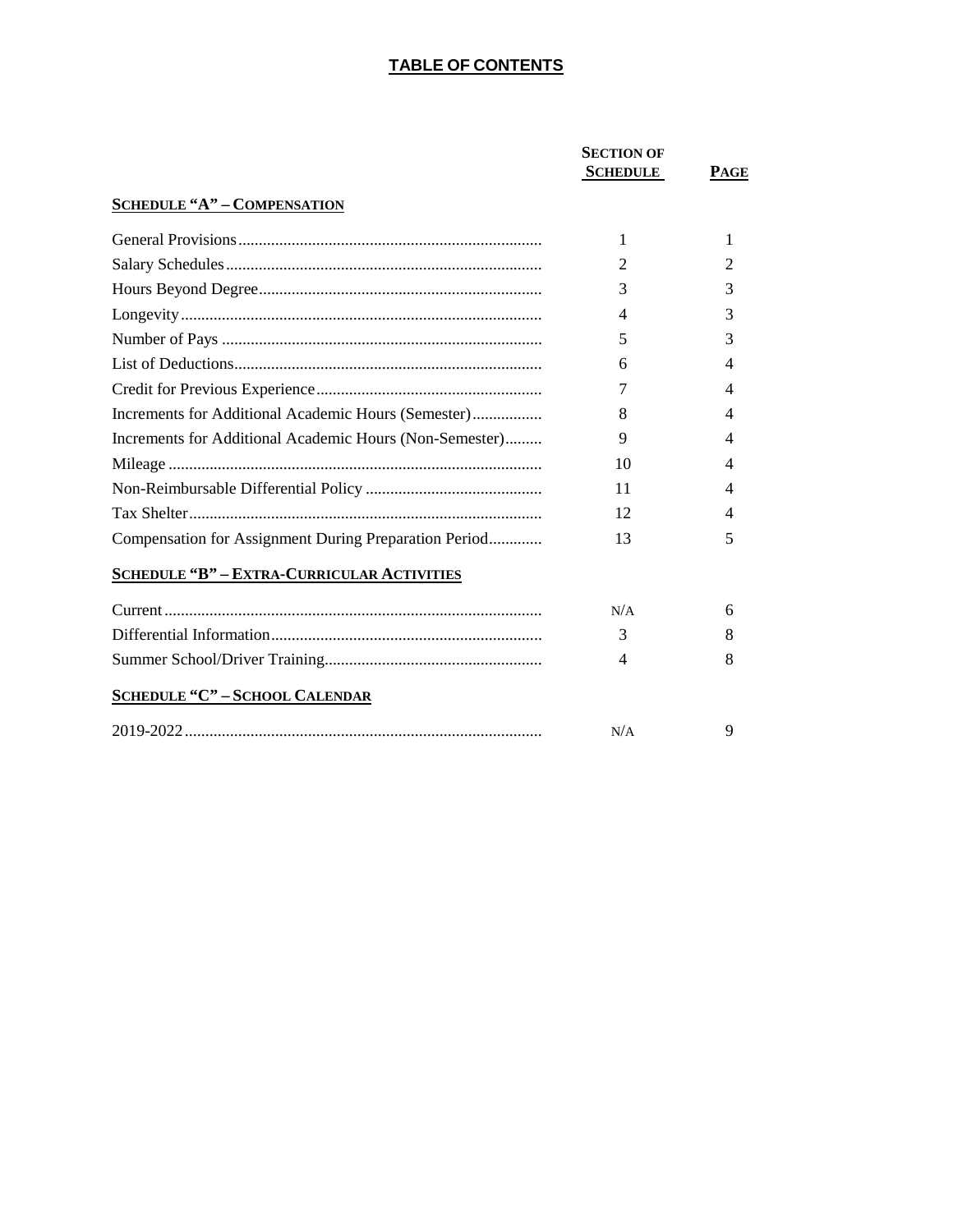# TABLE OF CONTENTS

| | Section of Schedule | Page |
|---|---|---|
| **Schedule "A" – Compensation** | | |
| General Provisions | 1 | 1 |
| Salary Schedules | 2 | 2 |
| Hours Beyond Degree | 3 | 3 |
| Longevity | 4 | 3 |
| Number of Pays | 5 | 3 |
| List of Deductions | 6 | 4 |
| Credit for Previous Experience | 7 | 4 |
| Increments for Additional Academic Hours (Semester) | 8 | 4 |
| Increments for Additional Academic Hours (Non-Semester) | 9 | 4 |
| Mileage | 10 | 4 |
| Non-Reimbursable Differential Policy | 11 | 4 |
| Tax Shelter | 12 | 4 |
| Compensation for Assignment During Preparation Period | 13 | 5 |
| **Schedule "B" – Extra-Curricular Activities** | | |
| Current | N/A | 6 |
| Differential Information | 3 | 8 |
| Summer School/Driver Training | 4 | 8 |
| **Schedule "C" – School Calendar** | | |
| 2019-2022 | N/A | 9 |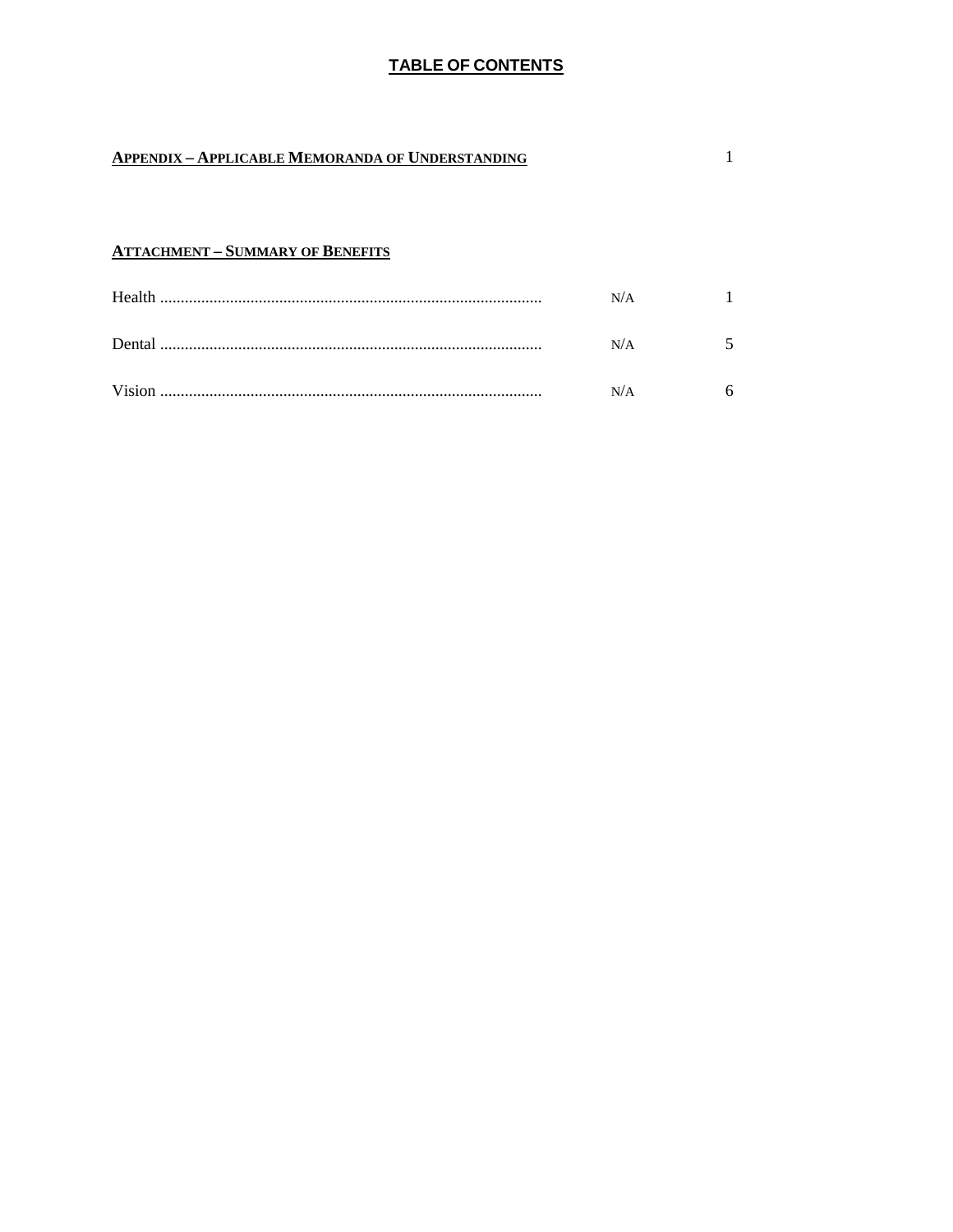# TABLE OF CONTENTS

**APPENDIX – APPLICABLE MEMORANDA OF UNDERSTANDING** 1

**ATTACHMENT – SUMMARY OF BENEFITS**

| | | |
|---|---|---|
| Health ............................................................................................ | N/A | 1 |
| Dental ............................................................................................ | N/A | 5 |
| Vision ............................................................................................ | N/A | 6 |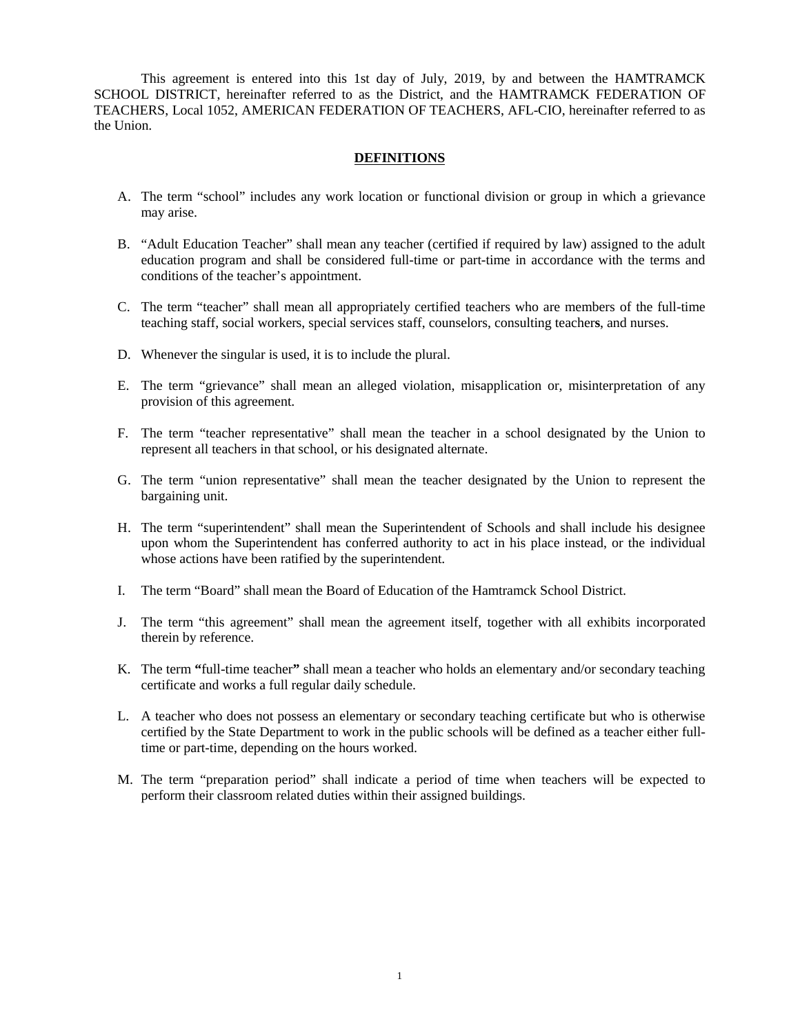This agreement is entered into this 1st day of July, 2019, by and between the HAMTRAMCK SCHOOL DISTRICT, hereinafter referred to as the District, and the HAMTRAMCK FEDERATION OF TEACHERS, Local 1052, AMERICAN FEDERATION OF TEACHERS, AFL-CIO, hereinafter referred to as the Union.

## DEFINITIONS

A. The term "school" includes any work location or functional division or group in which a grievance may arise.

B. "Adult Education Teacher" shall mean any teacher (certified if required by law) assigned to the adult education program and shall be considered full-time or part-time in accordance with the terms and conditions of the teacher's appointment.

C. The term "teacher" shall mean all appropriately certified teachers who are members of the full-time teaching staff, social workers, special services staff, counselors, consulting teachers, and nurses.

D. Whenever the singular is used, it is to include the plural.

E. The term "grievance" shall mean an alleged violation, misapplication or, misinterpretation of any provision of this agreement.

F. The term "teacher representative" shall mean the teacher in a school designated by the Union to represent all teachers in that school, or his designated alternate.

G. The term "union representative" shall mean the teacher designated by the Union to represent the bargaining unit.

H. The term "superintendent" shall mean the Superintendent of Schools and shall include his designee upon whom the Superintendent has conferred authority to act in his place instead, or the individual whose actions have been ratified by the superintendent.

I. The term "Board" shall mean the Board of Education of the Hamtramck School District.

J. The term "this agreement" shall mean the agreement itself, together with all exhibits incorporated therein by reference.

K. The term "full-time teacher" shall mean a teacher who holds an elementary and/or secondary teaching certificate and works a full regular daily schedule.

L. A teacher who does not possess an elementary or secondary teaching certificate but who is otherwise certified by the State Department to work in the public schools will be defined as a teacher either full-time or part-time, depending on the hours worked.

M. The term "preparation period" shall indicate a period of time when teachers will be expected to perform their classroom related duties within their assigned buildings.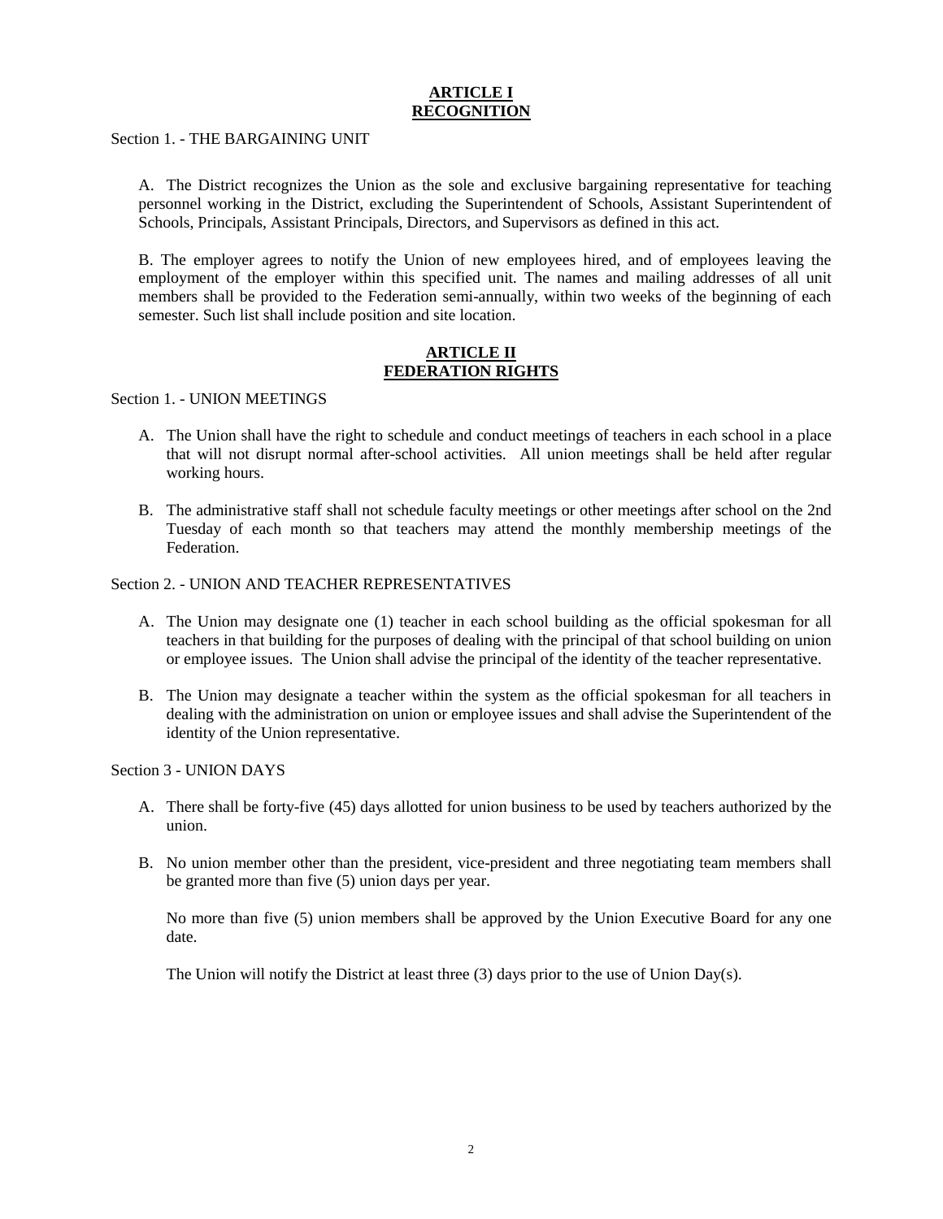## ARTICLE I
## RECOGNITION

Section 1. - THE BARGAINING UNIT

A. The District recognizes the Union as the sole and exclusive bargaining representative for teaching personnel working in the District, excluding the Superintendent of Schools, Assistant Superintendent of Schools, Principals, Assistant Principals, Directors, and Supervisors as defined in this act.

B. The employer agrees to notify the Union of new employees hired, and of employees leaving the employment of the employer within this specified unit. The names and mailing addresses of all unit members shall be provided to the Federation semi-annually, within two weeks of the beginning of each semester. Such list shall include position and site location.

## ARTICLE II
## FEDERATION RIGHTS

Section 1. - UNION MEETINGS

A. The Union shall have the right to schedule and conduct meetings of teachers in each school in a place that will not disrupt normal after-school activities. All union meetings shall be held after regular working hours.

B. The administrative staff shall not schedule faculty meetings or other meetings after school on the 2nd Tuesday of each month so that teachers may attend the monthly membership meetings of the Federation.

Section 2. - UNION AND TEACHER REPRESENTATIVES

A. The Union may designate one (1) teacher in each school building as the official spokesman for all teachers in that building for the purposes of dealing with the principal of that school building on union or employee issues. The Union shall advise the principal of the identity of the teacher representative.

B. The Union may designate a teacher within the system as the official spokesman for all teachers in dealing with the administration on union or employee issues and shall advise the Superintendent of the identity of the Union representative.

Section 3 - UNION DAYS

A. There shall be forty-five (45) days allotted for union business to be used by teachers authorized by the union.

B. No union member other than the president, vice-president and three negotiating team members shall be granted more than five (5) union days per year.

   No more than five (5) union members shall be approved by the Union Executive Board for any one date.

   The Union will notify the District at least three (3) days prior to the use of Union Day(s).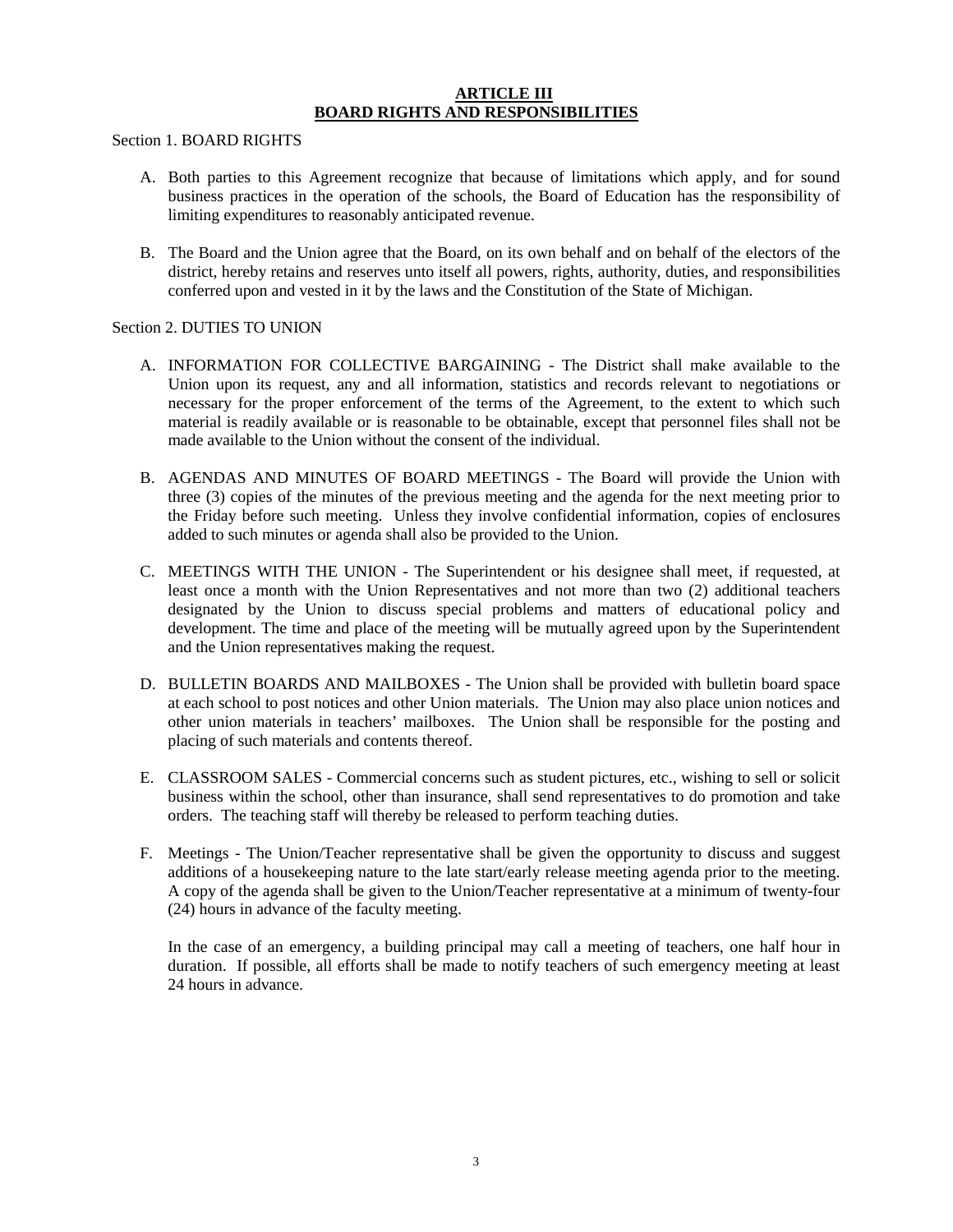# ARTICLE III
# BOARD RIGHTS AND RESPONSIBILITIES

Section 1. BOARD RIGHTS

A. Both parties to this Agreement recognize that because of limitations which apply, and for sound business practices in the operation of the schools, the Board of Education has the responsibility of limiting expenditures to reasonably anticipated revenue.

B. The Board and the Union agree that the Board, on its own behalf and on behalf of the electors of the district, hereby retains and reserves unto itself all powers, rights, authority, duties, and responsibilities conferred upon and vested in it by the laws and the Constitution of the State of Michigan.

Section 2. DUTIES TO UNION

A. INFORMATION FOR COLLECTIVE BARGAINING - The District shall make available to the Union upon its request, any and all information, statistics and records relevant to negotiations or necessary for the proper enforcement of the terms of the Agreement, to the extent to which such material is readily available or is reasonable to be obtainable, except that personnel files shall not be made available to the Union without the consent of the individual.

B. AGENDAS AND MINUTES OF BOARD MEETINGS - The Board will provide the Union with three (3) copies of the minutes of the previous meeting and the agenda for the next meeting prior to the Friday before such meeting. Unless they involve confidential information, copies of enclosures added to such minutes or agenda shall also be provided to the Union.

C. MEETINGS WITH THE UNION - The Superintendent or his designee shall meet, if requested, at least once a month with the Union Representatives and not more than two (2) additional teachers designated by the Union to discuss special problems and matters of educational policy and development. The time and place of the meeting will be mutually agreed upon by the Superintendent and the Union representatives making the request.

D. BULLETIN BOARDS AND MAILBOXES - The Union shall be provided with bulletin board space at each school to post notices and other Union materials. The Union may also place union notices and other union materials in teachers' mailboxes. The Union shall be responsible for the posting and placing of such materials and contents thereof.

E. CLASSROOM SALES - Commercial concerns such as student pictures, etc., wishing to sell or solicit business within the school, other than insurance, shall send representatives to do promotion and take orders. The teaching staff will thereby be released to perform teaching duties.

F. Meetings - The Union/Teacher representative shall be given the opportunity to discuss and suggest additions of a housekeeping nature to the late start/early release meeting agenda prior to the meeting. A copy of the agenda shall be given to the Union/Teacher representative at a minimum of twenty-four (24) hours in advance of the faculty meeting.

   In the case of an emergency, a building principal may call a meeting of teachers, one half hour in duration. If possible, all efforts shall be made to notify teachers of such emergency meeting at least 24 hours in advance.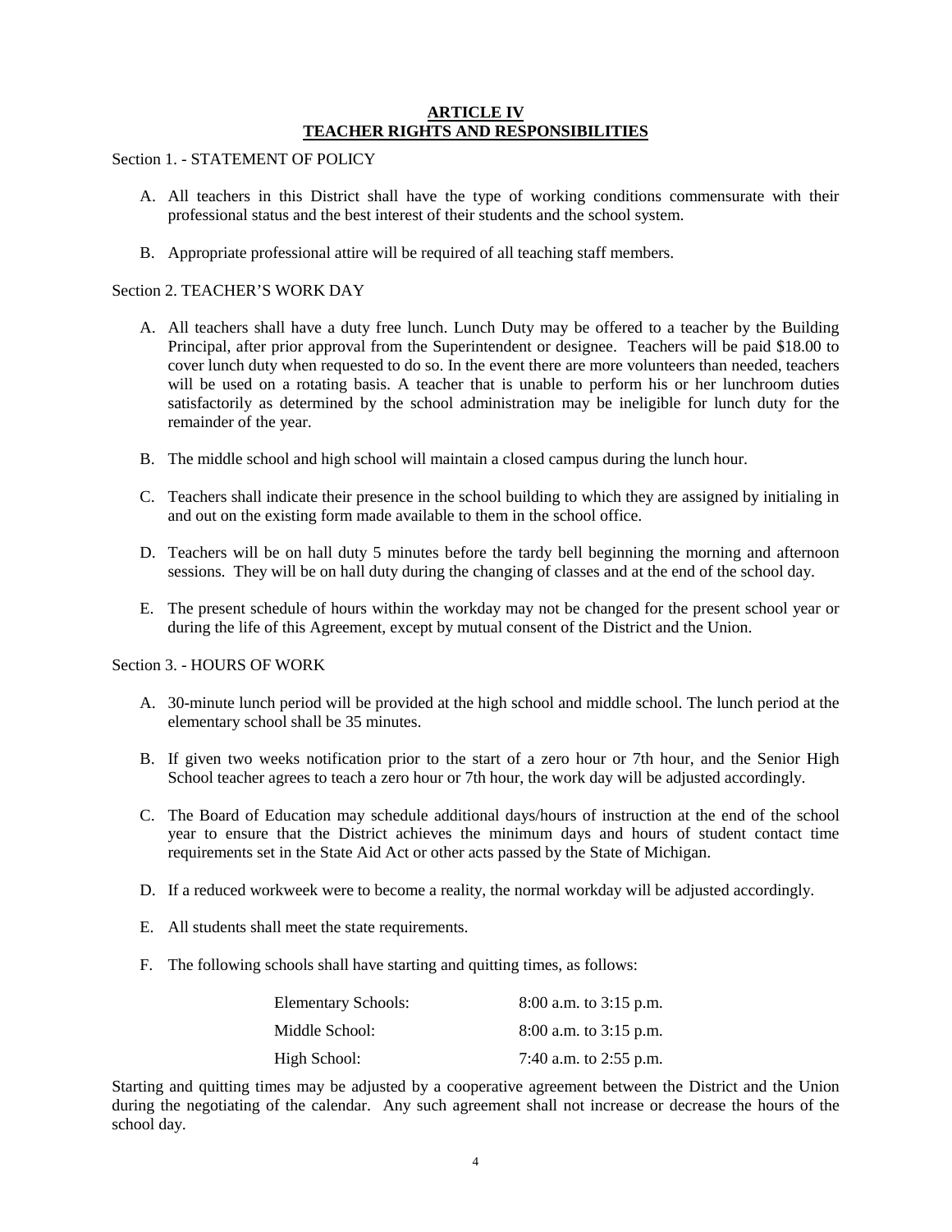# ARTICLE IV
# TEACHER RIGHTS AND RESPONSIBILITIES

Section 1. - STATEMENT OF POLICY

A. All teachers in this District shall have the type of working conditions commensurate with their professional status and the best interest of their students and the school system.

B. Appropriate professional attire will be required of all teaching staff members.

Section 2. TEACHER'S WORK DAY

A. All teachers shall have a duty free lunch. Lunch Duty may be offered to a teacher by the Building Principal, after prior approval from the Superintendent or designee. Teachers will be paid $18.00 to cover lunch duty when requested to do so. In the event there are more volunteers than needed, teachers will be used on a rotating basis. A teacher that is unable to perform his or her lunchroom duties satisfactorily as determined by the school administration may be ineligible for lunch duty for the remainder of the year.

B. The middle school and high school will maintain a closed campus during the lunch hour.

C. Teachers shall indicate their presence in the school building to which they are assigned by initialing in and out on the existing form made available to them in the school office.

D. Teachers will be on hall duty 5 minutes before the tardy bell beginning the morning and afternoon sessions. They will be on hall duty during the changing of classes and at the end of the school day.

E. The present schedule of hours within the workday may not be changed for the present school year or during the life of this Agreement, except by mutual consent of the District and the Union.

Section 3. - HOURS OF WORK

A. 30-minute lunch period will be provided at the high school and middle school. The lunch period at the elementary school shall be 35 minutes.

B. If given two weeks notification prior to the start of a zero hour or 7th hour, and the Senior High School teacher agrees to teach a zero hour or 7th hour, the work day will be adjusted accordingly.

C. The Board of Education may schedule additional days/hours of instruction at the end of the school year to ensure that the District achieves the minimum days and hours of student contact time requirements set in the State Aid Act or other acts passed by the State of Michigan.

D. If a reduced workweek were to become a reality, the normal workday will be adjusted accordingly.

E. All students shall meet the state requirements.

F. The following schools shall have starting and quitting times, as follows:

| | |
|---|---|
| Elementary Schools: | 8:00 a.m. to 3:15 p.m. |
| Middle School: | 8:00 a.m. to 3:15 p.m. |
| High School: | 7:40 a.m. to 2:55 p.m. |

Starting and quitting times may be adjusted by a cooperative agreement between the District and the Union during the negotiating of the calendar. Any such agreement shall not increase or decrease the hours of the school day.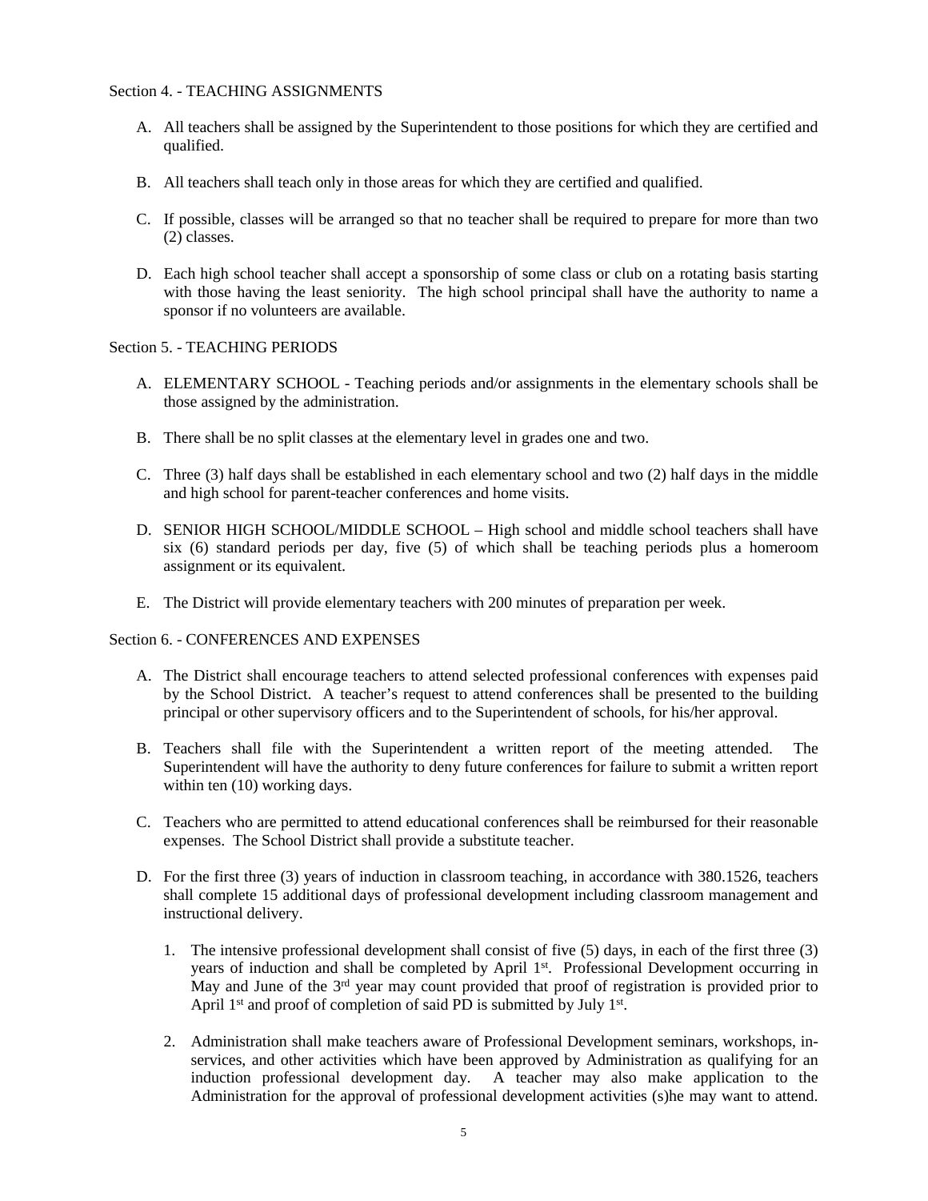Section 4. - TEACHING ASSIGNMENTS

A. All teachers shall be assigned by the Superintendent to those positions for which they are certified and qualified.

B. All teachers shall teach only in those areas for which they are certified and qualified.

C. If possible, classes will be arranged so that no teacher shall be required to prepare for more than two (2) classes.

D. Each high school teacher shall accept a sponsorship of some class or club on a rotating basis starting with those having the least seniority. The high school principal shall have the authority to name a sponsor if no volunteers are available.

Section 5. - TEACHING PERIODS

A. ELEMENTARY SCHOOL - Teaching periods and/or assignments in the elementary schools shall be those assigned by the administration.

B. There shall be no split classes at the elementary level in grades one and two.

C. Three (3) half days shall be established in each elementary school and two (2) half days in the middle and high school for parent-teacher conferences and home visits.

D. SENIOR HIGH SCHOOL/MIDDLE SCHOOL – High school and middle school teachers shall have six (6) standard periods per day, five (5) of which shall be teaching periods plus a homeroom assignment or its equivalent.

E. The District will provide elementary teachers with 200 minutes of preparation per week.

Section 6. - CONFERENCES AND EXPENSES

A. The District shall encourage teachers to attend selected professional conferences with expenses paid by the School District. A teacher's request to attend conferences shall be presented to the building principal or other supervisory officers and to the Superintendent of schools, for his/her approval.

B. Teachers shall file with the Superintendent a written report of the meeting attended. The Superintendent will have the authority to deny future conferences for failure to submit a written report within ten (10) working days.

C. Teachers who are permitted to attend educational conferences shall be reimbursed for their reasonable expenses. The School District shall provide a substitute teacher.

D. For the first three (3) years of induction in classroom teaching, in accordance with 380.1526, teachers shall complete 15 additional days of professional development including classroom management and instructional delivery.

   1. The intensive professional development shall consist of five (5) days, in each of the first three (3) years of induction and shall be completed by April 1st. Professional Development occurring in May and June of the 3rd year may count provided that proof of registration is provided prior to April 1st and proof of completion of said PD is submitted by July 1st.

   2. Administration shall make teachers aware of Professional Development seminars, workshops, in-services, and other activities which have been approved by Administration as qualifying for an induction professional development day. A teacher may also make application to the Administration for the approval of professional development activities (s)he may want to attend.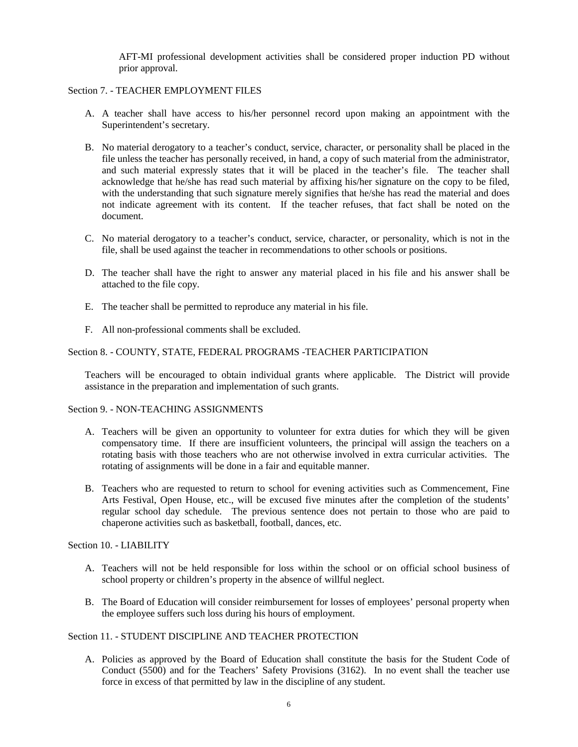AFT-MI professional development activities shall be considered proper induction PD without prior approval.

Section 7. - TEACHER EMPLOYMENT FILES

A. A teacher shall have access to his/her personnel record upon making an appointment with the Superintendent's secretary.

B. No material derogatory to a teacher's conduct, service, character, or personality shall be placed in the file unless the teacher has personally received, in hand, a copy of such material from the administrator, and such material expressly states that it will be placed in the teacher's file. The teacher shall acknowledge that he/she has read such material by affixing his/her signature on the copy to be filed, with the understanding that such signature merely signifies that he/she has read the material and does not indicate agreement with its content. If the teacher refuses, that fact shall be noted on the document.

C. No material derogatory to a teacher's conduct, service, character, or personality, which is not in the file, shall be used against the teacher in recommendations to other schools or positions.

D. The teacher shall have the right to answer any material placed in his file and his answer shall be attached to the file copy.

E. The teacher shall be permitted to reproduce any material in his file.

F. All non-professional comments shall be excluded.

Section 8. - COUNTY, STATE, FEDERAL PROGRAMS -TEACHER PARTICIPATION

Teachers will be encouraged to obtain individual grants where applicable. The District will provide assistance in the preparation and implementation of such grants.

Section 9. - NON-TEACHING ASSIGNMENTS

A. Teachers will be given an opportunity to volunteer for extra duties for which they will be given compensatory time. If there are insufficient volunteers, the principal will assign the teachers on a rotating basis with those teachers who are not otherwise involved in extra curricular activities. The rotating of assignments will be done in a fair and equitable manner.

B. Teachers who are requested to return to school for evening activities such as Commencement, Fine Arts Festival, Open House, etc., will be excused five minutes after the completion of the students' regular school day schedule. The previous sentence does not pertain to those who are paid to chaperone activities such as basketball, football, dances, etc.

Section 10. - LIABILITY

A. Teachers will not be held responsible for loss within the school or on official school business of school property or children's property in the absence of willful neglect.

B. The Board of Education will consider reimbursement for losses of employees' personal property when the employee suffers such loss during his hours of employment.

Section 11. - STUDENT DISCIPLINE AND TEACHER PROTECTION

A. Policies as approved by the Board of Education shall constitute the basis for the Student Code of Conduct (5500) and for the Teachers' Safety Provisions (3162). In no event shall the teacher use force in excess of that permitted by law in the discipline of any student.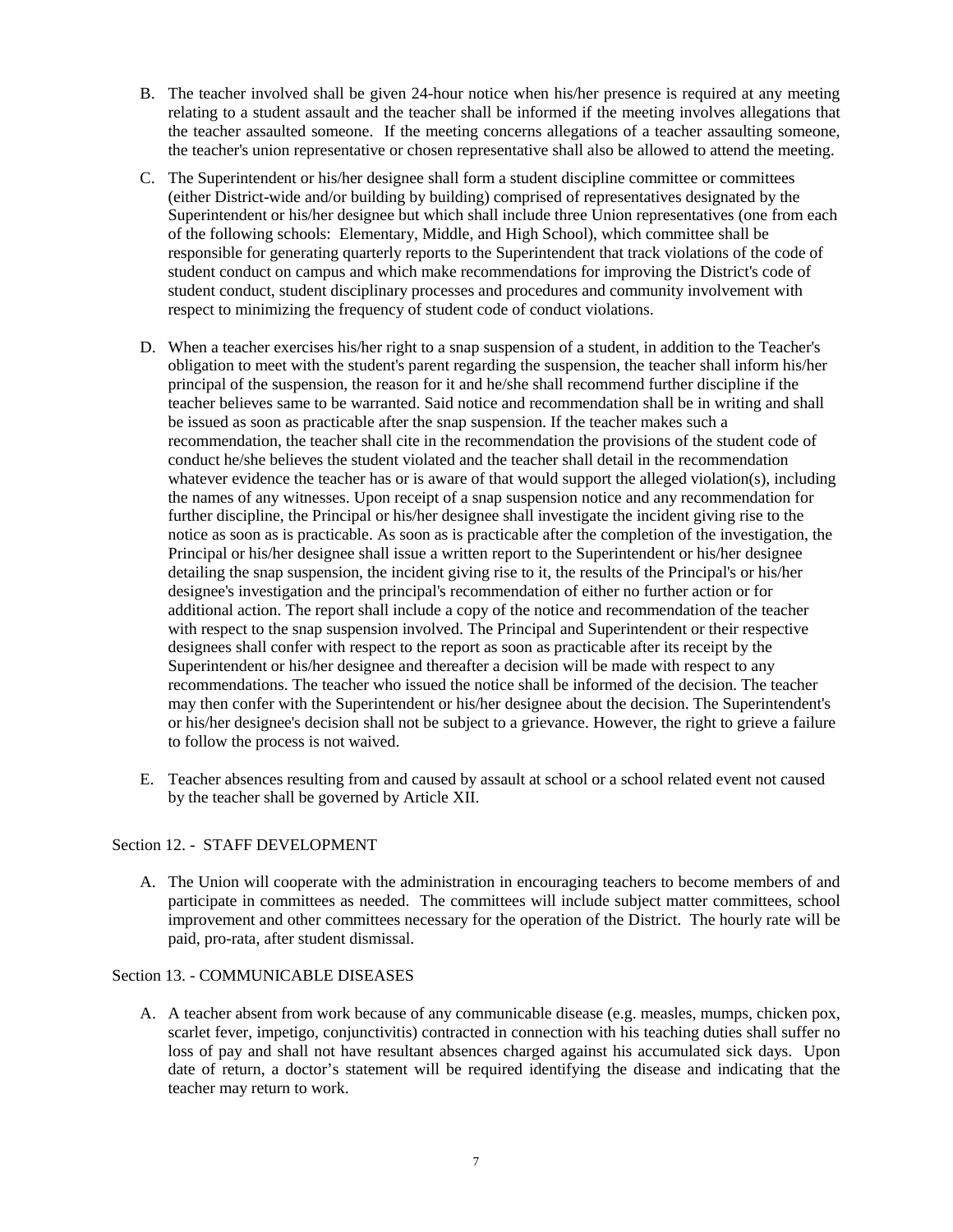B. The teacher involved shall be given 24-hour notice when his/her presence is required at any meeting relating to a student assault and the teacher shall be informed if the meeting involves allegations that the teacher assaulted someone. If the meeting concerns allegations of a teacher assaulting someone, the teacher's union representative or chosen representative shall also be allowed to attend the meeting.

C. The Superintendent or his/her designee shall form a student discipline committee or committees (either District-wide and/or building by building) comprised of representatives designated by the Superintendent or his/her designee but which shall include three Union representatives (one from each of the following schools: Elementary, Middle, and High School), which committee shall be responsible for generating quarterly reports to the Superintendent that track violations of the code of student conduct on campus and which make recommendations for improving the District's code of student conduct, student disciplinary processes and procedures and community involvement with respect to minimizing the frequency of student code of conduct violations.

D. When a teacher exercises his/her right to a snap suspension of a student, in addition to the Teacher's obligation to meet with the student's parent regarding the suspension, the teacher shall inform his/her principal of the suspension, the reason for it and he/she shall recommend further discipline if the teacher believes same to be warranted. Said notice and recommendation shall be in writing and shall be issued as soon as practicable after the snap suspension. If the teacher makes such a recommendation, the teacher shall cite in the recommendation the provisions of the student code of conduct he/she believes the student violated and the teacher shall detail in the recommendation whatever evidence the teacher has or is aware of that would support the alleged violation(s), including the names of any witnesses. Upon receipt of a snap suspension notice and any recommendation for further discipline, the Principal or his/her designee shall investigate the incident giving rise to the notice as soon as is practicable. As soon as is practicable after the completion of the investigation, the Principal or his/her designee shall issue a written report to the Superintendent or his/her designee detailing the snap suspension, the incident giving rise to it, the results of the Principal's or his/her designee's investigation and the principal's recommendation of either no further action or for additional action. The report shall include a copy of the notice and recommendation of the teacher with respect to the snap suspension involved. The Principal and Superintendent or their respective designees shall confer with respect to the report as soon as practicable after its receipt by the Superintendent or his/her designee and thereafter a decision will be made with respect to any recommendations. The teacher who issued the notice shall be informed of the decision. The teacher may then confer with the Superintendent or his/her designee about the decision. The Superintendent's or his/her designee's decision shall not be subject to a grievance. However, the right to grieve a failure to follow the process is not waived.

E. Teacher absences resulting from and caused by assault at school or a school related event not caused by the teacher shall be governed by Article XII.

Section 12. - STAFF DEVELOPMENT

A. The Union will cooperate with the administration in encouraging teachers to become members of and participate in committees as needed. The committees will include subject matter committees, school improvement and other committees necessary for the operation of the District. The hourly rate will be paid, pro-rata, after student dismissal.

Section 13. - COMMUNICABLE DISEASES

A. A teacher absent from work because of any communicable disease (e.g. measles, mumps, chicken pox, scarlet fever, impetigo, conjunctivitis) contracted in connection with his teaching duties shall suffer no loss of pay and shall not have resultant absences charged against his accumulated sick days. Upon date of return, a doctor's statement will be required identifying the disease and indicating that the teacher may return to work.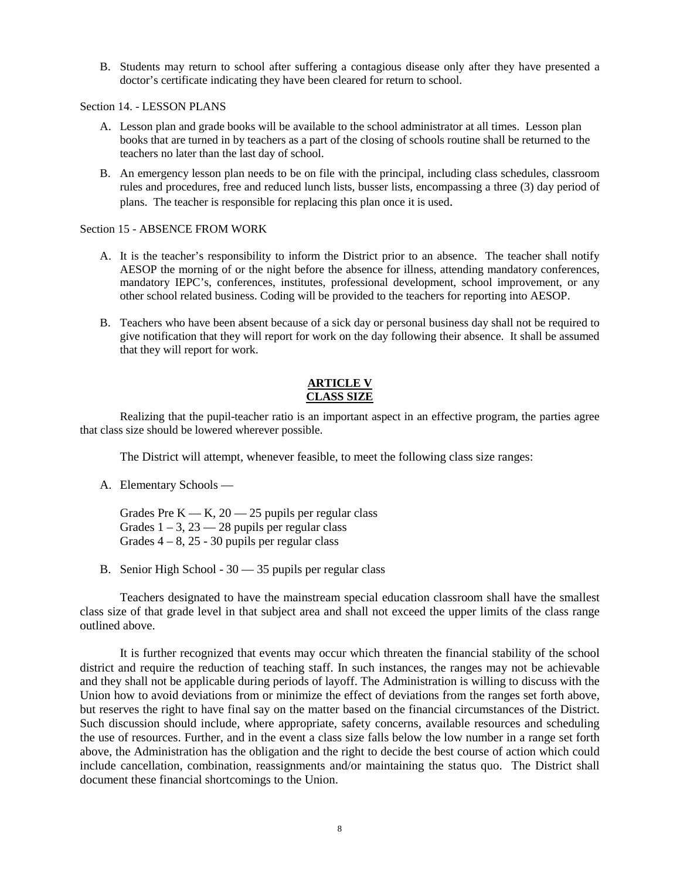B. Students may return to school after suffering a contagious disease only after they have presented a doctor's certificate indicating they have been cleared for return to school.

Section 14. - LESSON PLANS

A. Lesson plan and grade books will be available to the school administrator at all times. Lesson plan books that are turned in by teachers as a part of the closing of schools routine shall be returned to the teachers no later than the last day of school.

B. An emergency lesson plan needs to be on file with the principal, including class schedules, classroom rules and procedures, free and reduced lunch lists, busser lists, encompassing a three (3) day period of plans. The teacher is responsible for replacing this plan once it is used.

Section 15 - ABSENCE FROM WORK

A. It is the teacher's responsibility to inform the District prior to an absence. The teacher shall notify AESOP the morning of or the night before the absence for illness, attending mandatory conferences, mandatory IEPC's, conferences, institutes, professional development, school improvement, or any other school related business. Coding will be provided to the teachers for reporting into AESOP.

B. Teachers who have been absent because of a sick day or personal business day shall not be required to give notification that they will report for work on the day following their absence. It shall be assumed that they will report for work.

## ARTICLE V
## CLASS SIZE

Realizing that the pupil-teacher ratio is an important aspect in an effective program, the parties agree that class size should be lowered wherever possible.

The District will attempt, whenever feasible, to meet the following class size ranges:

A. Elementary Schools —

Grades Pre K — K, 20 — 25 pupils per regular class
Grades 1 – 3, 23 — 28 pupils per regular class
Grades 4 – 8, 25 - 30 pupils per regular class

B. Senior High School - 30 — 35 pupils per regular class

Teachers designated to have the mainstream special education classroom shall have the smallest class size of that grade level in that subject area and shall not exceed the upper limits of the class range outlined above.

It is further recognized that events may occur which threaten the financial stability of the school district and require the reduction of teaching staff. In such instances, the ranges may not be achievable and they shall not be applicable during periods of layoff. The Administration is willing to discuss with the Union how to avoid deviations from or minimize the effect of deviations from the ranges set forth above, but reserves the right to have final say on the matter based on the financial circumstances of the District. Such discussion should include, where appropriate, safety concerns, available resources and scheduling the use of resources. Further, and in the event a class size falls below the low number in a range set forth above, the Administration has the obligation and the right to decide the best course of action which could include cancellation, combination, reassignments and/or maintaining the status quo. The District shall document these financial shortcomings to the Union.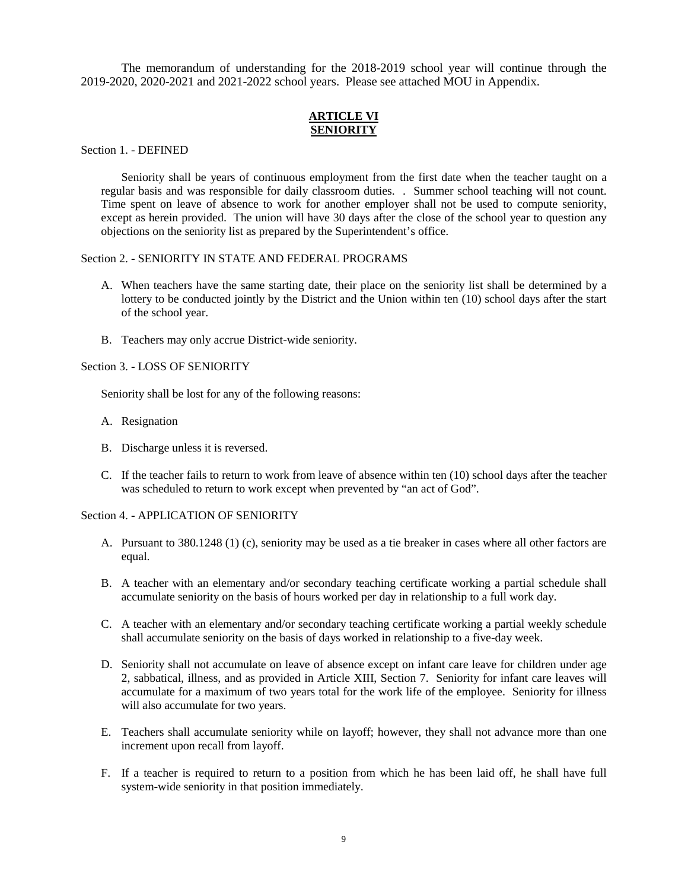The memorandum of understanding for the 2018-2019 school year will continue through the 2019-2020, 2020-2021 and 2021-2022 school years. Please see attached MOU in Appendix.

## ARTICLE VI
## SENIORITY

Section 1. - DEFINED

Seniority shall be years of continuous employment from the first date when the teacher taught on a regular basis and was responsible for daily classroom duties. . Summer school teaching will not count. Time spent on leave of absence to work for another employer shall not be used to compute seniority, except as herein provided. The union will have 30 days after the close of the school year to question any objections on the seniority list as prepared by the Superintendent's office.

Section 2. - SENIORITY IN STATE AND FEDERAL PROGRAMS

A. When teachers have the same starting date, their place on the seniority list shall be determined by a lottery to be conducted jointly by the District and the Union within ten (10) school days after the start of the school year.

B. Teachers may only accrue District-wide seniority.

Section 3. - LOSS OF SENIORITY

Seniority shall be lost for any of the following reasons:

A. Resignation

B. Discharge unless it is reversed.

C. If the teacher fails to return to work from leave of absence within ten (10) school days after the teacher was scheduled to return to work except when prevented by "an act of God".

Section 4. - APPLICATION OF SENIORITY

A. Pursuant to 380.1248 (1) (c), seniority may be used as a tie breaker in cases where all other factors are equal.

B. A teacher with an elementary and/or secondary teaching certificate working a partial schedule shall accumulate seniority on the basis of hours worked per day in relationship to a full work day.

C. A teacher with an elementary and/or secondary teaching certificate working a partial weekly schedule shall accumulate seniority on the basis of days worked in relationship to a five-day week.

D. Seniority shall not accumulate on leave of absence except on infant care leave for children under age 2, sabbatical, illness, and as provided in Article XIII, Section 7. Seniority for infant care leaves will accumulate for a maximum of two years total for the work life of the employee. Seniority for illness will also accumulate for two years.

E. Teachers shall accumulate seniority while on layoff; however, they shall not advance more than one increment upon recall from layoff.

F. If a teacher is required to return to a position from which he has been laid off, he shall have full system-wide seniority in that position immediately.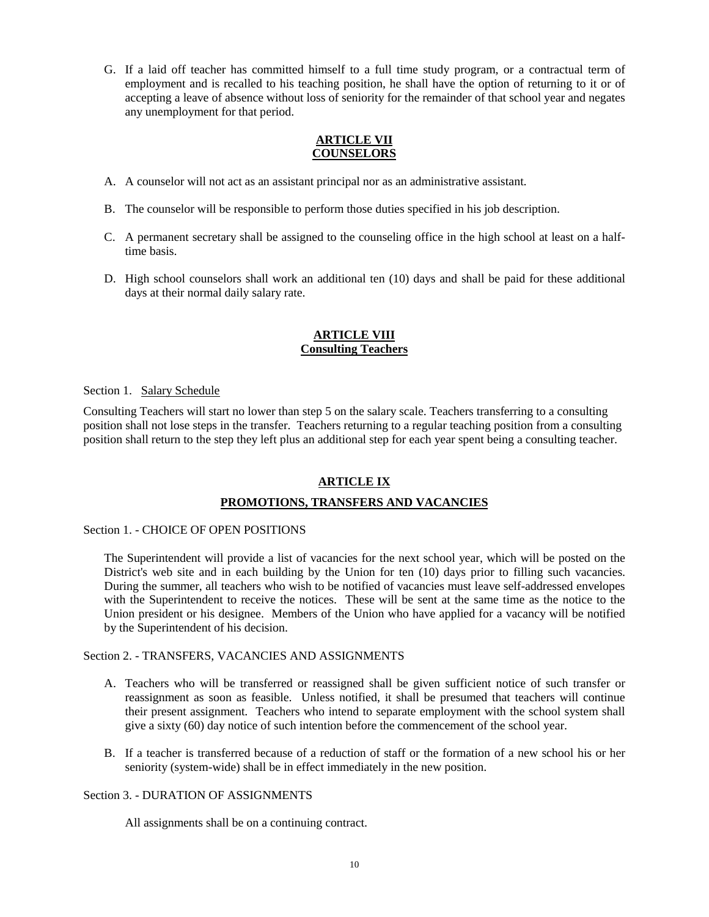G. If a laid off teacher has committed himself to a full time study program, or a contractual term of employment and is recalled to his teaching position, he shall have the option of returning to it or of accepting a leave of absence without loss of seniority for the remainder of that school year and negates any unemployment for that period.

## ARTICLE VII
## COUNSELORS

A. A counselor will not act as an assistant principal nor as an administrative assistant.

B. The counselor will be responsible to perform those duties specified in his job description.

C. A permanent secretary shall be assigned to the counseling office in the high school at least on a half-time basis.

D. High school counselors shall work an additional ten (10) days and shall be paid for these additional days at their normal daily salary rate.

## ARTICLE VIII
## Consulting Teachers

Section 1. Salary Schedule

Consulting Teachers will start no lower than step 5 on the salary scale. Teachers transferring to a consulting position shall not lose steps in the transfer. Teachers returning to a regular teaching position from a consulting position shall return to the step they left plus an additional step for each year spent being a consulting teacher.

## ARTICLE IX

## PROMOTIONS, TRANSFERS AND VACANCIES

Section 1. - CHOICE OF OPEN POSITIONS

The Superintendent will provide a list of vacancies for the next school year, which will be posted on the District's web site and in each building by the Union for ten (10) days prior to filling such vacancies. During the summer, all teachers who wish to be notified of vacancies must leave self-addressed envelopes with the Superintendent to receive the notices. These will be sent at the same time as the notice to the Union president or his designee. Members of the Union who have applied for a vacancy will be notified by the Superintendent of his decision.

Section 2. - TRANSFERS, VACANCIES AND ASSIGNMENTS

A. Teachers who will be transferred or reassigned shall be given sufficient notice of such transfer or reassignment as soon as feasible. Unless notified, it shall be presumed that teachers will continue their present assignment. Teachers who intend to separate employment with the school system shall give a sixty (60) day notice of such intention before the commencement of the school year.

B. If a teacher is transferred because of a reduction of staff or the formation of a new school his or her seniority (system-wide) shall be in effect immediately in the new position.

Section 3. - DURATION OF ASSIGNMENTS

All assignments shall be on a continuing contract.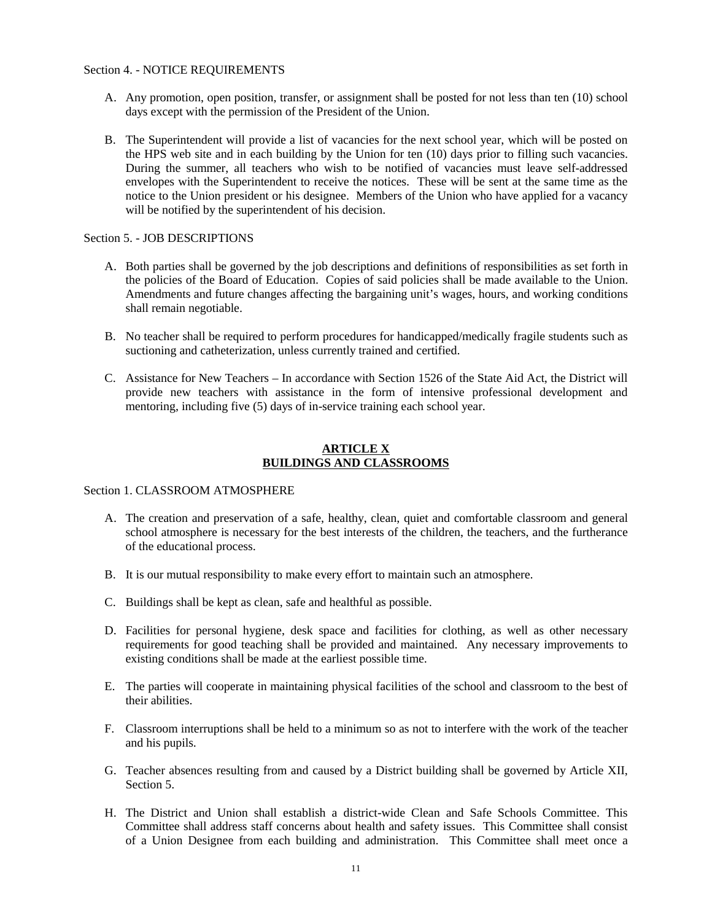Section 4. - NOTICE REQUIREMENTS

A. Any promotion, open position, transfer, or assignment shall be posted for not less than ten (10) school days except with the permission of the President of the Union.

B. The Superintendent will provide a list of vacancies for the next school year, which will be posted on the HPS web site and in each building by the Union for ten (10) days prior to filling such vacancies. During the summer, all teachers who wish to be notified of vacancies must leave self-addressed envelopes with the Superintendent to receive the notices. These will be sent at the same time as the notice to the Union president or his designee. Members of the Union who have applied for a vacancy will be notified by the superintendent of his decision.

Section 5. - JOB DESCRIPTIONS

A. Both parties shall be governed by the job descriptions and definitions of responsibilities as set forth in the policies of the Board of Education. Copies of said policies shall be made available to the Union. Amendments and future changes affecting the bargaining unit's wages, hours, and working conditions shall remain negotiable.

B. No teacher shall be required to perform procedures for handicapped/medically fragile students such as suctioning and catheterization, unless currently trained and certified.

C. Assistance for New Teachers – In accordance with Section 1526 of the State Aid Act, the District will provide new teachers with assistance in the form of intensive professional development and mentoring, including five (5) days of in-service training each school year.

## ARTICLE X
## BUILDINGS AND CLASSROOMS

Section 1. CLASSROOM ATMOSPHERE

A. The creation and preservation of a safe, healthy, clean, quiet and comfortable classroom and general school atmosphere is necessary for the best interests of the children, the teachers, and the furtherance of the educational process.

B. It is our mutual responsibility to make every effort to maintain such an atmosphere.

C. Buildings shall be kept as clean, safe and healthful as possible.

D. Facilities for personal hygiene, desk space and facilities for clothing, as well as other necessary requirements for good teaching shall be provided and maintained. Any necessary improvements to existing conditions shall be made at the earliest possible time.

E. The parties will cooperate in maintaining physical facilities of the school and classroom to the best of their abilities.

F. Classroom interruptions shall be held to a minimum so as not to interfere with the work of the teacher and his pupils.

G. Teacher absences resulting from and caused by a District building shall be governed by Article XII, Section 5.

H. The District and Union shall establish a district-wide Clean and Safe Schools Committee. This Committee shall address staff concerns about health and safety issues. This Committee shall consist of a Union Designee from each building and administration. This Committee shall meet once a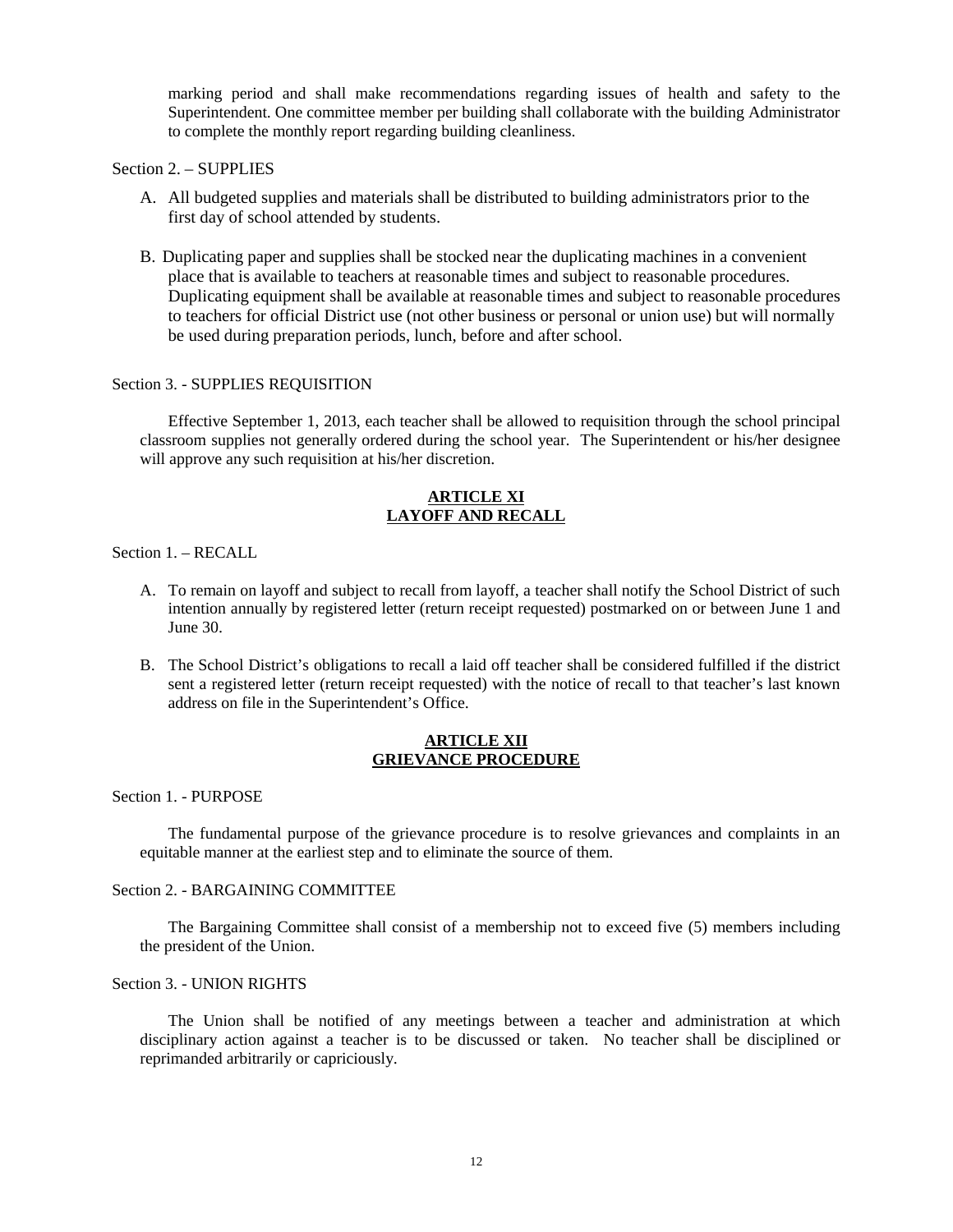marking period and shall make recommendations regarding issues of health and safety to the Superintendent. One committee member per building shall collaborate with the building Administrator to complete the monthly report regarding building cleanliness.

Section 2. – SUPPLIES

A. All budgeted supplies and materials shall be distributed to building administrators prior to the first day of school attended by students.

B. Duplicating paper and supplies shall be stocked near the duplicating machines in a convenient place that is available to teachers at reasonable times and subject to reasonable procedures. Duplicating equipment shall be available at reasonable times and subject to reasonable procedures to teachers for official District use (not other business or personal or union use) but will normally be used during preparation periods, lunch, before and after school.

Section 3. - SUPPLIES REQUISITION

Effective September 1, 2013, each teacher shall be allowed to requisition through the school principal classroom supplies not generally ordered during the school year. The Superintendent or his/her designee will approve any such requisition at his/her discretion.

## ARTICLE XI
## LAYOFF AND RECALL

Section 1. – RECALL

A. To remain on layoff and subject to recall from layoff, a teacher shall notify the School District of such intention annually by registered letter (return receipt requested) postmarked on or between June 1 and June 30.

B. The School District's obligations to recall a laid off teacher shall be considered fulfilled if the district sent a registered letter (return receipt requested) with the notice of recall to that teacher's last known address on file in the Superintendent's Office.

## ARTICLE XII
## GRIEVANCE PROCEDURE

Section 1. - PURPOSE

The fundamental purpose of the grievance procedure is to resolve grievances and complaints in an equitable manner at the earliest step and to eliminate the source of them.

Section 2. - BARGAINING COMMITTEE

The Bargaining Committee shall consist of a membership not to exceed five (5) members including the president of the Union.

Section 3. - UNION RIGHTS

The Union shall be notified of any meetings between a teacher and administration at which disciplinary action against a teacher is to be discussed or taken. No teacher shall be disciplined or reprimanded arbitrarily or capriciously.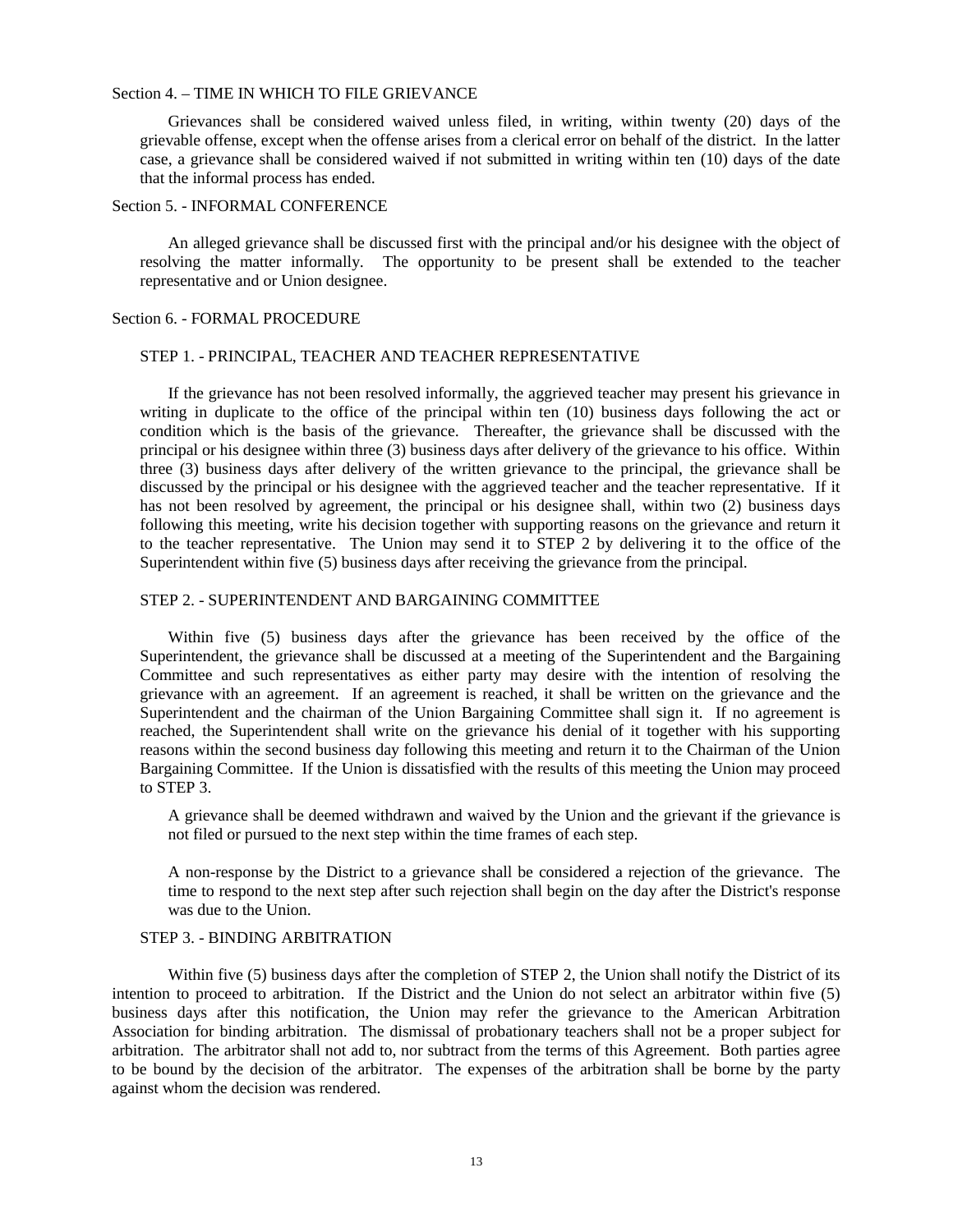Section 4. – TIME IN WHICH TO FILE GRIEVANCE

Grievances shall be considered waived unless filed, in writing, within twenty (20) days of the grievable offense, except when the offense arises from a clerical error on behalf of the district. In the latter case, a grievance shall be considered waived if not submitted in writing within ten (10) days of the date that the informal process has ended.

Section 5. - INFORMAL CONFERENCE

An alleged grievance shall be discussed first with the principal and/or his designee with the object of resolving the matter informally. The opportunity to be present shall be extended to the teacher representative and or Union designee.

Section 6. - FORMAL PROCEDURE

STEP 1. - PRINCIPAL, TEACHER AND TEACHER REPRESENTATIVE

If the grievance has not been resolved informally, the aggrieved teacher may present his grievance in writing in duplicate to the office of the principal within ten (10) business days following the act or condition which is the basis of the grievance. Thereafter, the grievance shall be discussed with the principal or his designee within three (3) business days after delivery of the grievance to his office. Within three (3) business days after delivery of the written grievance to the principal, the grievance shall be discussed by the principal or his designee with the aggrieved teacher and the teacher representative. If it has not been resolved by agreement, the principal or his designee shall, within two (2) business days following this meeting, write his decision together with supporting reasons on the grievance and return it to the teacher representative. The Union may send it to STEP 2 by delivering it to the office of the Superintendent within five (5) business days after receiving the grievance from the principal.

STEP 2. - SUPERINTENDENT AND BARGAINING COMMITTEE

Within five (5) business days after the grievance has been received by the office of the Superintendent, the grievance shall be discussed at a meeting of the Superintendent and the Bargaining Committee and such representatives as either party may desire with the intention of resolving the grievance with an agreement. If an agreement is reached, it shall be written on the grievance and the Superintendent and the chairman of the Union Bargaining Committee shall sign it. If no agreement is reached, the Superintendent shall write on the grievance his denial of it together with his supporting reasons within the second business day following this meeting and return it to the Chairman of the Union Bargaining Committee. If the Union is dissatisfied with the results of this meeting the Union may proceed to STEP 3.

A grievance shall be deemed withdrawn and waived by the Union and the grievant if the grievance is not filed or pursued to the next step within the time frames of each step.

A non-response by the District to a grievance shall be considered a rejection of the grievance. The time to respond to the next step after such rejection shall begin on the day after the District's response was due to the Union.

STEP 3. - BINDING ARBITRATION

Within five (5) business days after the completion of STEP 2, the Union shall notify the District of its intention to proceed to arbitration. If the District and the Union do not select an arbitrator within five (5) business days after this notification, the Union may refer the grievance to the American Arbitration Association for binding arbitration. The dismissal of probationary teachers shall not be a proper subject for arbitration. The arbitrator shall not add to, nor subtract from the terms of this Agreement. Both parties agree to be bound by the decision of the arbitrator. The expenses of the arbitration shall be borne by the party against whom the decision was rendered.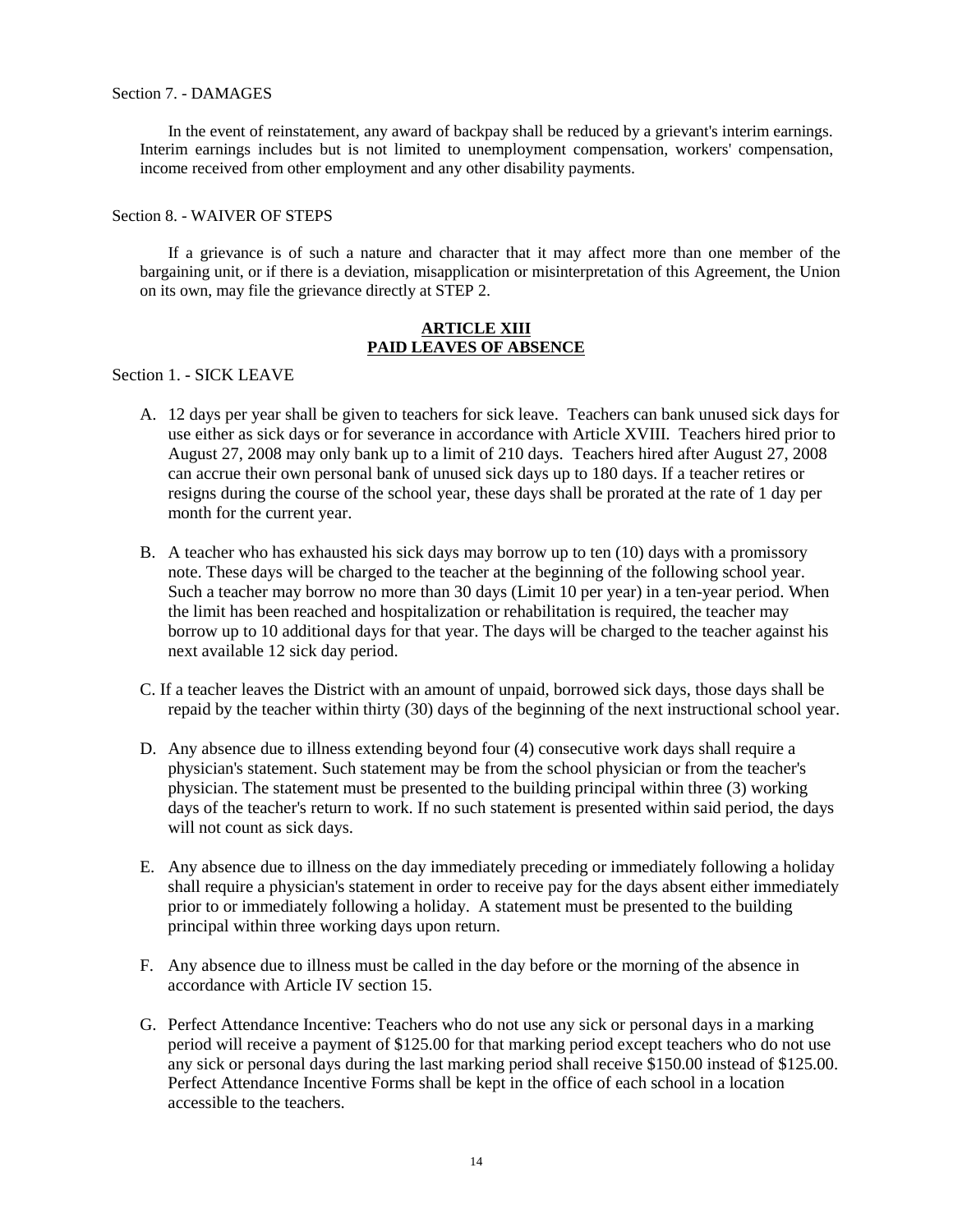Section 7. - DAMAGES

In the event of reinstatement, any award of backpay shall be reduced by a grievant's interim earnings. Interim earnings includes but is not limited to unemployment compensation, workers' compensation, income received from other employment and any other disability payments.

Section 8. - WAIVER OF STEPS

If a grievance is of such a nature and character that it may affect more than one member of the bargaining unit, or if there is a deviation, misapplication or misinterpretation of this Agreement, the Union on its own, may file the grievance directly at STEP 2.

## ARTICLE XIII
## PAID LEAVES OF ABSENCE

Section 1. - SICK LEAVE

A. 12 days per year shall be given to teachers for sick leave. Teachers can bank unused sick days for use either as sick days or for severance in accordance with Article XVIII. Teachers hired prior to August 27, 2008 may only bank up to a limit of 210 days. Teachers hired after August 27, 2008 can accrue their own personal bank of unused sick days up to 180 days. If a teacher retires or resigns during the course of the school year, these days shall be prorated at the rate of 1 day per month for the current year.

B. A teacher who has exhausted his sick days may borrow up to ten (10) days with a promissory note. These days will be charged to the teacher at the beginning of the following school year. Such a teacher may borrow no more than 30 days (Limit 10 per year) in a ten-year period. When the limit has been reached and hospitalization or rehabilitation is required, the teacher may borrow up to 10 additional days for that year. The days will be charged to the teacher against his next available 12 sick day period.

C. If a teacher leaves the District with an amount of unpaid, borrowed sick days, those days shall be repaid by the teacher within thirty (30) days of the beginning of the next instructional school year.

D. Any absence due to illness extending beyond four (4) consecutive work days shall require a physician's statement. Such statement may be from the school physician or from the teacher's physician. The statement must be presented to the building principal within three (3) working days of the teacher's return to work. If no such statement is presented within said period, the days will not count as sick days.

E. Any absence due to illness on the day immediately preceding or immediately following a holiday shall require a physician's statement in order to receive pay for the days absent either immediately prior to or immediately following a holiday. A statement must be presented to the building principal within three working days upon return.

F. Any absence due to illness must be called in the day before or the morning of the absence in accordance with Article IV section 15.

G. Perfect Attendance Incentive: Teachers who do not use any sick or personal days in a marking period will receive a payment of $125.00 for that marking period except teachers who do not use any sick or personal days during the last marking period shall receive $150.00 instead of $125.00. Perfect Attendance Incentive Forms shall be kept in the office of each school in a location accessible to the teachers.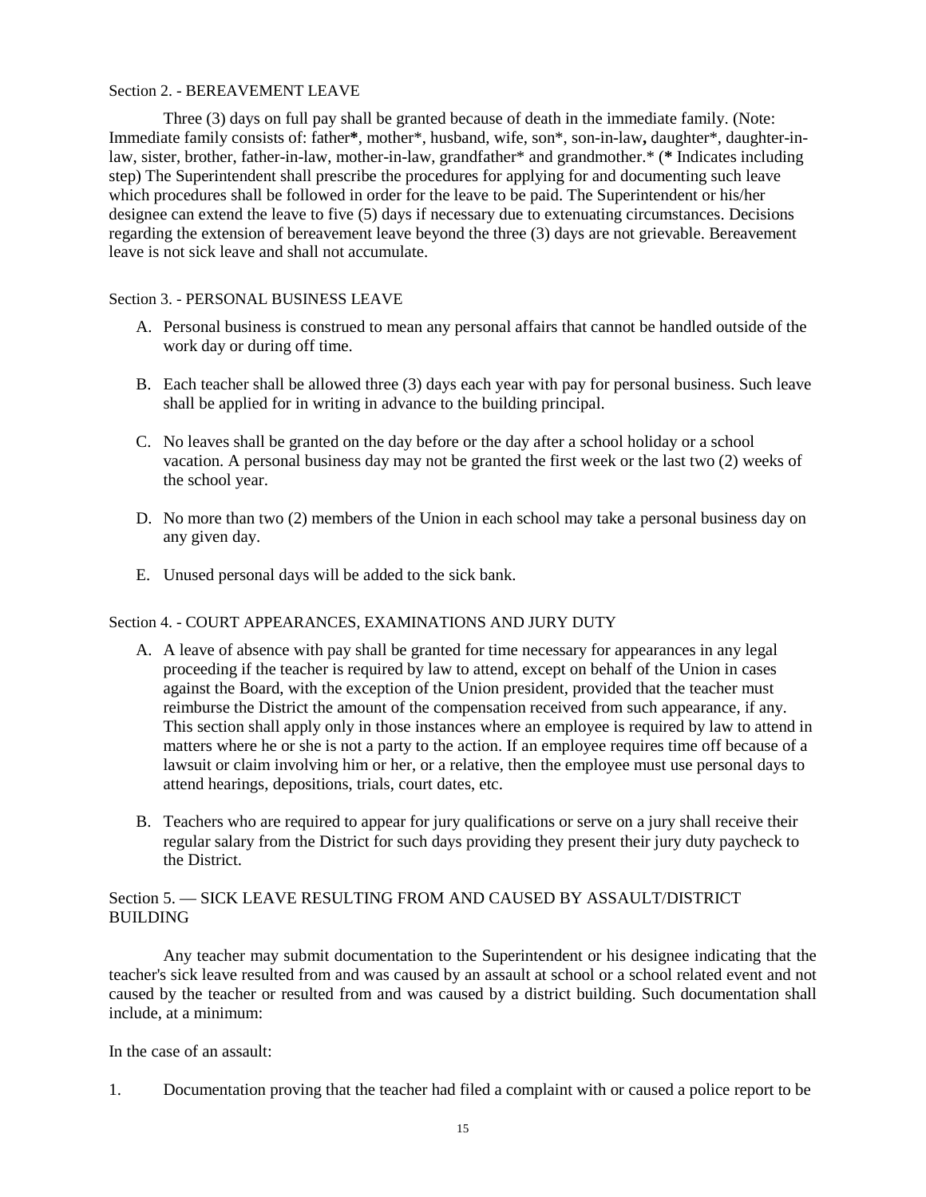Section 2. - BEREAVEMENT LEAVE

Three (3) days on full pay shall be granted because of death in the immediate family. (Note: Immediate family consists of: father**\***, mother*, husband, wife, son*, son-in-law**,** daughter*, daughter-in-law, sister, brother, father-in-law, mother-in-law, grandfather* and grandmother.* (**\*** Indicates including step) The Superintendent shall prescribe the procedures for applying for and documenting such leave which procedures shall be followed in order for the leave to be paid. The Superintendent or his/her designee can extend the leave to five (5) days if necessary due to extenuating circumstances. Decisions regarding the extension of bereavement leave beyond the three (3) days are not grievable. Bereavement leave is not sick leave and shall not accumulate.

Section 3. - PERSONAL BUSINESS LEAVE

A. Personal business is construed to mean any personal affairs that cannot be handled outside of the work day or during off time.

B. Each teacher shall be allowed three (3) days each year with pay for personal business. Such leave shall be applied for in writing in advance to the building principal.

C. No leaves shall be granted on the day before or the day after a school holiday or a school vacation. A personal business day may not be granted the first week or the last two (2) weeks of the school year.

D. No more than two (2) members of the Union in each school may take a personal business day on any given day.

E. Unused personal days will be added to the sick bank.

Section 4. - COURT APPEARANCES, EXAMINATIONS AND JURY DUTY

A. A leave of absence with pay shall be granted for time necessary for appearances in any legal proceeding if the teacher is required by law to attend, except on behalf of the Union in cases against the Board, with the exception of the Union president, provided that the teacher must reimburse the District the amount of the compensation received from such appearance, if any. This section shall apply only in those instances where an employee is required by law to attend in matters where he or she is not a party to the action. If an employee requires time off because of a lawsuit or claim involving him or her, or a relative, then the employee must use personal days to attend hearings, depositions, trials, court dates, etc.

B. Teachers who are required to appear for jury qualifications or serve on a jury shall receive their regular salary from the District for such days providing they present their jury duty paycheck to the District.

Section 5. — SICK LEAVE RESULTING FROM AND CAUSED BY ASSAULT/DISTRICT BUILDING

Any teacher may submit documentation to the Superintendent or his designee indicating that the teacher's sick leave resulted from and was caused by an assault at school or a school related event and not caused by the teacher or resulted from and was caused by a district building. Such documentation shall include, at a minimum:

In the case of an assault:

1. Documentation proving that the teacher had filed a complaint with or caused a police report to be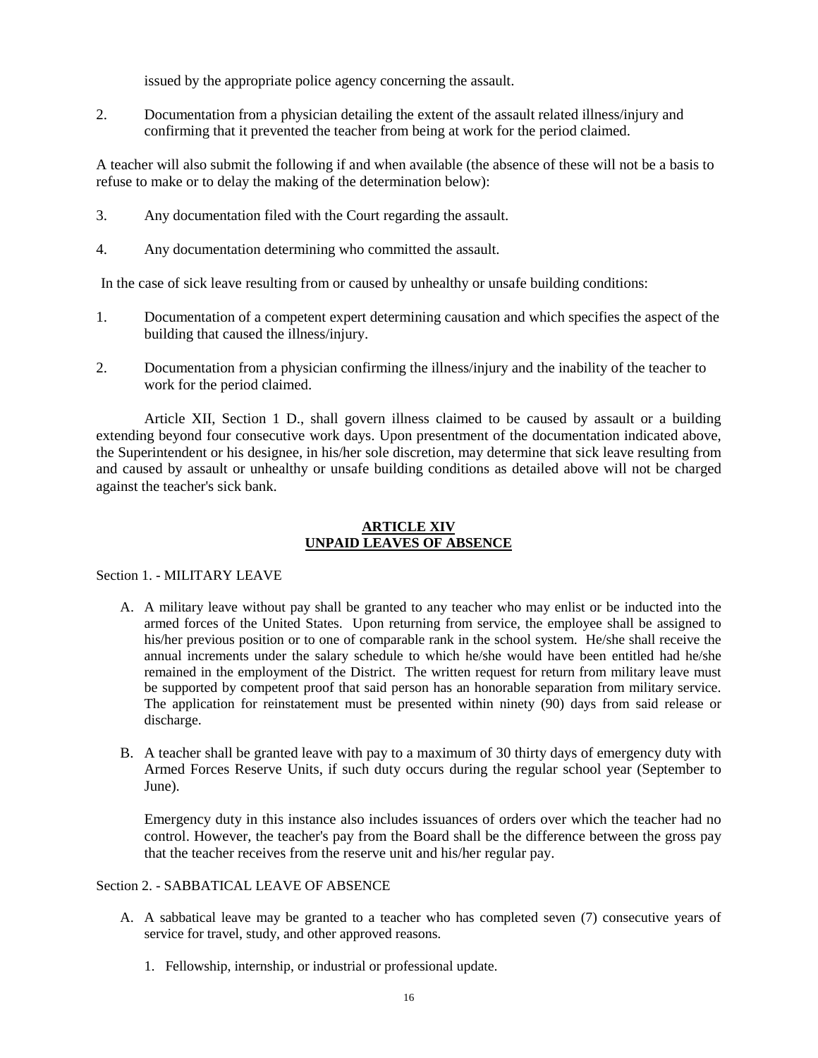issued by the appropriate police agency concerning the assault.

2. Documentation from a physician detailing the extent of the assault related illness/injury and confirming that it prevented the teacher from being at work for the period claimed.

A teacher will also submit the following if and when available (the absence of these will not be a basis to refuse to make or to delay the making of the determination below):

3. Any documentation filed with the Court regarding the assault.

4. Any documentation determining who committed the assault.

In the case of sick leave resulting from or caused by unhealthy or unsafe building conditions:

1. Documentation of a competent expert determining causation and which specifies the aspect of the building that caused the illness/injury.

2. Documentation from a physician confirming the illness/injury and the inability of the teacher to work for the period claimed.

Article XII, Section 1 D., shall govern illness claimed to be caused by assault or a building extending beyond four consecutive work days. Upon presentment of the documentation indicated above, the Superintendent or his designee, in his/her sole discretion, may determine that sick leave resulting from and caused by assault or unhealthy or unsafe building conditions as detailed above will not be charged against the teacher's sick bank.

## ARTICLE XIV
## UNPAID LEAVES OF ABSENCE

Section 1. - MILITARY LEAVE

A. A military leave without pay shall be granted to any teacher who may enlist or be inducted into the armed forces of the United States. Upon returning from service, the employee shall be assigned to his/her previous position or to one of comparable rank in the school system. He/she shall receive the annual increments under the salary schedule to which he/she would have been entitled had he/she remained in the employment of the District. The written request for return from military leave must be supported by competent proof that said person has an honorable separation from military service. The application for reinstatement must be presented within ninety (90) days from said release or discharge.

B. A teacher shall be granted leave with pay to a maximum of 30 thirty days of emergency duty with Armed Forces Reserve Units, if such duty occurs during the regular school year (September to June).

   Emergency duty in this instance also includes issuances of orders over which the teacher had no control. However, the teacher's pay from the Board shall be the difference between the gross pay that the teacher receives from the reserve unit and his/her regular pay.

Section 2. - SABBATICAL LEAVE OF ABSENCE

A. A sabbatical leave may be granted to a teacher who has completed seven (7) consecutive years of service for travel, study, and other approved reasons.

   1. Fellowship, internship, or industrial or professional update.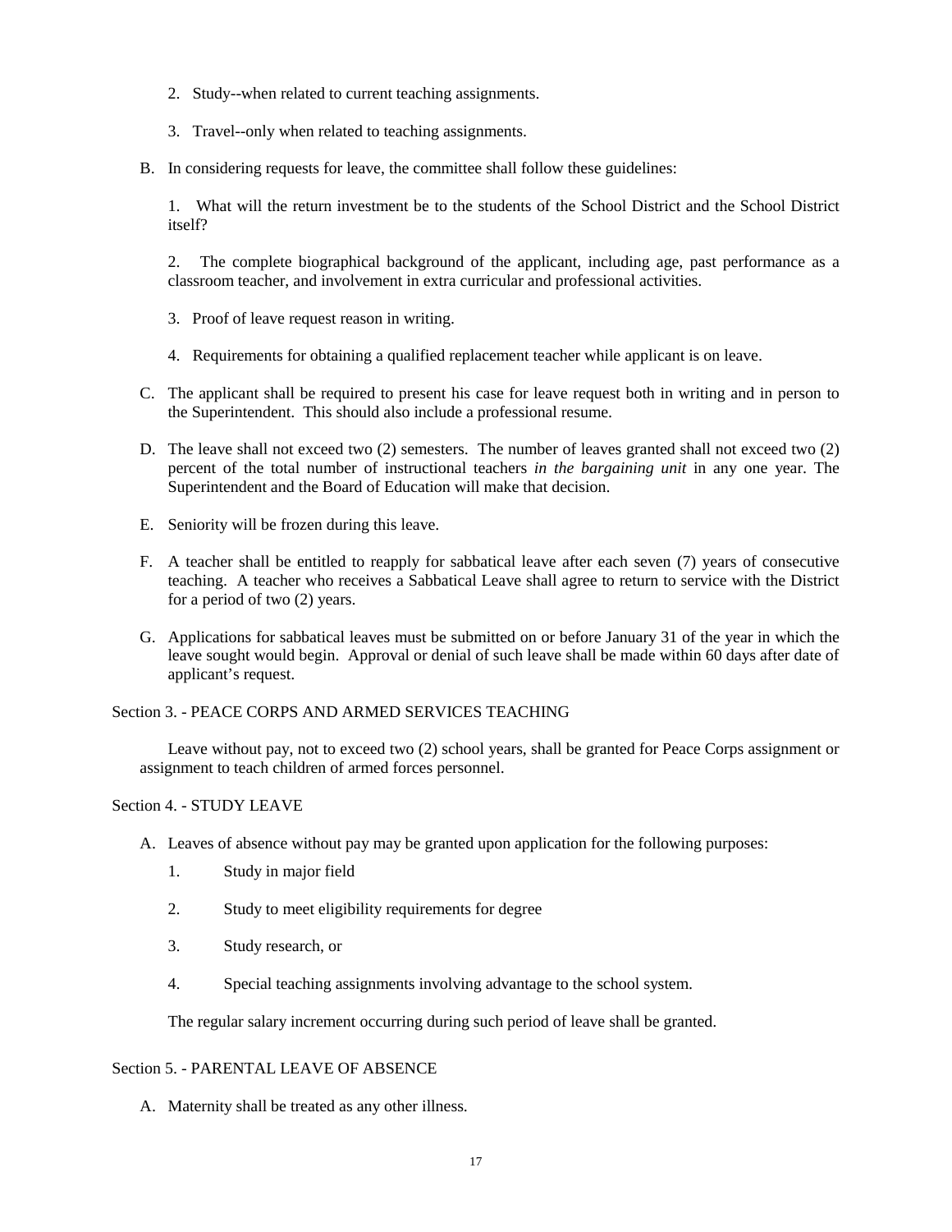2. Study--when related to current teaching assignments.

3. Travel--only when related to teaching assignments.

B. In considering requests for leave, the committee shall follow these guidelines:

   1. What will the return investment be to the students of the School District and the School District itself?

   2. The complete biographical background of the applicant, including age, past performance as a classroom teacher, and involvement in extra curricular and professional activities.

   3. Proof of leave request reason in writing.

   4. Requirements for obtaining a qualified replacement teacher while applicant is on leave.

C. The applicant shall be required to present his case for leave request both in writing and in person to the Superintendent. This should also include a professional resume.

D. The leave shall not exceed two (2) semesters. The number of leaves granted shall not exceed two (2) percent of the total number of instructional teachers *in the bargaining unit* in any one year. The Superintendent and the Board of Education will make that decision.

E. Seniority will be frozen during this leave.

F. A teacher shall be entitled to reapply for sabbatical leave after each seven (7) years of consecutive teaching. A teacher who receives a Sabbatical Leave shall agree to return to service with the District for a period of two (2) years.

G. Applications for sabbatical leaves must be submitted on or before January 31 of the year in which the leave sought would begin. Approval or denial of such leave shall be made within 60 days after date of applicant's request.

Section 3. - PEACE CORPS AND ARMED SERVICES TEACHING

Leave without pay, not to exceed two (2) school years, shall be granted for Peace Corps assignment or assignment to teach children of armed forces personnel.

Section 4. - STUDY LEAVE

A. Leaves of absence without pay may be granted upon application for the following purposes:

   1. Study in major field

   2. Study to meet eligibility requirements for degree

   3. Study research, or

   4. Special teaching assignments involving advantage to the school system.

   The regular salary increment occurring during such period of leave shall be granted.

Section 5. - PARENTAL LEAVE OF ABSENCE

A. Maternity shall be treated as any other illness.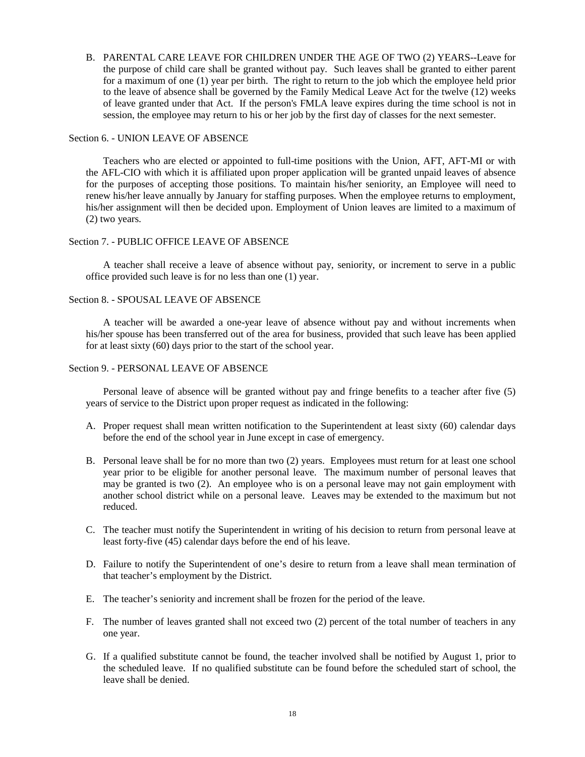B. PARENTAL CARE LEAVE FOR CHILDREN UNDER THE AGE OF TWO (2) YEARS--Leave for the purpose of child care shall be granted without pay. Such leaves shall be granted to either parent for a maximum of one (1) year per birth. The right to return to the job which the employee held prior to the leave of absence shall be governed by the Family Medical Leave Act for the twelve (12) weeks of leave granted under that Act. If the person's FMLA leave expires during the time school is not in session, the employee may return to his or her job by the first day of classes for the next semester.

Section 6. - UNION LEAVE OF ABSENCE

Teachers who are elected or appointed to full-time positions with the Union, AFT, AFT-MI or with the AFL-CIO with which it is affiliated upon proper application will be granted unpaid leaves of absence for the purposes of accepting those positions. To maintain his/her seniority, an Employee will need to renew his/her leave annually by January for staffing purposes. When the employee returns to employment, his/her assignment will then be decided upon. Employment of Union leaves are limited to a maximum of (2) two years.

Section 7. - PUBLIC OFFICE LEAVE OF ABSENCE

A teacher shall receive a leave of absence without pay, seniority, or increment to serve in a public office provided such leave is for no less than one (1) year.

Section 8. - SPOUSAL LEAVE OF ABSENCE

A teacher will be awarded a one-year leave of absence without pay and without increments when his/her spouse has been transferred out of the area for business, provided that such leave has been applied for at least sixty (60) days prior to the start of the school year.

Section 9. - PERSONAL LEAVE OF ABSENCE

Personal leave of absence will be granted without pay and fringe benefits to a teacher after five (5) years of service to the District upon proper request as indicated in the following:

A. Proper request shall mean written notification to the Superintendent at least sixty (60) calendar days before the end of the school year in June except in case of emergency.

B. Personal leave shall be for no more than two (2) years. Employees must return for at least one school year prior to be eligible for another personal leave. The maximum number of personal leaves that may be granted is two (2). An employee who is on a personal leave may not gain employment with another school district while on a personal leave. Leaves may be extended to the maximum but not reduced.

C. The teacher must notify the Superintendent in writing of his decision to return from personal leave at least forty-five (45) calendar days before the end of his leave.

D. Failure to notify the Superintendent of one's desire to return from a leave shall mean termination of that teacher's employment by the District.

E. The teacher's seniority and increment shall be frozen for the period of the leave.

F. The number of leaves granted shall not exceed two (2) percent of the total number of teachers in any one year.

G. If a qualified substitute cannot be found, the teacher involved shall be notified by August 1, prior to the scheduled leave. If no qualified substitute can be found before the scheduled start of school, the leave shall be denied.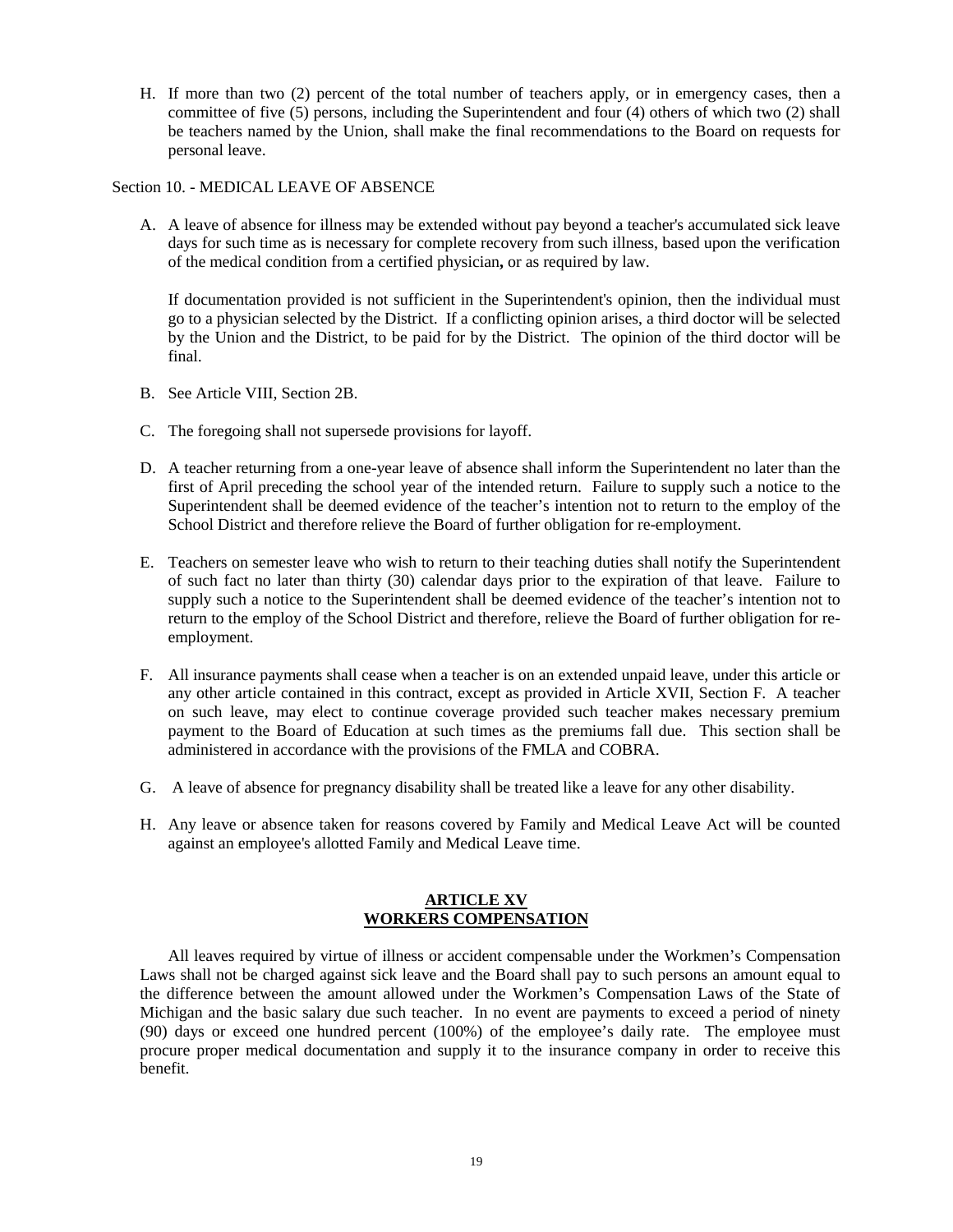H. If more than two (2) percent of the total number of teachers apply, or in emergency cases, then a committee of five (5) persons, including the Superintendent and four (4) others of which two (2) shall be teachers named by the Union, shall make the final recommendations to the Board on requests for personal leave.

Section 10. - MEDICAL LEAVE OF ABSENCE

A. A leave of absence for illness may be extended without pay beyond a teacher's accumulated sick leave days for such time as is necessary for complete recovery from such illness, based upon the verification of the medical condition from a certified physician**,** or as required by law.

   If documentation provided is not sufficient in the Superintendent's opinion, then the individual must go to a physician selected by the District. If a conflicting opinion arises, a third doctor will be selected by the Union and the District, to be paid for by the District. The opinion of the third doctor will be final.

B. See Article VIII, Section 2B.

C. The foregoing shall not supersede provisions for layoff.

D. A teacher returning from a one-year leave of absence shall inform the Superintendent no later than the first of April preceding the school year of the intended return. Failure to supply such a notice to the Superintendent shall be deemed evidence of the teacher's intention not to return to the employ of the School District and therefore relieve the Board of further obligation for re-employment.

E. Teachers on semester leave who wish to return to their teaching duties shall notify the Superintendent of such fact no later than thirty (30) calendar days prior to the expiration of that leave. Failure to supply such a notice to the Superintendent shall be deemed evidence of the teacher's intention not to return to the employ of the School District and therefore, relieve the Board of further obligation for re-employment.

F. All insurance payments shall cease when a teacher is on an extended unpaid leave, under this article or any other article contained in this contract, except as provided in Article XVII, Section F. A teacher on such leave, may elect to continue coverage provided such teacher makes necessary premium payment to the Board of Education at such times as the premiums fall due. This section shall be administered in accordance with the provisions of the FMLA and COBRA.

G. A leave of absence for pregnancy disability shall be treated like a leave for any other disability.

H. Any leave or absence taken for reasons covered by Family and Medical Leave Act will be counted against an employee's allotted Family and Medical Leave time.

## ARTICLE XV
## WORKERS COMPENSATION

All leaves required by virtue of illness or accident compensable under the Workmen's Compensation Laws shall not be charged against sick leave and the Board shall pay to such persons an amount equal to the difference between the amount allowed under the Workmen's Compensation Laws of the State of Michigan and the basic salary due such teacher. In no event are payments to exceed a period of ninety (90) days or exceed one hundred percent (100%) of the employee's daily rate. The employee must procure proper medical documentation and supply it to the insurance company in order to receive this benefit.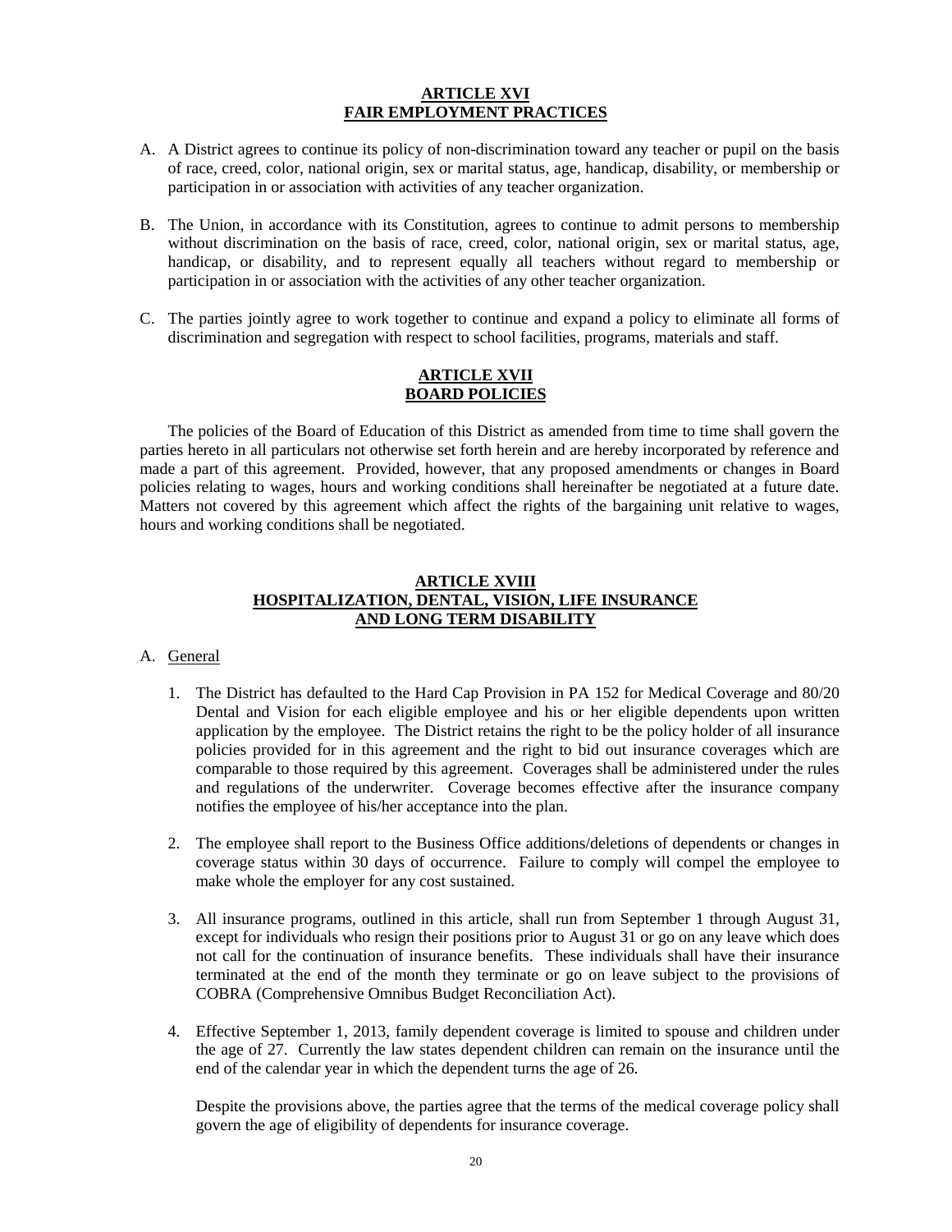## ARTICLE XVI
## FAIR EMPLOYMENT PRACTICES

A. A District agrees to continue its policy of non-discrimination toward any teacher or pupil on the basis of race, creed, color, national origin, sex or marital status, age, handicap, disability, or membership or participation in or association with activities of any teacher organization.

B. The Union, in accordance with its Constitution, agrees to continue to admit persons to membership without discrimination on the basis of race, creed, color, national origin, sex or marital status, age, handicap, or disability, and to represent equally all teachers without regard to membership or participation in or association with the activities of any other teacher organization.

C. The parties jointly agree to work together to continue and expand a policy to eliminate all forms of discrimination and segregation with respect to school facilities, programs, materials and staff.

## ARTICLE XVII
## BOARD POLICIES

The policies of the Board of Education of this District as amended from time to time shall govern the parties hereto in all particulars not otherwise set forth herein and are hereby incorporated by reference and made a part of this agreement. Provided, however, that any proposed amendments or changes in Board policies relating to wages, hours and working conditions shall hereinafter be negotiated at a future date. Matters not covered by this agreement which affect the rights of the bargaining unit relative to wages, hours and working conditions shall be negotiated.

## ARTICLE XVIII
## HOSPITALIZATION, DENTAL, VISION, LIFE INSURANCE AND LONG TERM DISABILITY

A. General

1. The District has defaulted to the Hard Cap Provision in PA 152 for Medical Coverage and 80/20 Dental and Vision for each eligible employee and his or her eligible dependents upon written application by the employee. The District retains the right to be the policy holder of all insurance policies provided for in this agreement and the right to bid out insurance coverages which are comparable to those required by this agreement. Coverages shall be administered under the rules and regulations of the underwriter. Coverage becomes effective after the insurance company notifies the employee of his/her acceptance into the plan.

2. The employee shall report to the Business Office additions/deletions of dependents or changes in coverage status within 30 days of occurrence. Failure to comply will compel the employee to make whole the employer for any cost sustained.

3. All insurance programs, outlined in this article, shall run from September 1 through August 31, except for individuals who resign their positions prior to August 31 or go on any leave which does not call for the continuation of insurance benefits. These individuals shall have their insurance terminated at the end of the month they terminate or go on leave subject to the provisions of COBRA (Comprehensive Omnibus Budget Reconciliation Act).

4. Effective September 1, 2013, family dependent coverage is limited to spouse and children under the age of 27. Currently the law states dependent children can remain on the insurance until the end of the calendar year in which the dependent turns the age of 26.

   Despite the provisions above, the parties agree that the terms of the medical coverage policy shall govern the age of eligibility of dependents for insurance coverage.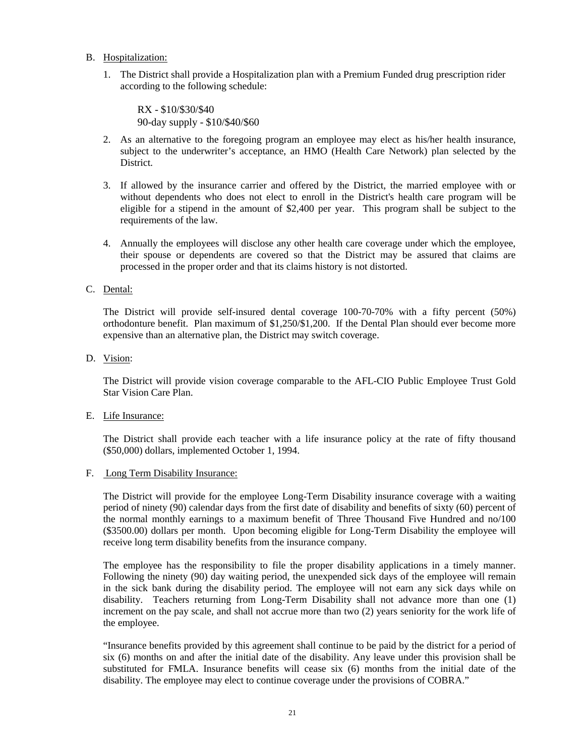B. Hospitalization:

1. The District shall provide a Hospitalization plan with a Premium Funded drug prescription rider according to the following schedule:

   RX - $10/$30/$40
   90-day supply - $10/$40/$60

2. As an alternative to the foregoing program an employee may elect as his/her health insurance, subject to the underwriter's acceptance, an HMO (Health Care Network) plan selected by the District.

3. If allowed by the insurance carrier and offered by the District, the married employee with or without dependents who does not elect to enroll in the District's health care program will be eligible for a stipend in the amount of $2,400 per year. This program shall be subject to the requirements of the law.

4. Annually the employees will disclose any other health care coverage under which the employee, their spouse or dependents are covered so that the District may be assured that claims are processed in the proper order and that its claims history is not distorted.

C. Dental:

The District will provide self-insured dental coverage 100-70-70% with a fifty percent (50%) orthodonture benefit. Plan maximum of $1,250/$1,200. If the Dental Plan should ever become more expensive than an alternative plan, the District may switch coverage.

D. Vision:

The District will provide vision coverage comparable to the AFL-CIO Public Employee Trust Gold Star Vision Care Plan.

E. Life Insurance:

The District shall provide each teacher with a life insurance policy at the rate of fifty thousand ($50,000) dollars, implemented October 1, 1994.

F. Long Term Disability Insurance:

The District will provide for the employee Long-Term Disability insurance coverage with a waiting period of ninety (90) calendar days from the first date of disability and benefits of sixty (60) percent of the normal monthly earnings to a maximum benefit of Three Thousand Five Hundred and no/100 ($3500.00) dollars per month. Upon becoming eligible for Long-Term Disability the employee will receive long term disability benefits from the insurance company.

The employee has the responsibility to file the proper disability applications in a timely manner. Following the ninety (90) day waiting period, the unexpended sick days of the employee will remain in the sick bank during the disability period. The employee will not earn any sick days while on disability. Teachers returning from Long-Term Disability shall not advance more than one (1) increment on the pay scale, and shall not accrue more than two (2) years seniority for the work life of the employee.

"Insurance benefits provided by this agreement shall continue to be paid by the district for a period of six (6) months on and after the initial date of the disability. Any leave under this provision shall be substituted for FMLA. Insurance benefits will cease six (6) months from the initial date of the disability. The employee may elect to continue coverage under the provisions of COBRA."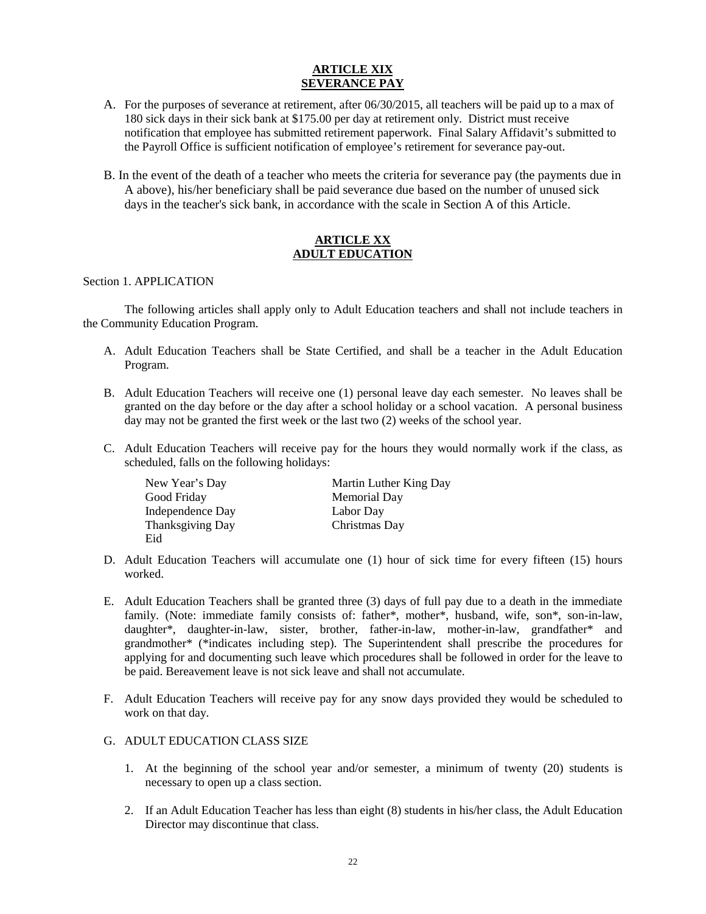## ARTICLE XIX
## SEVERANCE PAY

A. For the purposes of severance at retirement, after 06/30/2015, all teachers will be paid up to a max of 180 sick days in their sick bank at $175.00 per day at retirement only. District must receive notification that employee has submitted retirement paperwork. Final Salary Affidavit's submitted to the Payroll Office is sufficient notification of employee's retirement for severance pay-out.

B. In the event of the death of a teacher who meets the criteria for severance pay (the payments due in A above), his/her beneficiary shall be paid severance due based on the number of unused sick days in the teacher's sick bank, in accordance with the scale in Section A of this Article.

## ARTICLE XX
## ADULT EDUCATION

Section 1. APPLICATION

The following articles shall apply only to Adult Education teachers and shall not include teachers in the Community Education Program.

A. Adult Education Teachers shall be State Certified, and shall be a teacher in the Adult Education Program.

B. Adult Education Teachers will receive one (1) personal leave day each semester. No leaves shall be granted on the day before or the day after a school holiday or a school vacation. A personal business day may not be granted the first week or the last two (2) weeks of the school year.

C. Adult Education Teachers will receive pay for the hours they would normally work if the class, as scheduled, falls on the following holidays:

| | |
|---|---|
| New Year's Day | Martin Luther King Day |
| Good Friday | Memorial Day |
| Independence Day | Labor Day |
| Thanksgiving Day | Christmas Day |
| Eid | |

D. Adult Education Teachers will accumulate one (1) hour of sick time for every fifteen (15) hours worked.

E. Adult Education Teachers shall be granted three (3) days of full pay due to a death in the immediate family. (Note: immediate family consists of: father*, mother*, husband, wife, son*, son-in-law, daughter*, daughter-in-law, sister, brother, father-in-law, mother-in-law, grandfather* and grandmother* (*indicates including step). The Superintendent shall prescribe the procedures for applying for and documenting such leave which procedures shall be followed in order for the leave to be paid. Bereavement leave is not sick leave and shall not accumulate.

F. Adult Education Teachers will receive pay for any snow days provided they would be scheduled to work on that day.

G. ADULT EDUCATION CLASS SIZE

1. At the beginning of the school year and/or semester, a minimum of twenty (20) students is necessary to open up a class section.

2. If an Adult Education Teacher has less than eight (8) students in his/her class, the Adult Education Director may discontinue that class.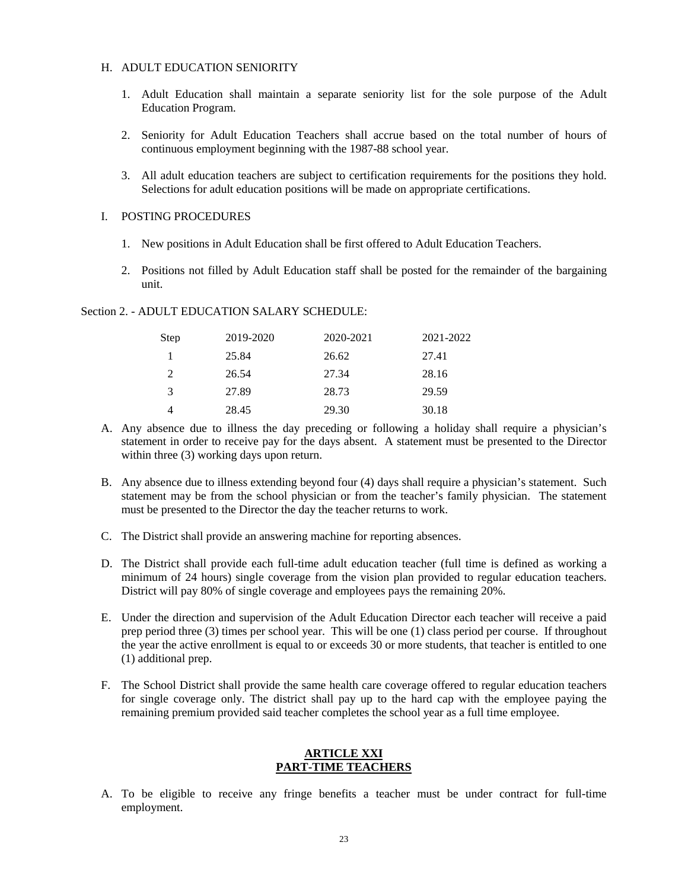H. ADULT EDUCATION SENIORITY

1. Adult Education shall maintain a separate seniority list for the sole purpose of the Adult Education Program.

2. Seniority for Adult Education Teachers shall accrue based on the total number of hours of continuous employment beginning with the 1987-88 school year.

3. All adult education teachers are subject to certification requirements for the positions they hold. Selections for adult education positions will be made on appropriate certifications.

I. POSTING PROCEDURES

1. New positions in Adult Education shall be first offered to Adult Education Teachers.

2. Positions not filled by Adult Education staff shall be posted for the remainder of the bargaining unit.

Section 2. - ADULT EDUCATION SALARY SCHEDULE:

| Step | 2019-2020 | 2020-2021 | 2021-2022 |
|---|---|---|---|
| 1 | 25.84 | 26.62 | 27.41 |
| 2 | 26.54 | 27.34 | 28.16 |
| 3 | 27.89 | 28.73 | 29.59 |
| 4 | 28.45 | 29.30 | 30.18 |

A. Any absence due to illness the day preceding or following a holiday shall require a physician's statement in order to receive pay for the days absent. A statement must be presented to the Director within three (3) working days upon return.

B. Any absence due to illness extending beyond four (4) days shall require a physician's statement. Such statement may be from the school physician or from the teacher's family physician. The statement must be presented to the Director the day the teacher returns to work.

C. The District shall provide an answering machine for reporting absences.

D. The District shall provide each full-time adult education teacher (full time is defined as working a minimum of 24 hours) single coverage from the vision plan provided to regular education teachers. District will pay 80% of single coverage and employees pays the remaining 20%.

E. Under the direction and supervision of the Adult Education Director each teacher will receive a paid prep period three (3) times per school year. This will be one (1) class period per course. If throughout the year the active enrollment is equal to or exceeds 30 or more students, that teacher is entitled to one (1) additional prep.

F. The School District shall provide the same health care coverage offered to regular education teachers for single coverage only. The district shall pay up to the hard cap with the employee paying the remaining premium provided said teacher completes the school year as a full time employee.

## ARTICLE XXI
## PART-TIME TEACHERS

A. To be eligible to receive any fringe benefits a teacher must be under contract for full-time employment.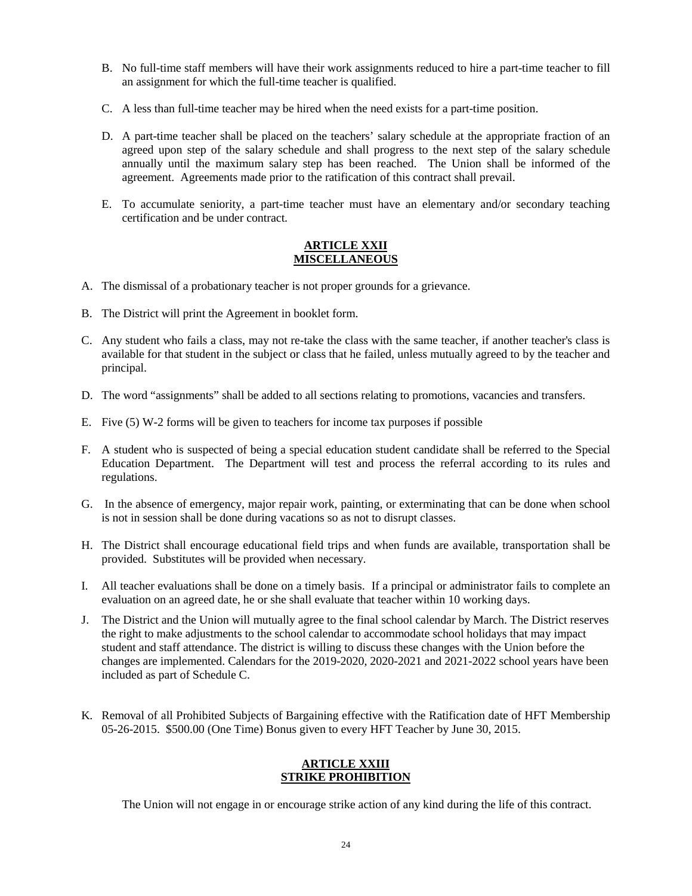B. No full-time staff members will have their work assignments reduced to hire a part-time teacher to fill an assignment for which the full-time teacher is qualified.

C. A less than full-time teacher may be hired when the need exists for a part-time position.

D. A part-time teacher shall be placed on the teachers' salary schedule at the appropriate fraction of an agreed upon step of the salary schedule and shall progress to the next step of the salary schedule annually until the maximum salary step has been reached. The Union shall be informed of the agreement. Agreements made prior to the ratification of this contract shall prevail.

E. To accumulate seniority, a part-time teacher must have an elementary and/or secondary teaching certification and be under contract.

## ARTICLE XXII
## MISCELLANEOUS

A. The dismissal of a probationary teacher is not proper grounds for a grievance.

B. The District will print the Agreement in booklet form.

C. Any student who fails a class, may not re-take the class with the same teacher, if another teacher's class is available for that student in the subject or class that he failed, unless mutually agreed to by the teacher and principal.

D. The word "assignments" shall be added to all sections relating to promotions, vacancies and transfers.

E. Five (5) W-2 forms will be given to teachers for income tax purposes if possible

F. A student who is suspected of being a special education student candidate shall be referred to the Special Education Department. The Department will test and process the referral according to its rules and regulations.

G. In the absence of emergency, major repair work, painting, or exterminating that can be done when school is not in session shall be done during vacations so as not to disrupt classes.

H. The District shall encourage educational field trips and when funds are available, transportation shall be provided. Substitutes will be provided when necessary.

I. All teacher evaluations shall be done on a timely basis. If a principal or administrator fails to complete an evaluation on an agreed date, he or she shall evaluate that teacher within 10 working days.

J. The District and the Union will mutually agree to the final school calendar by March. The District reserves the right to make adjustments to the school calendar to accommodate school holidays that may impact student and staff attendance. The district is willing to discuss these changes with the Union before the changes are implemented. Calendars for the 2019-2020, 2020-2021 and 2021-2022 school years have been included as part of Schedule C.

K. Removal of all Prohibited Subjects of Bargaining effective with the Ratification date of HFT Membership 05-26-2015. $500.00 (One Time) Bonus given to every HFT Teacher by June 30, 2015.

## ARTICLE XXIII
## STRIKE PROHIBITION

The Union will not engage in or encourage strike action of any kind during the life of this contract.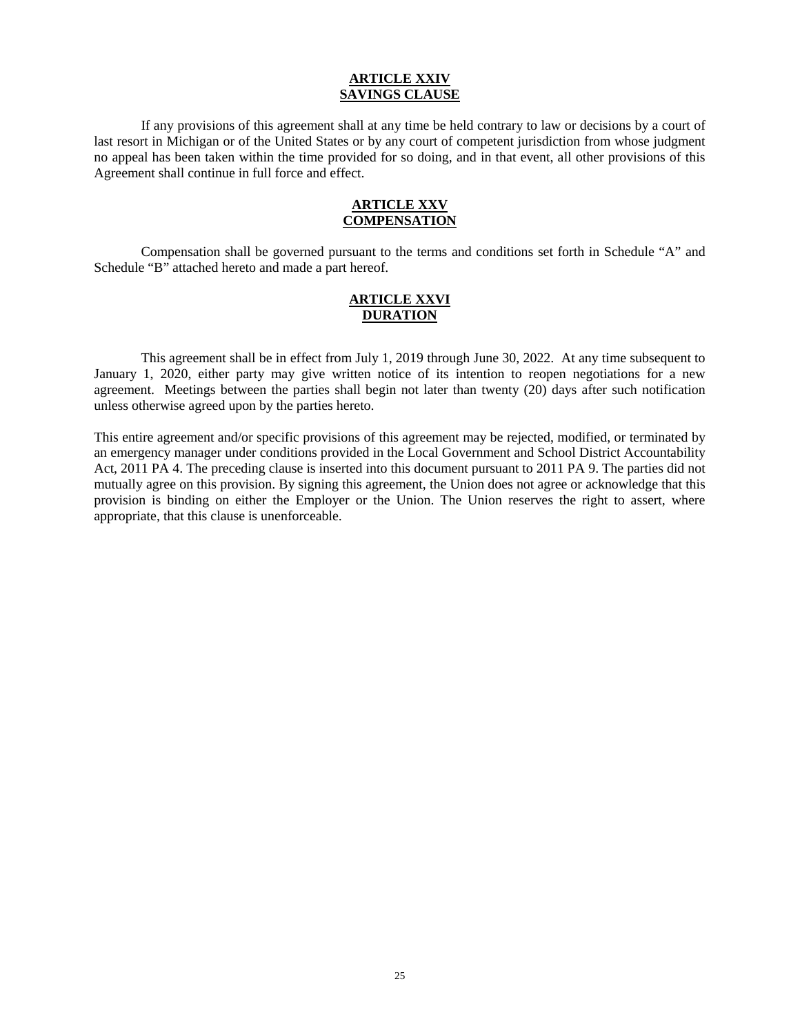## ARTICLE XXIV
## SAVINGS CLAUSE

If any provisions of this agreement shall at any time be held contrary to law or decisions by a court of last resort in Michigan or of the United States or by any court of competent jurisdiction from whose judgment no appeal has been taken within the time provided for so doing, and in that event, all other provisions of this Agreement shall continue in full force and effect.

## ARTICLE XXV
## COMPENSATION

Compensation shall be governed pursuant to the terms and conditions set forth in Schedule "A" and Schedule "B" attached hereto and made a part hereof.

## ARTICLE XXVI
## DURATION

This agreement shall be in effect from July 1, 2019 through June 30, 2022. At any time subsequent to January 1, 2020, either party may give written notice of its intention to reopen negotiations for a new agreement. Meetings between the parties shall begin not later than twenty (20) days after such notification unless otherwise agreed upon by the parties hereto.

This entire agreement and/or specific provisions of this agreement may be rejected, modified, or terminated by an emergency manager under conditions provided in the Local Government and School District Accountability Act, 2011 PA 4. The preceding clause is inserted into this document pursuant to 2011 PA 9. The parties did not mutually agree on this provision. By signing this agreement, the Union does not agree or acknowledge that this provision is binding on either the Employer or the Union. The Union reserves the right to assert, where appropriate, that this clause is unenforceable.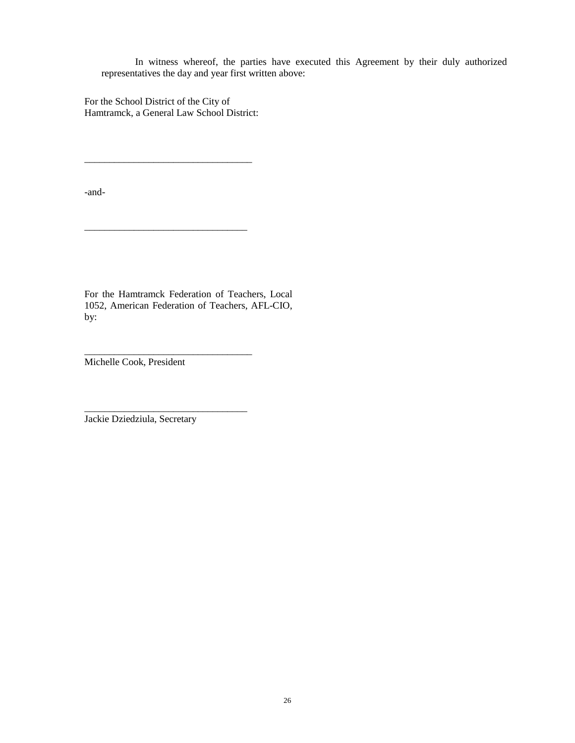In witness whereof, the parties have executed this Agreement by their duly authorized representatives the day and year first written above:

For the School District of the City of Hamtramck, a General Law School District:

__________________________________

-and-

__________________________________

For the Hamtramck Federation of Teachers, Local 1052, American Federation of Teachers, AFL-CIO, by:

__________________________________
Michelle Cook, President

__________________________________
Jackie Dziedziula, Secretary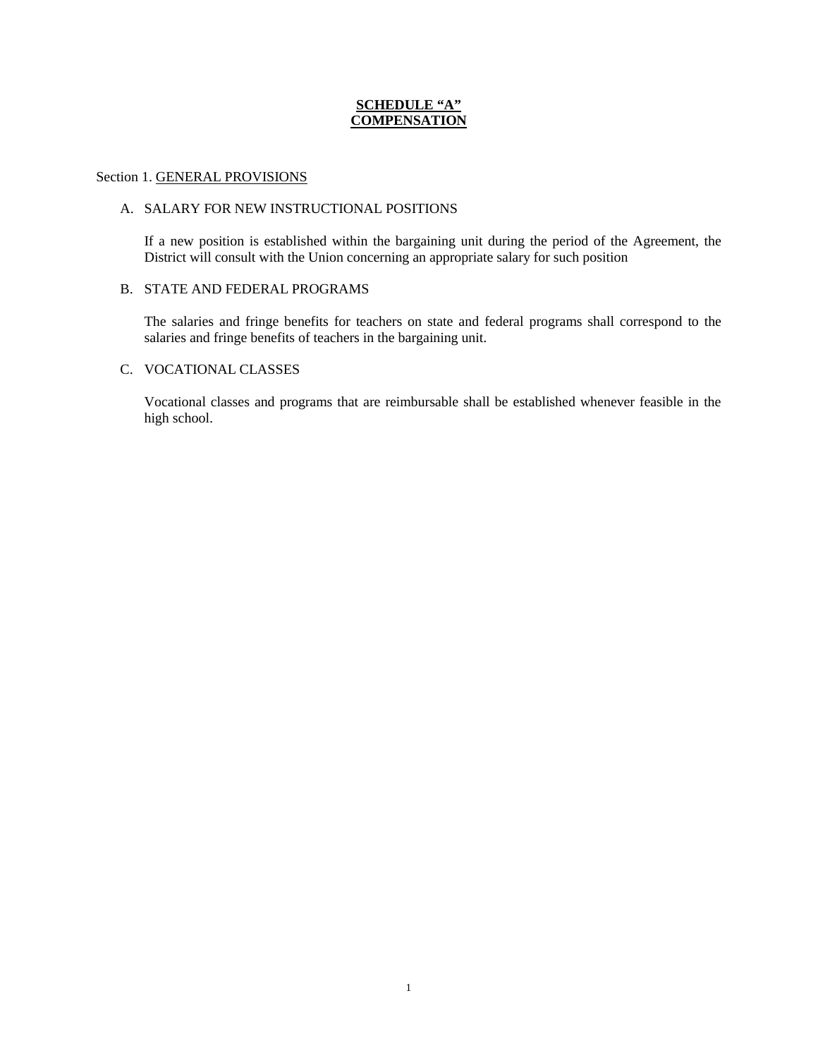# SCHEDULE "A"
# COMPENSATION

Section 1. GENERAL PROVISIONS

A. SALARY FOR NEW INSTRUCTIONAL POSITIONS

If a new position is established within the bargaining unit during the period of the Agreement, the District will consult with the Union concerning an appropriate salary for such position

B. STATE AND FEDERAL PROGRAMS

The salaries and fringe benefits for teachers on state and federal programs shall correspond to the salaries and fringe benefits of teachers in the bargaining unit.

C. VOCATIONAL CLASSES

Vocational classes and programs that are reimbursable shall be established whenever feasible in the high school.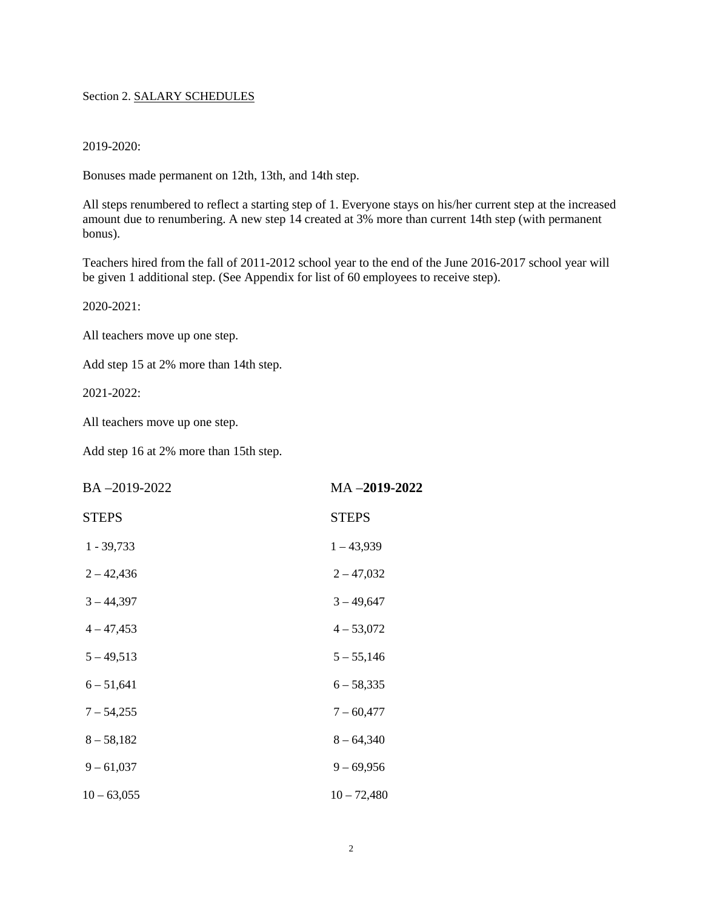Section 2. <u>SALARY SCHEDULES</u>

2019-2020:

Bonuses made permanent on 12th, 13th, and 14th step.

All steps renumbered to reflect a starting step of 1. Everyone stays on his/her current step at the increased amount due to renumbering. A new step 14 created at 3% more than current 14th step (with permanent bonus).

Teachers hired from the fall of 2011-2012 school year to the end of the June 2016-2017 school year will be given 1 additional step. (See Appendix for list of 60 employees to receive step).

2020-2021:

All teachers move up one step.

Add step 15 at 2% more than 14th step.

2021-2022:

All teachers move up one step.

Add step 16 at 2% more than 15th step.

| BA –2019-2022 | MA –**2019-2022** |
|---|---|
| STEPS | STEPS |
| 1 - 39,733 | 1 – 43,939 |
| 2 – 42,436 | 2 – 47,032 |
| 3 – 44,397 | 3 – 49,647 |
| 4 – 47,453 | 4 – 53,072 |
| 5 – 49,513 | 5 – 55,146 |
| 6 – 51,641 | 6 – 58,335 |
| 7 – 54,255 | 7 – 60,477 |
| 8 – 58,182 | 8 – 64,340 |
| 9 – 61,037 | 9 – 69,956 |
| 10 – 63,055 | 10 – 72,480 |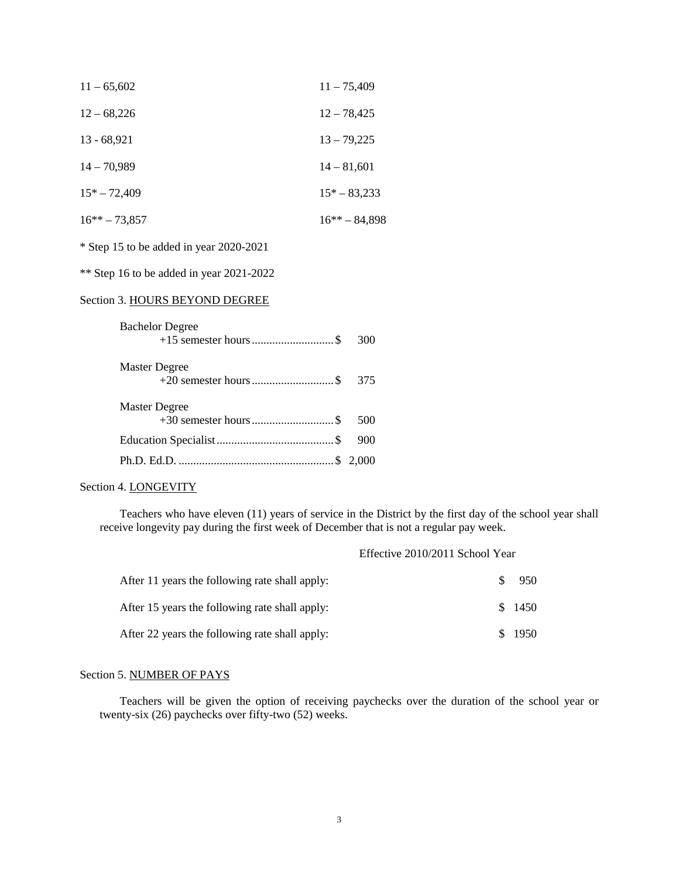| | |
|---|---|
| 11 – 65,602 | 11 – 75,409 |
| 12 – 68,226 | 12 – 78,425 |
| 13 - 68,921 | 13 – 79,225 |
| 14 – 70,989 | 14 – 81,601 |
| 15* – 72,409 | 15* – 83,233 |
| 16** – 73,857 | 16** – 84,898 |

* Step 15 to be added in year 2020-2021

** Step 16 to be added in year 2021-2022

Section 3. HOURS BEYOND DEGREE

| | |
|---|---|
| Bachelor Degree +15 semester hours | $ 300 |
| Master Degree +20 semester hours | $ 375 |
| Master Degree +30 semester hours | $ 500 |
| Education Specialist | $ 900 |
| Ph.D. Ed.D. | $ 2,000 |

Section 4. LONGEVITY

Teachers who have eleven (11) years of service in the District by the first day of the school year shall receive longevity pay during the first week of December that is not a regular pay week.

| | Effective 2010/2011 School Year |
|---|---|
| After 11 years the following rate shall apply: | $ 950 |
| After 15 years the following rate shall apply: | $ 1450 |
| After 22 years the following rate shall apply: | $ 1950 |

Section 5. NUMBER OF PAYS

Teachers will be given the option of receiving paychecks over the duration of the school year or twenty-six (26) paychecks over fifty-two (52) weeks.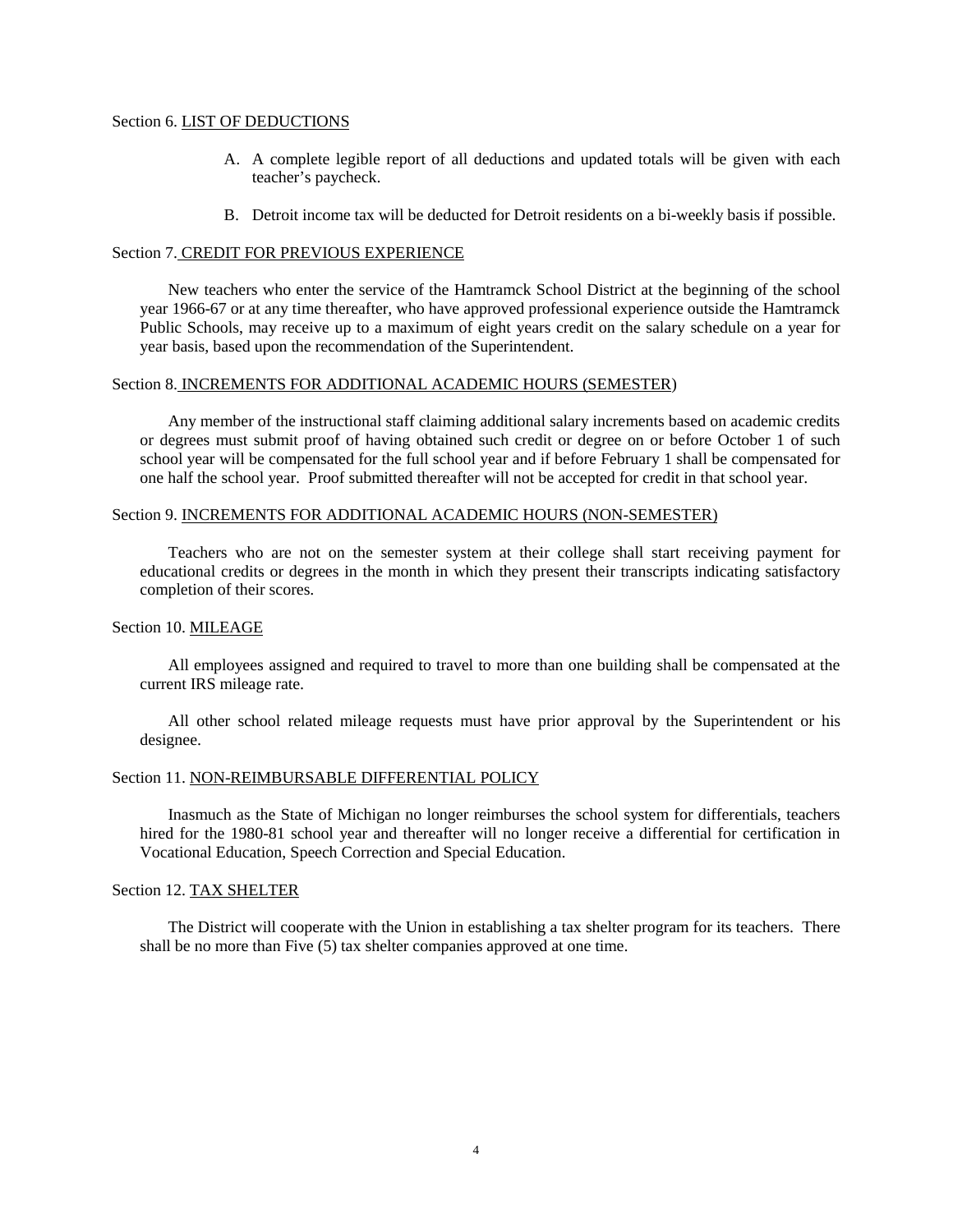Section 6. LIST OF DEDUCTIONS

A. A complete legible report of all deductions and updated totals will be given with each teacher's paycheck.

B. Detroit income tax will be deducted for Detroit residents on a bi-weekly basis if possible.

Section 7. CREDIT FOR PREVIOUS EXPERIENCE

New teachers who enter the service of the Hamtramck School District at the beginning of the school year 1966-67 or at any time thereafter, who have approved professional experience outside the Hamtramck Public Schools, may receive up to a maximum of eight years credit on the salary schedule on a year for year basis, based upon the recommendation of the Superintendent.

Section 8. INCREMENTS FOR ADDITIONAL ACADEMIC HOURS (SEMESTER)

Any member of the instructional staff claiming additional salary increments based on academic credits or degrees must submit proof of having obtained such credit or degree on or before October 1 of such school year will be compensated for the full school year and if before February 1 shall be compensated for one half the school year. Proof submitted thereafter will not be accepted for credit in that school year.

Section 9. INCREMENTS FOR ADDITIONAL ACADEMIC HOURS (NON-SEMESTER)

Teachers who are not on the semester system at their college shall start receiving payment for educational credits or degrees in the month in which they present their transcripts indicating satisfactory completion of their scores.

Section 10. MILEAGE

All employees assigned and required to travel to more than one building shall be compensated at the current IRS mileage rate.

All other school related mileage requests must have prior approval by the Superintendent or his designee.

Section 11. NON-REIMBURSABLE DIFFERENTIAL POLICY

Inasmuch as the State of Michigan no longer reimburses the school system for differentials, teachers hired for the 1980-81 school year and thereafter will no longer receive a differential for certification in Vocational Education, Speech Correction and Special Education.

Section 12. TAX SHELTER

The District will cooperate with the Union in establishing a tax shelter program for its teachers. There shall be no more than Five (5) tax shelter companies approved at one time.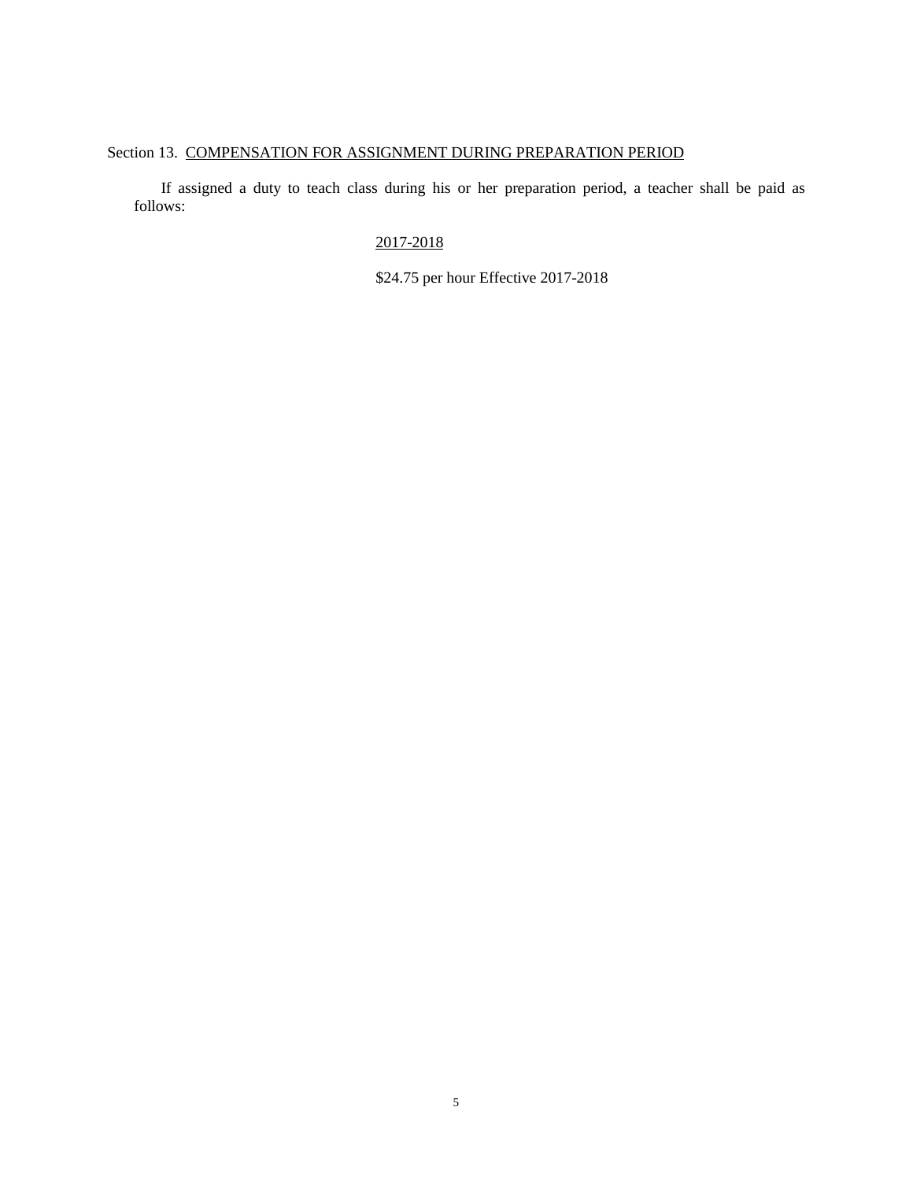Section 13. <u>COMPENSATION FOR ASSIGNMENT DURING PREPARATION PERIOD</u>

If assigned a duty to teach class during his or her preparation period, a teacher shall be paid as follows:

<u>2017-2018</u>

$24.75 per hour Effective 2017-2018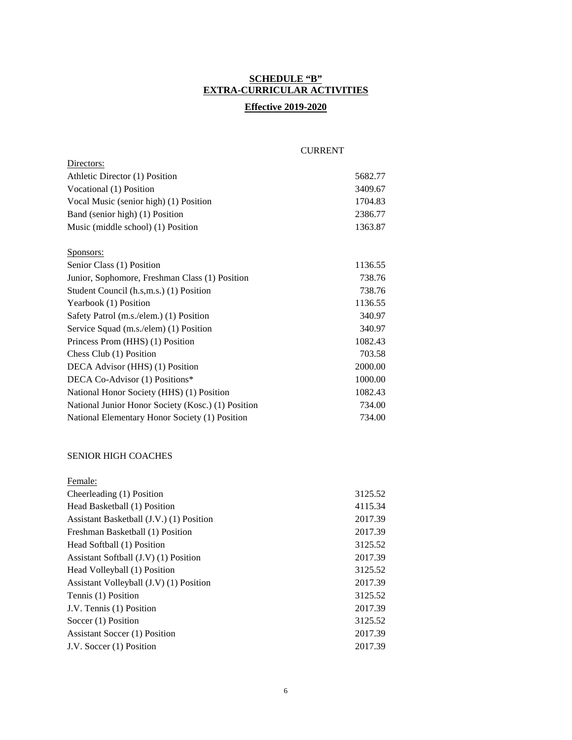# SCHEDULE "B"
# EXTRA-CURRICULAR ACTIVITIES

## Effective 2019-2020

| | CURRENT |
|---|---|
| Directors: | |
| Athletic Director (1) Position | 5682.77 |
| Vocational (1) Position | 3409.67 |
| Vocal Music (senior high) (1) Position | 1704.83 |
| Band (senior high) (1) Position | 2386.77 |
| Music (middle school) (1) Position | 1363.87 |
| | |
| Sponsors: | |
| Senior Class (1) Position | 1136.55 |
| Junior, Sophomore, Freshman Class (1) Position | 738.76 |
| Student Council (h.s,m.s.) (1) Position | 738.76 |
| Yearbook (1) Position | 1136.55 |
| Safety Patrol (m.s./elem.) (1) Position | 340.97 |
| Service Squad (m.s./elem) (1) Position | 340.97 |
| Princess Prom (HHS) (1) Position | 1082.43 |
| Chess Club (1) Position | 703.58 |
| DECA Advisor (HHS) (1) Position | 2000.00 |
| DECA Co-Advisor (1) Positions* | 1000.00 |
| National Honor Society (HHS) (1) Position | 1082.43 |
| National Junior Honor Society (Kosc.) (1) Position | 734.00 |
| National Elementary Honor Society (1) Position | 734.00 |

SENIOR HIGH COACHES

| | |
|---|---|
| Female: | |
| Cheerleading (1) Position | 3125.52 |
| Head Basketball (1) Position | 4115.34 |
| Assistant Basketball (J.V.) (1) Position | 2017.39 |
| Freshman Basketball (1) Position | 2017.39 |
| Head Softball (1) Position | 3125.52 |
| Assistant Softball (J.V) (1) Position | 2017.39 |
| Head Volleyball (1) Position | 3125.52 |
| Assistant Volleyball (J.V) (1) Position | 2017.39 |
| Tennis (1) Position | 3125.52 |
| J.V. Tennis (1) Position | 2017.39 |
| Soccer (1) Position | 3125.52 |
| Assistant Soccer (1) Position | 2017.39 |
| J.V. Soccer (1) Position | 2017.39 |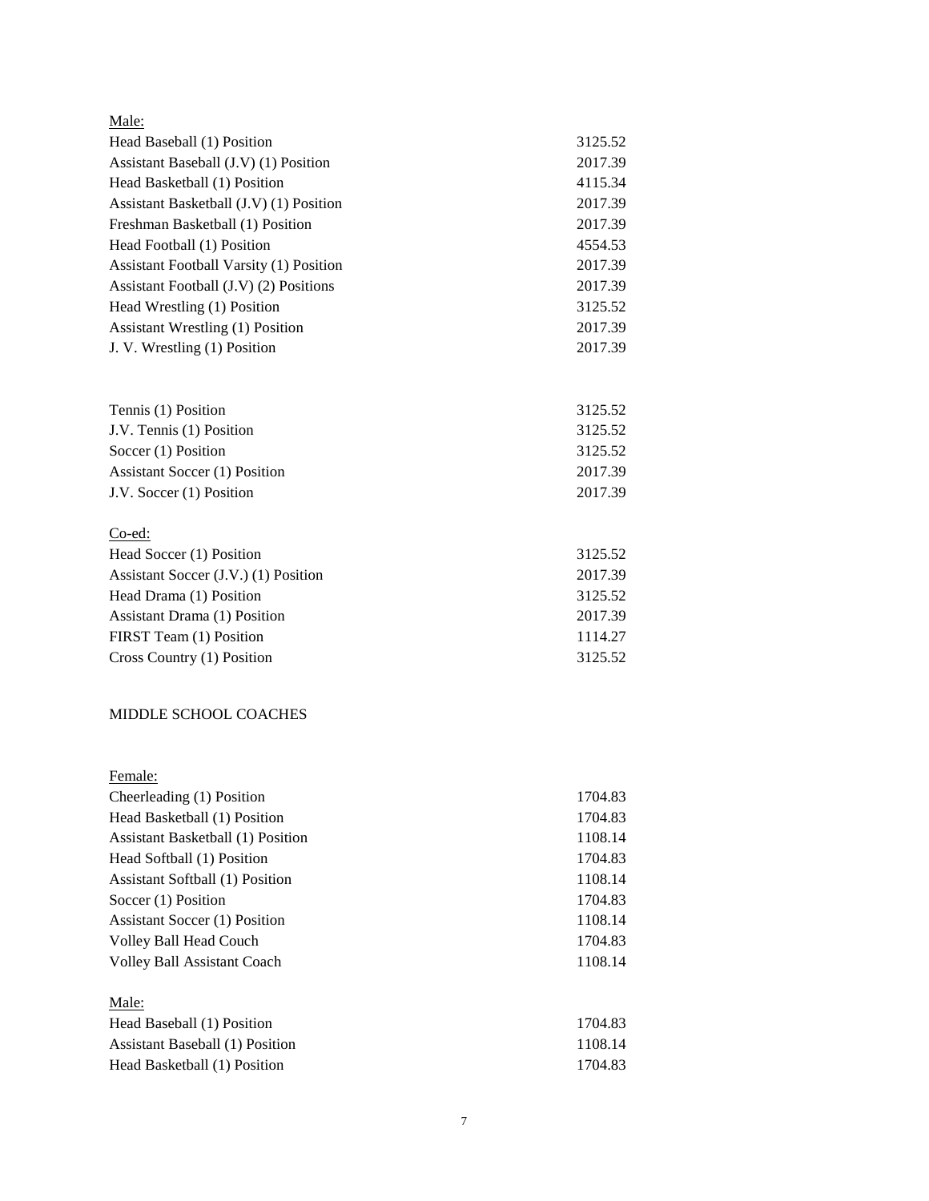Male:

| | |
|---|---|
| Head Baseball (1) Position | 3125.52 |
| Assistant Baseball (J.V) (1) Position | 2017.39 |
| Head Basketball (1) Position | 4115.34 |
| Assistant Basketball (J.V) (1) Position | 2017.39 |
| Freshman Basketball (1) Position | 2017.39 |
| Head Football (1) Position | 4554.53 |
| Assistant Football Varsity (1) Position | 2017.39 |
| Assistant Football (J.V) (2) Positions | 2017.39 |
| Head Wrestling (1) Position | 3125.52 |
| Assistant Wrestling (1) Position | 2017.39 |
| J. V. Wrestling (1) Position | 2017.39 |

| | |
|---|---|
| Tennis (1) Position | 3125.52 |
| J.V. Tennis (1) Position | 3125.52 |
| Soccer (1) Position | 3125.52 |
| Assistant Soccer (1) Position | 2017.39 |
| J.V. Soccer (1) Position | 2017.39 |

Co-ed:

| | |
|---|---|
| Head Soccer (1) Position | 3125.52 |
| Assistant Soccer (J.V.) (1) Position | 2017.39 |
| Head Drama (1) Position | 3125.52 |
| Assistant Drama (1) Position | 2017.39 |
| FIRST Team (1) Position | 1114.27 |
| Cross Country (1) Position | 3125.52 |

MIDDLE SCHOOL COACHES

Female:

| | |
|---|---|
| Cheerleading (1) Position | 1704.83 |
| Head Basketball (1) Position | 1704.83 |
| Assistant Basketball (1) Position | 1108.14 |
| Head Softball (1) Position | 1704.83 |
| Assistant Softball (1) Position | 1108.14 |
| Soccer (1) Position | 1704.83 |
| Assistant Soccer (1) Position | 1108.14 |
| Volley Ball Head Couch | 1704.83 |
| Volley Ball Assistant Coach | 1108.14 |

Male:

| | |
|---|---|
| Head Baseball (1) Position | 1704.83 |
| Assistant Baseball (1) Position | 1108.14 |
| Head Basketball (1) Position | 1704.83 |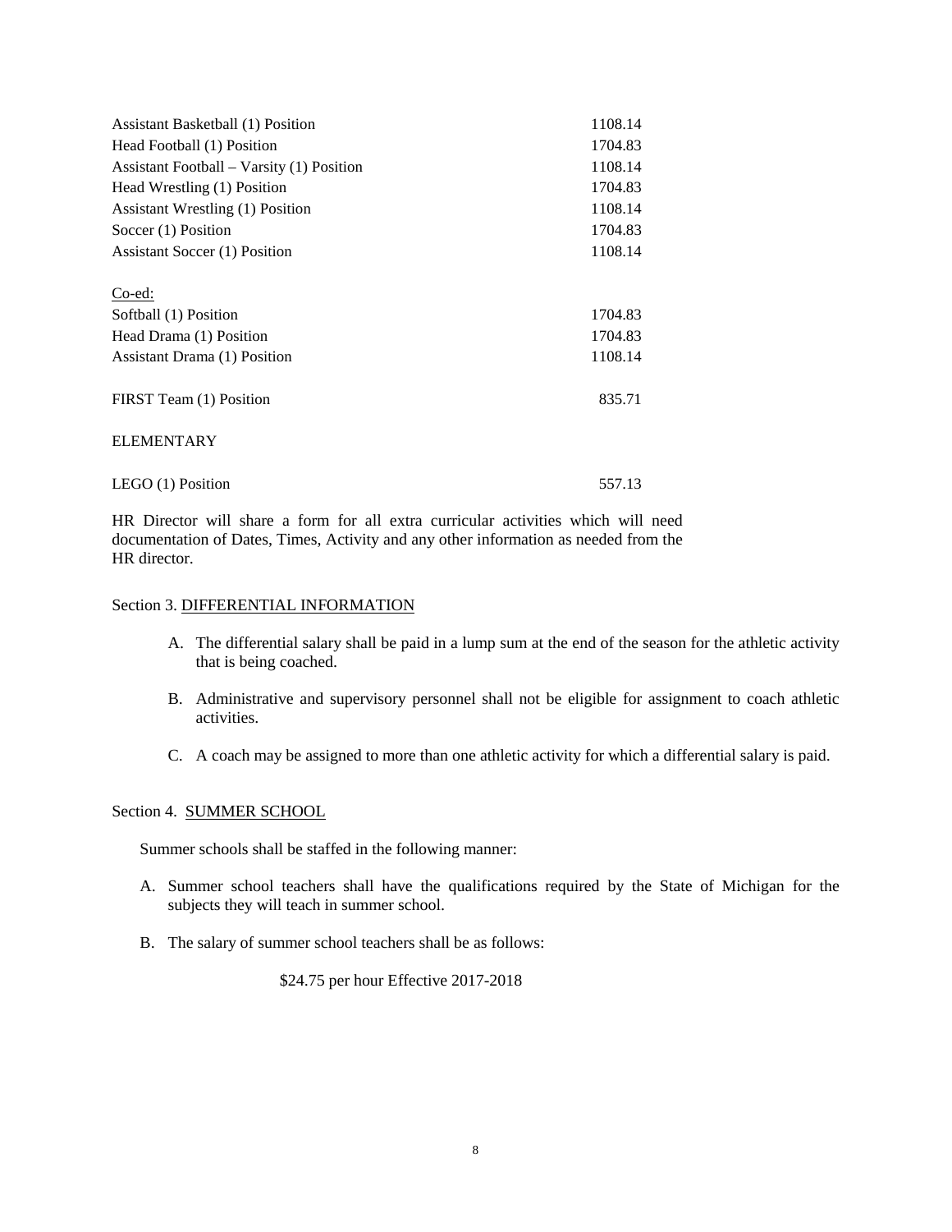| | |
|---|---|
| Assistant Basketball (1) Position | 1108.14 |
| Head Football (1) Position | 1704.83 |
| Assistant Football – Varsity (1) Position | 1108.14 |
| Head Wrestling (1) Position | 1704.83 |
| Assistant Wrestling (1) Position | 1108.14 |
| Soccer (1) Position | 1704.83 |
| Assistant Soccer (1) Position | 1108.14 |
| Co-ed: | |
| Softball (1) Position | 1704.83 |
| Head Drama (1) Position | 1704.83 |
| Assistant Drama (1) Position | 1108.14 |
| FIRST Team (1) Position | 835.71 |
| ELEMENTARY | |
| LEGO (1) Position | 557.13 |

HR Director will share a form for all extra curricular activities which will need documentation of Dates, Times, Activity and any other information as needed from the HR director.

Section 3. DIFFERENTIAL INFORMATION

A. The differential salary shall be paid in a lump sum at the end of the season for the athletic activity that is being coached.

B. Administrative and supervisory personnel shall not be eligible for assignment to coach athletic activities.

C. A coach may be assigned to more than one athletic activity for which a differential salary is paid.

Section 4. SUMMER SCHOOL

Summer schools shall be staffed in the following manner:

A. Summer school teachers shall have the qualifications required by the State of Michigan for the subjects they will teach in summer school.

B. The salary of summer school teachers shall be as follows:

$24.75 per hour Effective 2017-2018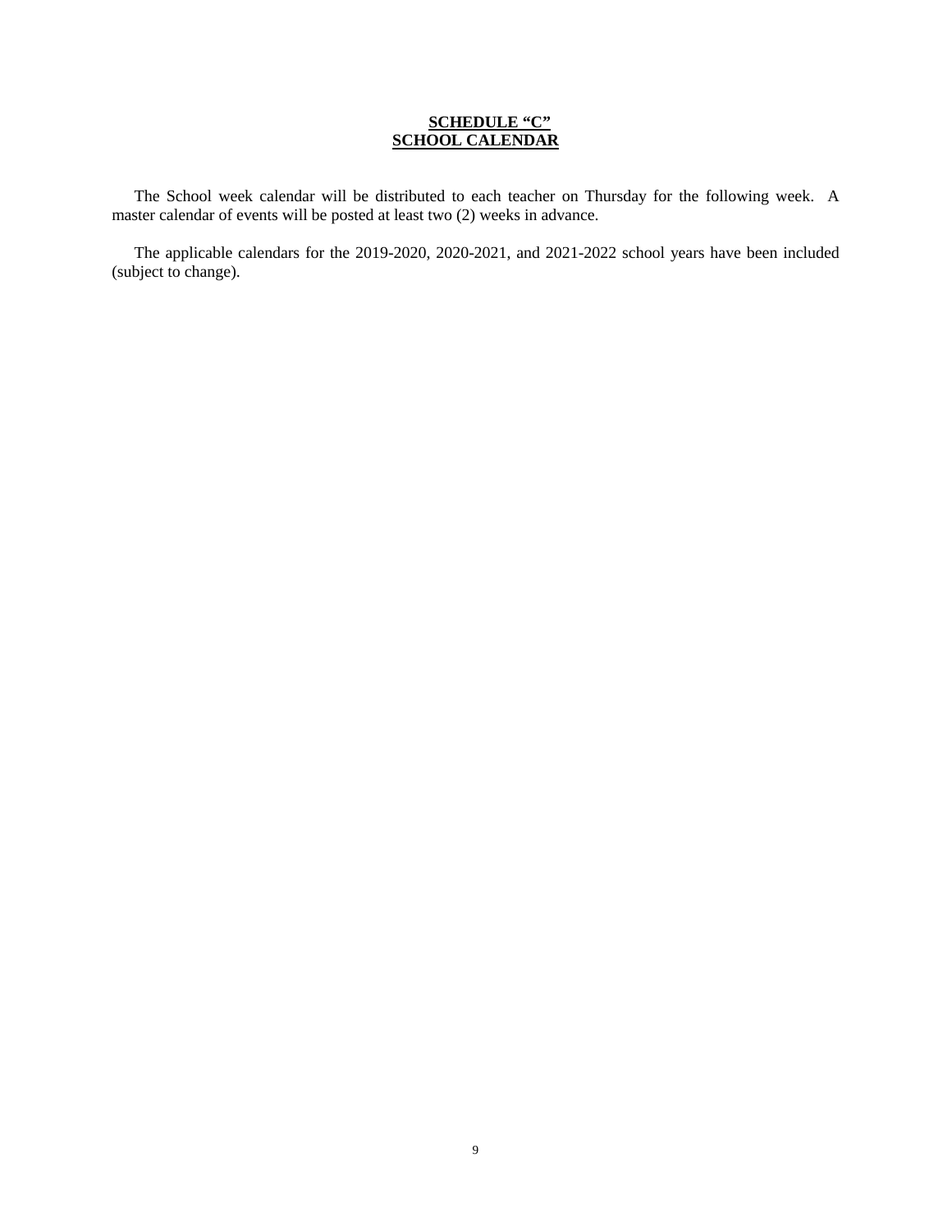## SCHEDULE "C"
## SCHOOL CALENDAR

The School week calendar will be distributed to each teacher on Thursday for the following week. A master calendar of events will be posted at least two (2) weeks in advance.

The applicable calendars for the 2019-2020, 2020-2021, and 2021-2022 school years have been included (subject to change).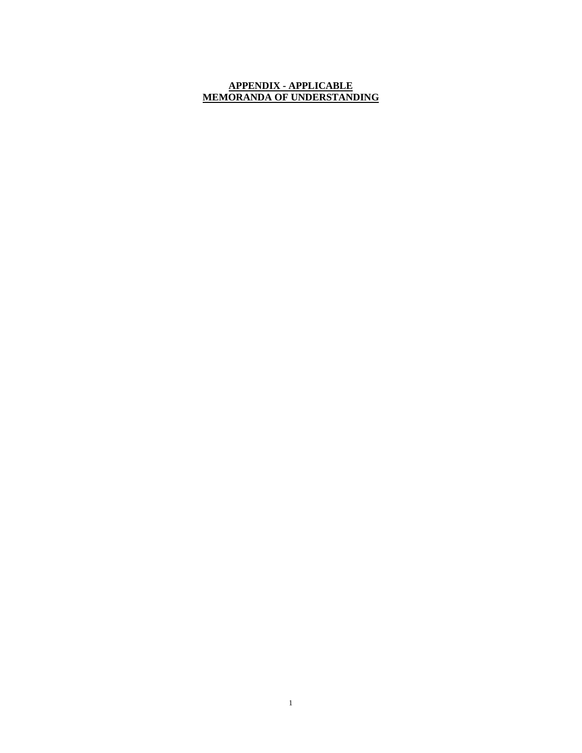# **APPENDIX - APPLICABLE MEMORANDA OF UNDERSTANDING**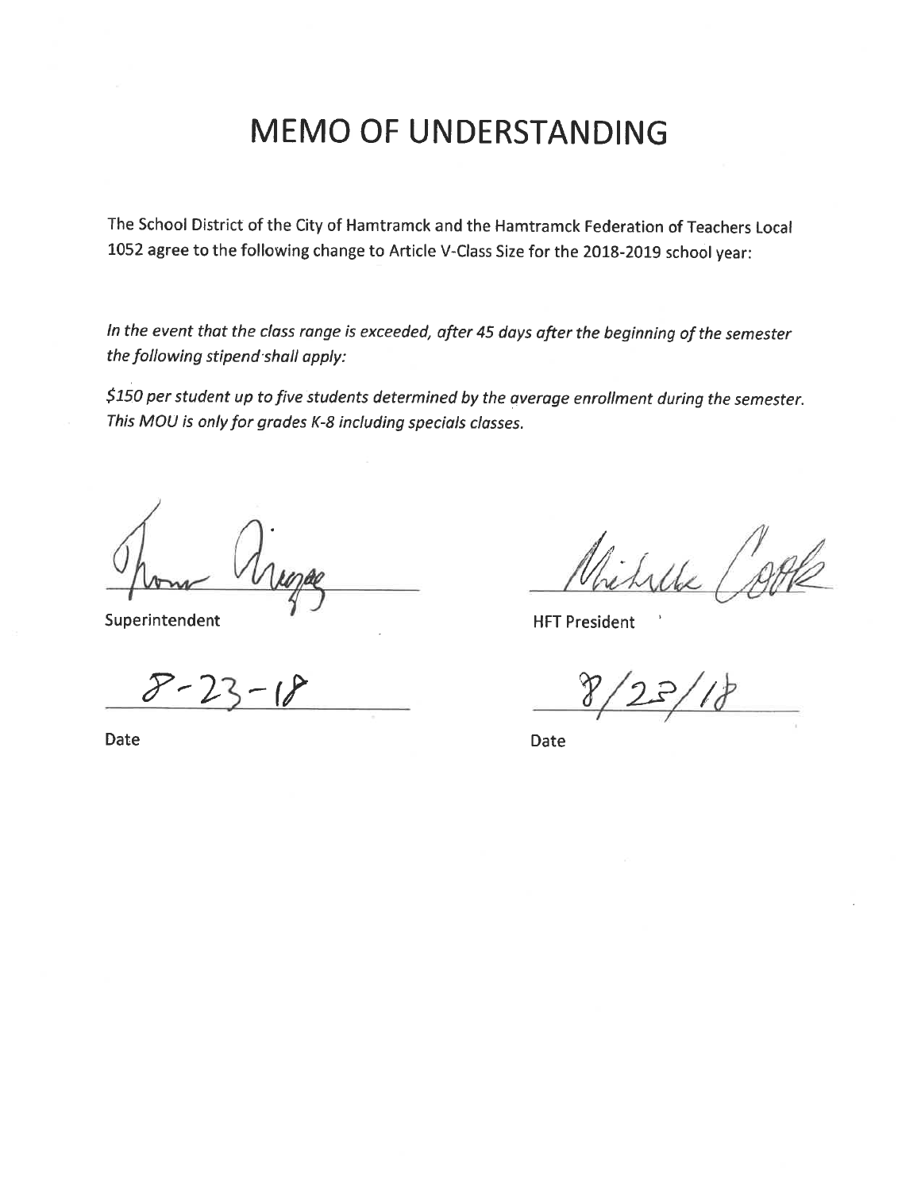# MEMO OF UNDERSTANDING

The School District of the City of Hamtramck and the Hamtramck Federation of Teachers Local 1052 agree to the following change to Article V-Class Size for the 2018-2019 school year:

*In the event that the class range is exceeded, after 45 days after the beginning of the semester the following stipend shall apply:*

*$150 per student up to five students determined by the average enrollment during the semester. This MOU is only for grades K-8 including specials classes.*

Superintendent

8-23-18

Date

HFT President

8/23/18

Date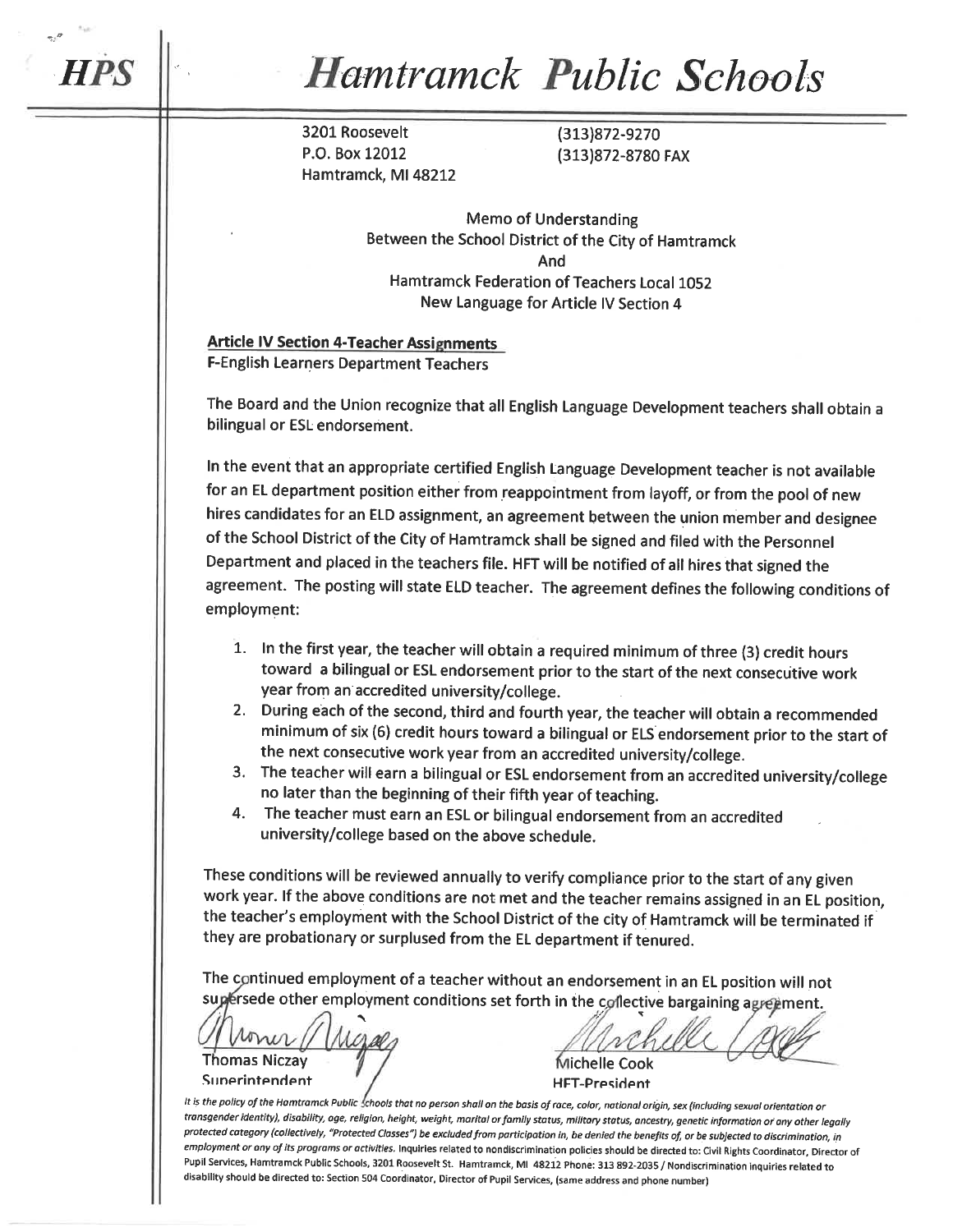**HPS**

# Hamtramck Public Schools

3201 Roosevelt
P.O. Box 12012
Hamtramck, MI 48212

(313)872-9270
(313)872-8780 FAX

Memo of Understanding
Between the School District of the City of Hamtramck
And
Hamtramck Federation of Teachers Local 1052
New Language for Article IV Section 4

**Article IV Section 4-Teacher Assignments**
**F-English Learners Department Teachers**

The Board and the Union recognize that all English Language Development teachers shall obtain a bilingual or ESL endorsement.

In the event that an appropriate certified English Language Development teacher is not available for an EL department position either from reappointment from layoff, or from the pool of new hires candidates for an ELD assignment, an agreement between the union member and designee of the School District of the City of Hamtramck shall be signed and filed with the Personnel Department and placed in the teachers file. HFT will be notified of all hires that signed the agreement. The posting will state ELD teacher. The agreement defines the following conditions of employment:

1. In the first year, the teacher will obtain a required minimum of three (3) credit hours toward a bilingual or ESL endorsement prior to the start of the next consecutive work year from an accredited university/college.
2. During each of the second, third and fourth year, the teacher will obtain a recommended minimum of six (6) credit hours toward a bilingual or ELS endorsement prior to the start of the next consecutive work year from an accredited university/college.
3. The teacher will earn a bilingual or ESL endorsement from an accredited university/college no later than the beginning of their fifth year of teaching.
4. The teacher must earn an ESL or bilingual endorsement from an accredited university/college based on the above schedule.

These conditions will be reviewed annually to verify compliance prior to the start of any given work year. If the above conditions are not met and the teacher remains assigned in an EL position, the teacher's employment with the School District of the city of Hamtramck will be terminated if they are probationary or surplused from the EL department if tenured.

The continued employment of a teacher without an endorsement in an EL position will not supersede other employment conditions set forth in the collective bargaining agreement.

Thomas Niczay
Superintendent

Michelle Cook
HFT-President

*It is the policy of the Hamtramck Public Schools that no person shall on the basis of race, color, national origin, sex (including sexual orientation or transgender identity), disability, age, religion, height, weight, marital or family status, military status, ancestry, genetic information or any other legally protected category (collectively, "Protected Classes") be excluded from participation in, be denied the benefits of, or be subjected to discrimination, in employment or any of its programs or activities.* Inquiries related to nondiscrimination policies should be directed to: Civil Rights Coordinator, Director of Pupil Services, Hamtramck Public Schools, 3201 Roosevelt St. Hamtramck, MI 48212 Phone: 313 892-2035 / Nondiscrimination inquiries related to disability should be directed to: Section 504 Coordinator, Director of Pupil Services, (same address and phone number)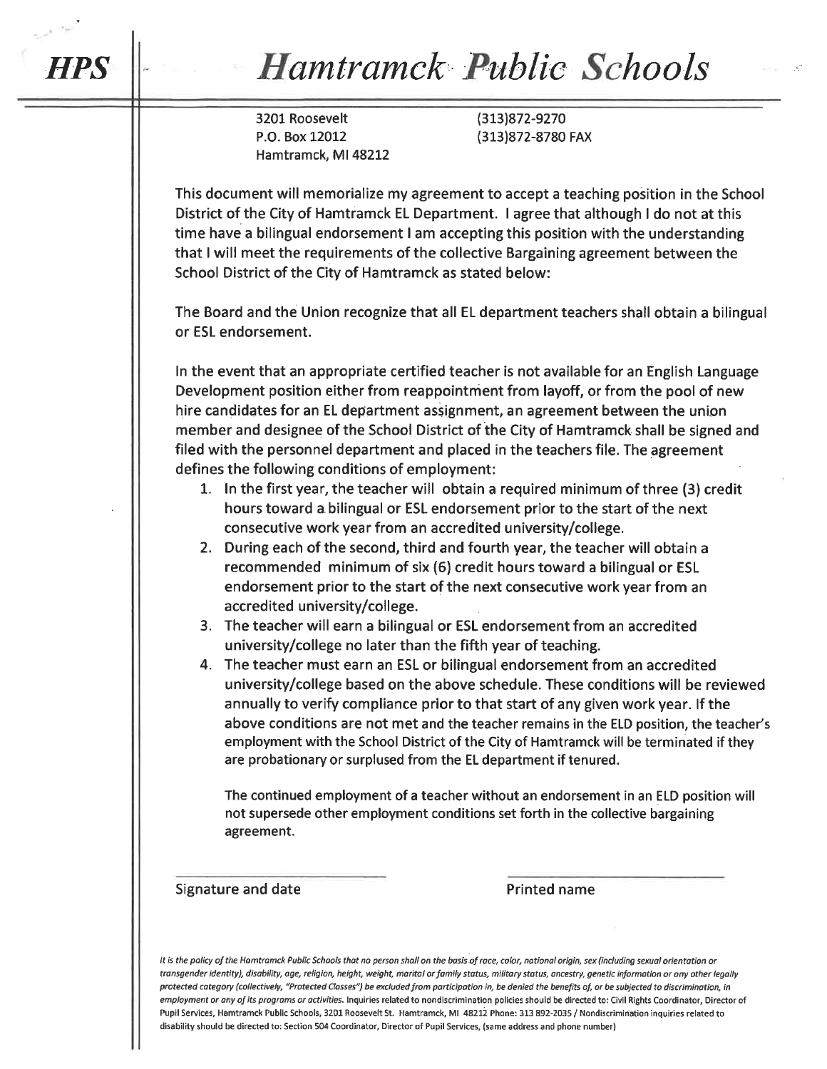# HPS | Hamtramck Public Schools

3201 Roosevelt
P.O. Box 12012
Hamtramck, MI 48212

(313)872-9270
(313)872-8780 FAX

This document will memorialize my agreement to accept a teaching position in the School District of the City of Hamtramck EL Department. I agree that although I do not at this time have a bilingual endorsement I am accepting this position with the understanding that I will meet the requirements of the collective Bargaining agreement between the School District of the City of Hamtramck as stated below:

The Board and the Union recognize that all EL department teachers shall obtain a bilingual or ESL endorsement.

In the event that an appropriate certified teacher is not available for an English Language Development position either from reappointment from layoff, or from the pool of new hire candidates for an EL department assignment, an agreement between the union member and designee of the School District of the City of Hamtramck shall be signed and filed with the personnel department and placed in the teachers file. The agreement defines the following conditions of employment:

1. In the first year, the teacher will obtain a required minimum of three (3) credit hours toward a bilingual or ESL endorsement prior to the start of the next consecutive work year from an accredited university/college.
2. During each of the second, third and fourth year, the teacher will obtain a recommended minimum of six (6) credit hours toward a bilingual or ESL endorsement prior to the start of the next consecutive work year from an accredited university/college.
3. The teacher will earn a bilingual or ESL endorsement from an accredited university/college no later than the fifth year of teaching.
4. The teacher must earn an ESL or bilingual endorsement from an accredited university/college based on the above schedule. These conditions will be reviewed annually to verify compliance prior to that start of any given work year. If the above conditions are not met and the teacher remains in the ELD position, the teacher's employment with the School District of the City of Hamtramck will be terminated if they are probationary or surplused from the EL department if tenured.

   The continued employment of a teacher without an endorsement in an ELD position will not supersede other employment conditions set forth in the collective bargaining agreement.

______________________________ ______________________________
Signature and date Printed name

*It is the policy of the Hamtramck Public Schools that no person shall on the basis of race, color, national origin, sex (including sexual orientation or transgender identity), disability, age, religion, height, weight, marital or family status, military status, ancestry, genetic information or any other legally protected category (collectively, "Protected Classes") be excluded from participation in, be denied the benefits of, or be subjected to discrimination, in employment or any of its programs or activities.* Inquiries related to nondiscrimination policies should be directed to: Civil Rights Coordinator, Director of Pupil Services, Hamtramck Public Schools, 3201 Roosevelt St. Hamtramck, MI 48212 Phone: 313 892-2035 / Nondiscrimination inquiries related to disability should be directed to: Section 504 Coordinator, Director of Pupil Services, (same address and phone number)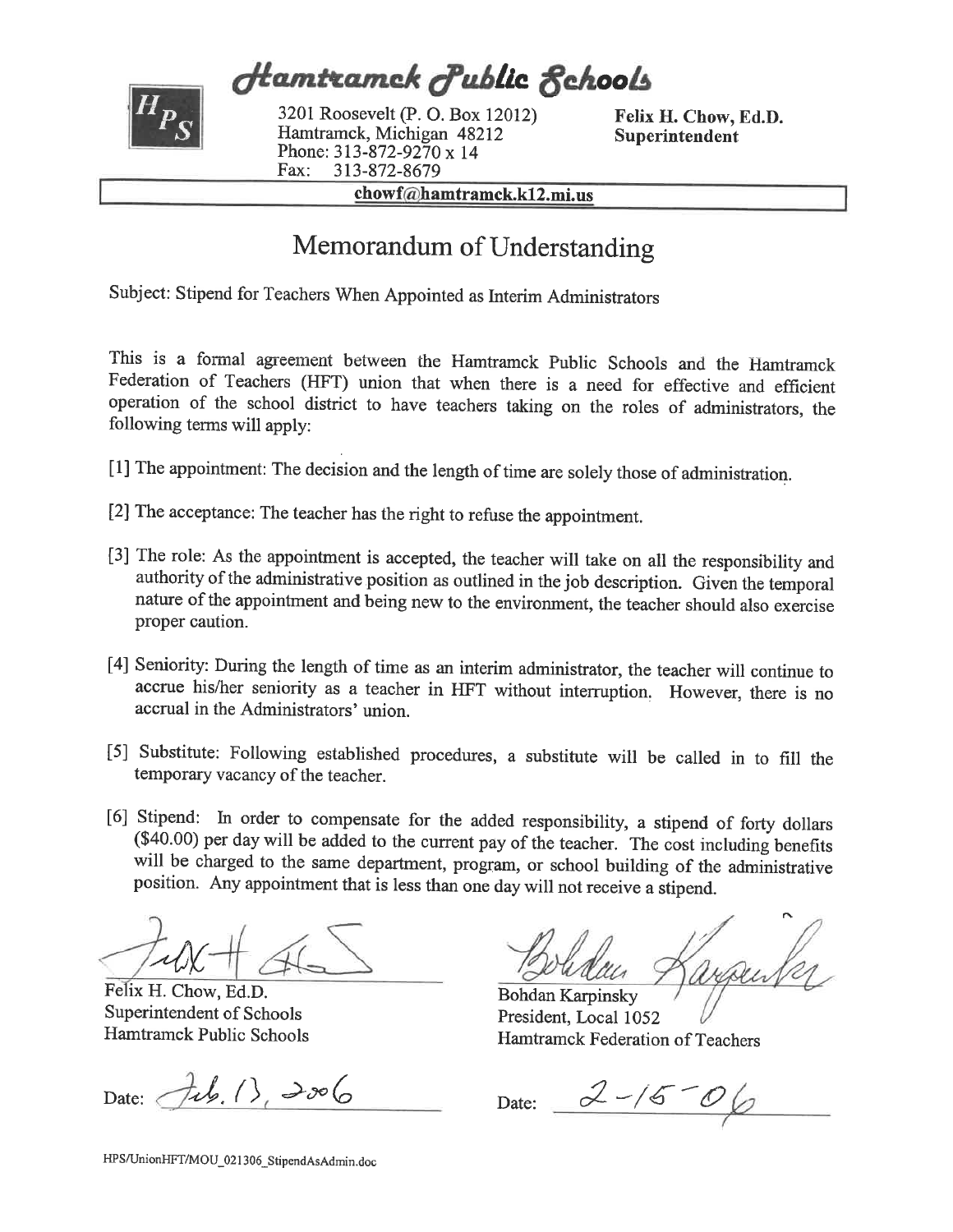# Hamtramck Public Schools

HPS

3201 Roosevelt (P. O. Box 12012)
Hamtramck, Michigan 48212
Phone: 313-872-9270 x 14
Fax: 313-872-8679

**Felix H. Chow, Ed.D.**
**Superintendent**

**chowf@hamtramck.k12.mi.us**

## Memorandum of Understanding

Subject: Stipend for Teachers When Appointed as Interim Administrators

This is a formal agreement between the Hamtramck Public Schools and the Hamtramck Federation of Teachers (HFT) union that when there is a need for effective and efficient operation of the school district to have teachers taking on the roles of administrators, the following terms will apply:

[1] The appointment: The decision and the length of time are solely those of administration.

[2] The acceptance: The teacher has the right to refuse the appointment.

[3] The role: As the appointment is accepted, the teacher will take on all the responsibility and authority of the administrative position as outlined in the job description. Given the temporal nature of the appointment and being new to the environment, the teacher should also exercise proper caution.

[4] Seniority: During the length of time as an interim administrator, the teacher will continue to accrue his/her seniority as a teacher in HFT without interruption. However, there is no accrual in the Administrators' union.

[5] Substitute: Following established procedures, a substitute will be called in to fill the temporary vacancy of the teacher.

[6] Stipend: In order to compensate for the added responsibility, a stipend of forty dollars ($40.00) per day will be added to the current pay of the teacher. The cost including benefits will be charged to the same department, program, or school building of the administrative position. Any appointment that is less than one day will not receive a stipend.

Felix H. Chow, Ed.D.
Superintendent of Schools
Hamtramck Public Schools

Date: Feb. 13, 2006

Bohdan Karpinsky
President, Local 1052
Hamtramck Federation of Teachers

Date: 2-15-06

HPS/UnionHFT/MOU_021306_StipendAsAdmin.doc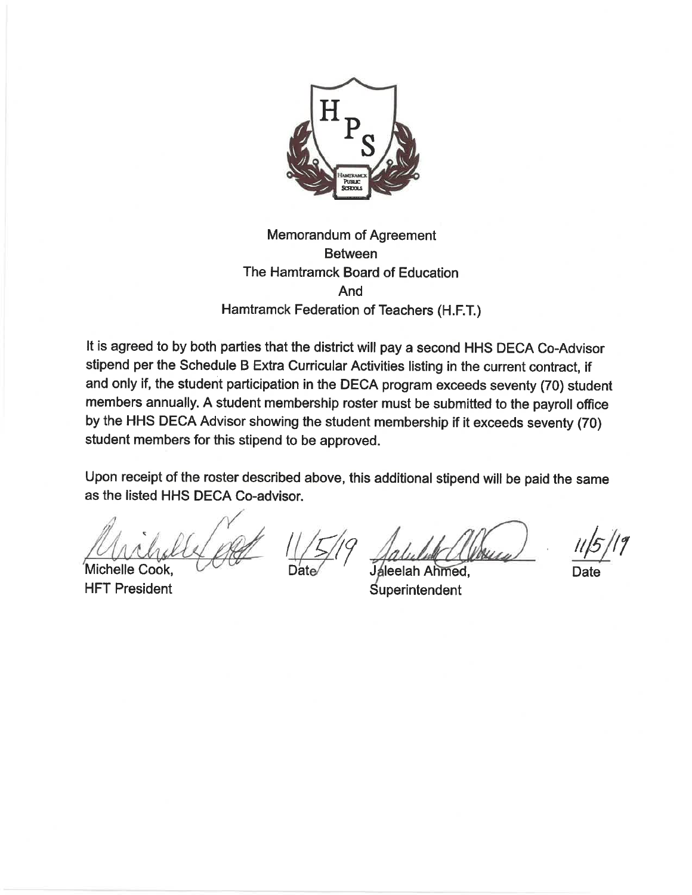Memorandum of Agreement
Between
The Hamtramck Board of Education
And
Hamtramck Federation of Teachers (H.F.T.)

It is agreed to by both parties that the district will pay a second HHS DECA Co-Advisor stipend per the Schedule B Extra Curricular Activities listing in the current contract, if and only if, the student participation in the DECA program exceeds seventy (70) student members annually. A student membership roster must be submitted to the payroll office by the HHS DECA Advisor showing the student membership if it exceeds seventy (70) student members for this stipend to be approved.

Upon receipt of the roster described above, this additional stipend will be paid the same as the listed HHS DECA Co-advisor.

| | | | |
|---|---|---|---|
| Michelle Cook, HFT President | 11/5/19 Date | Jaleelah Ahmed, Superintendent | 11/5/19 Date |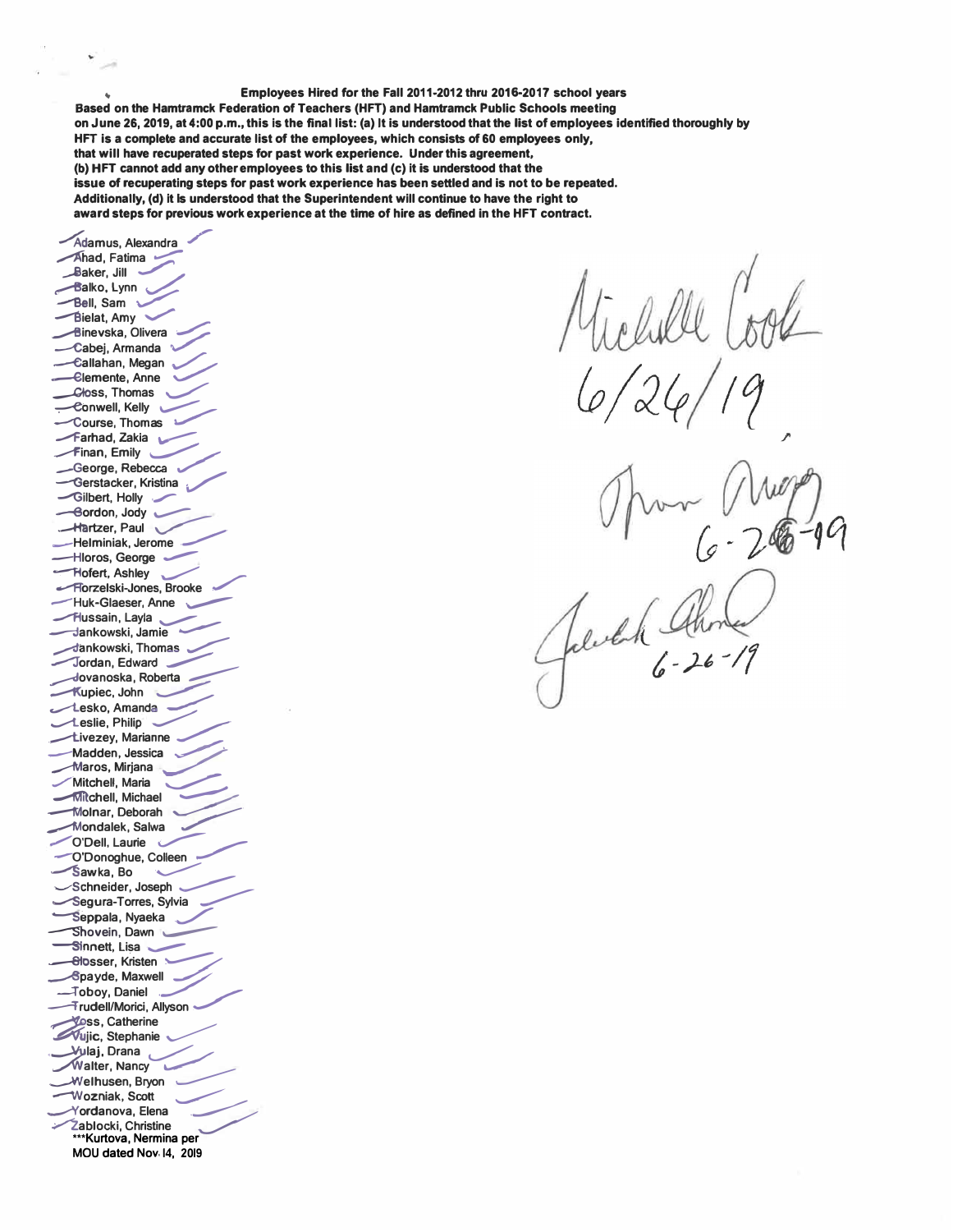**Employees Hired for the Fall 2011-2012 thru 2016-2017 school years**
**Based on the Hamtramck Federation of Teachers (HFT) and Hamtramck Public Schools meeting on June 26, 2019, at 4:00 p.m., this is the final list: (a) It is understood that the list of employees identified thoroughly by HFT is a complete and accurate list of the employees, which consists of 60 employees only, that will have recuperated steps for past work experience. Under this agreement, (b) HFT cannot add any other employees to this list and (c) it is understood that the issue of recuperating steps for past work experience has been settled and is not to be repeated. Additionally, (d) it is understood that the Superintendent will continue to have the right to award steps for previous work experience at the time of hire as defined in the HFT contract.**

- Adamus, Alexandra
- Ahad, Fatima
- Baker, Jill
- Balko, Lynn
- Bell, Sam
- Bielat, Amy
- Binevska, Olivera
- Cabej, Armanda
- Callahan, Megan
- Clemente, Anne
- Closs, Thomas
- Conwell, Kelly
- Course, Thomas
- Farhad, Zakia
- Finan, Emily
- George, Rebecca
- Gerstacker, Kristina
- Gilbert, Holly
- Gordon, Jody
- Hartzer, Paul
- Helminiak, Jerome
- Hloros, George
- Hofert, Ashley
- Horzelski-Jones, Brooke
- Huk-Glaeser, Anne
- Hussain, Layla
- Jankowski, Jamie
- Jankowski, Thomas
- Jordan, Edward
- Jovanoska, Roberta
- Kupiec, John
- Lesko, Amanda
- Leslie, Philip
- Livezey, Marianne
- Madden, Jessica
- Maros, Mirjana
- Mitchell, Maria
- Mitchell, Michael
- Molnar, Deborah
- Mondalek, Salwa
- O'Dell, Laurie
- O'Donoghue, Colleen
- Sawka, Bo
- Schneider, Joseph
- Segura-Torres, Sylvia
- Seppala, Nyaeka
- Shovein, Dawn
- Sinnett, Lisa
- Slosser, Kristen
- Spayde, Maxwell
- Toboy, Daniel
- Trudell/Morici, Allyson
- Voss, Catherine
- Vujic, Stephanie
- Vulaj, Drana
- Walter, Nancy
- Welhusen, Bryon
- Wozniak, Scott
- Yordanova, Elena
- Zablocki, Christine

**\*\*\*Kurtova, Nermina per MOU dated Nov. 14, 2019**

Michelle Cook
6/24/19

[signature]
6-26-19

[signature]
6-26-19